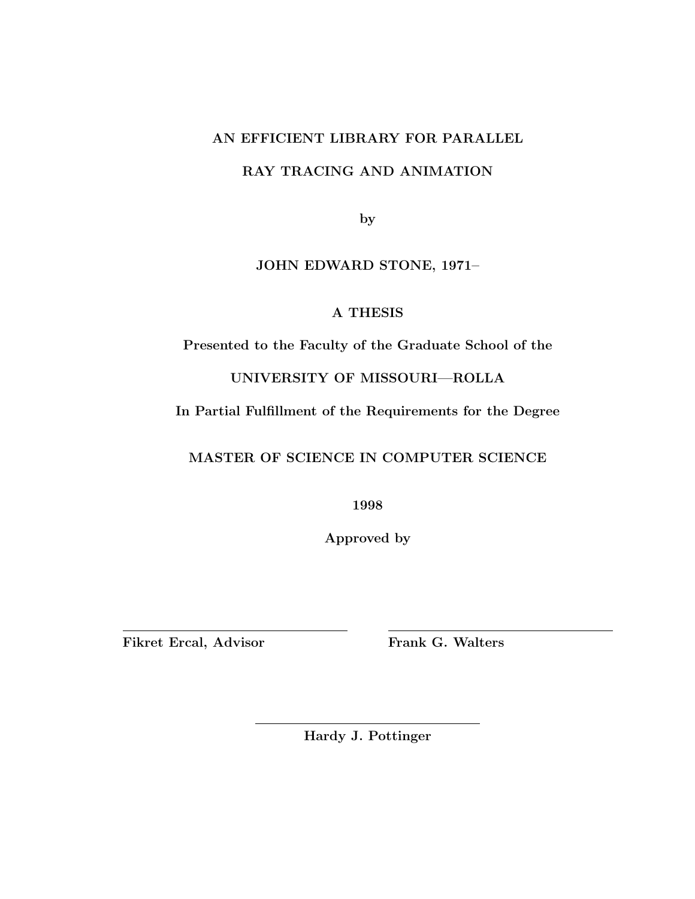# AN EFFICIENT LIBRARY FOR PARALLEL RAY TRACING AND ANIMATION

by

**JOHN EDWARD STONE, 1971–**

**A THESIS**

**Presented to the Faculty of the Graduate School of the**

**UNIVERSITY OF MISSOURI—ROLLA**

**In Partial Fulfillment of the Requirements for the Degree**

**MASTER OF SCIENCE IN COMPUTER SCIENCE**

**1998**

**Approved by**

---

**Fikret Ercal, Advisor**

---

**Frank G. Walters**

---

**Hardy J. Pottinger**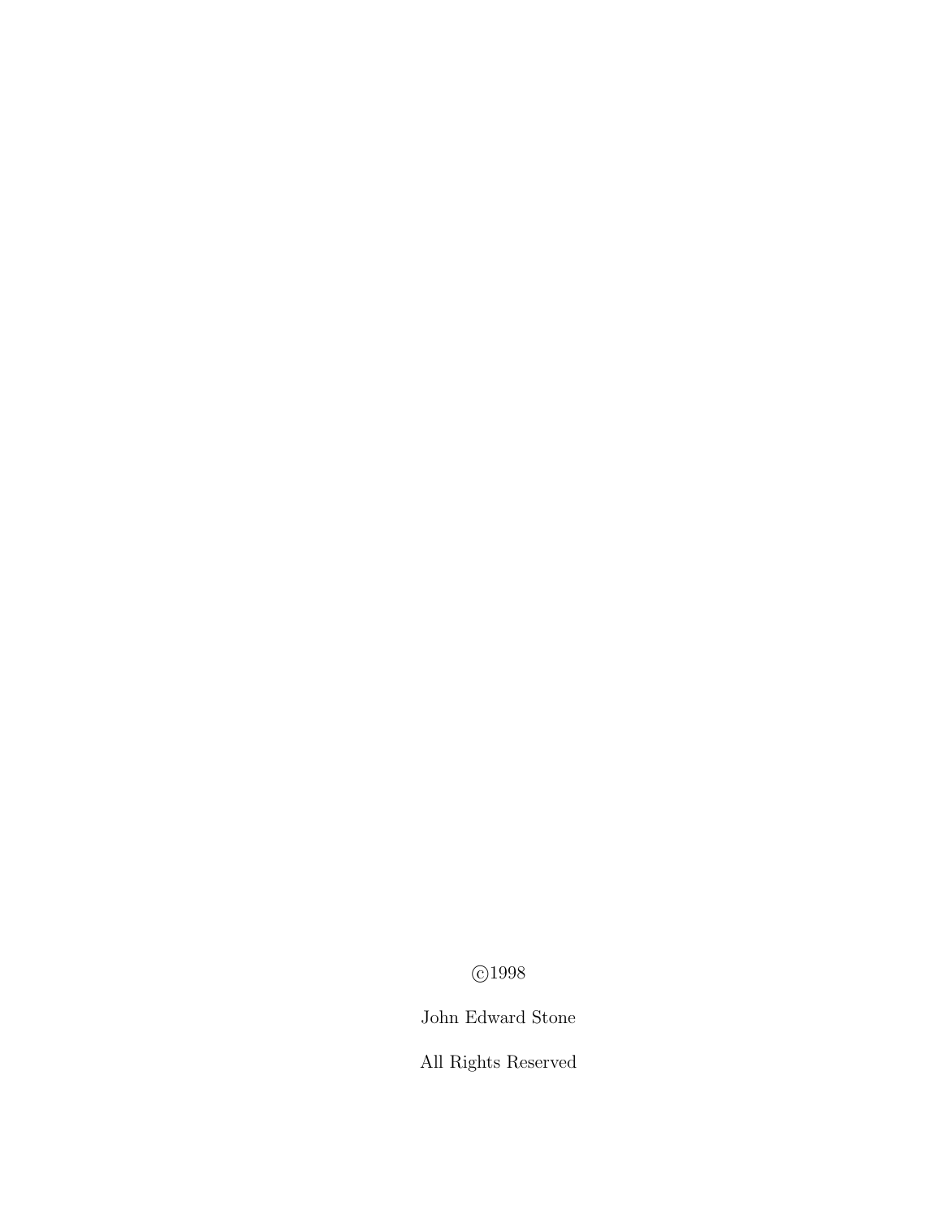©1998

John Edward Stone

All Rights Reserved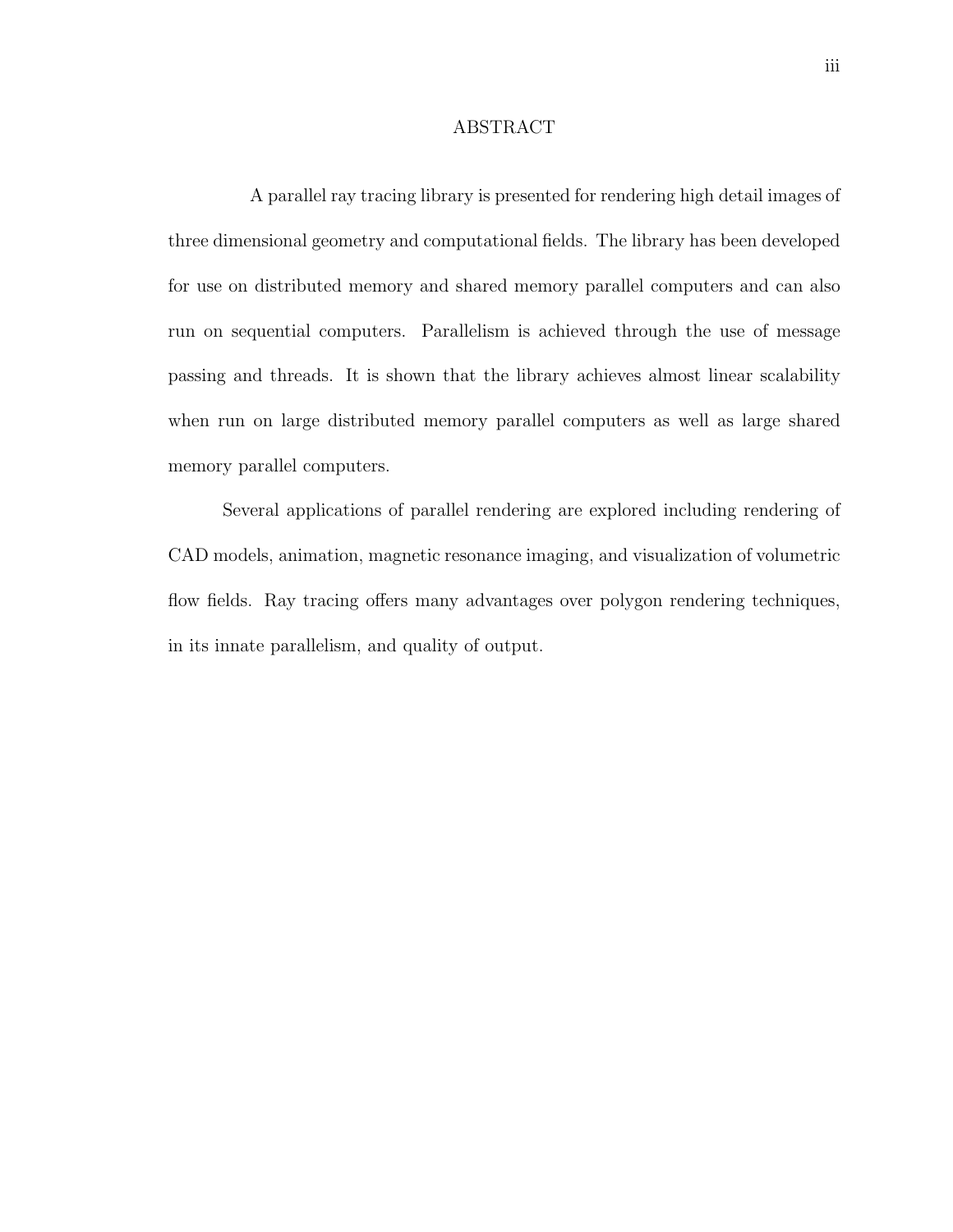# ABSTRACT

A parallel ray tracing library is presented for rendering high detail images of three dimensional geometry and computational fields. The library has been developed for use on distributed memory and shared memory parallel computers and can also run on sequential computers. Parallelism is achieved through the use of message passing and threads. It is shown that the library achieves almost linear scalability when run on large distributed memory parallel computers as well as large shared memory parallel computers.

Several applications of parallel rendering are explored including rendering of CAD models, animation, magnetic resonance imaging, and visualization of volumetric flow fields. Ray tracing offers many advantages over polygon rendering techniques, in its innate parallelism, and quality of output.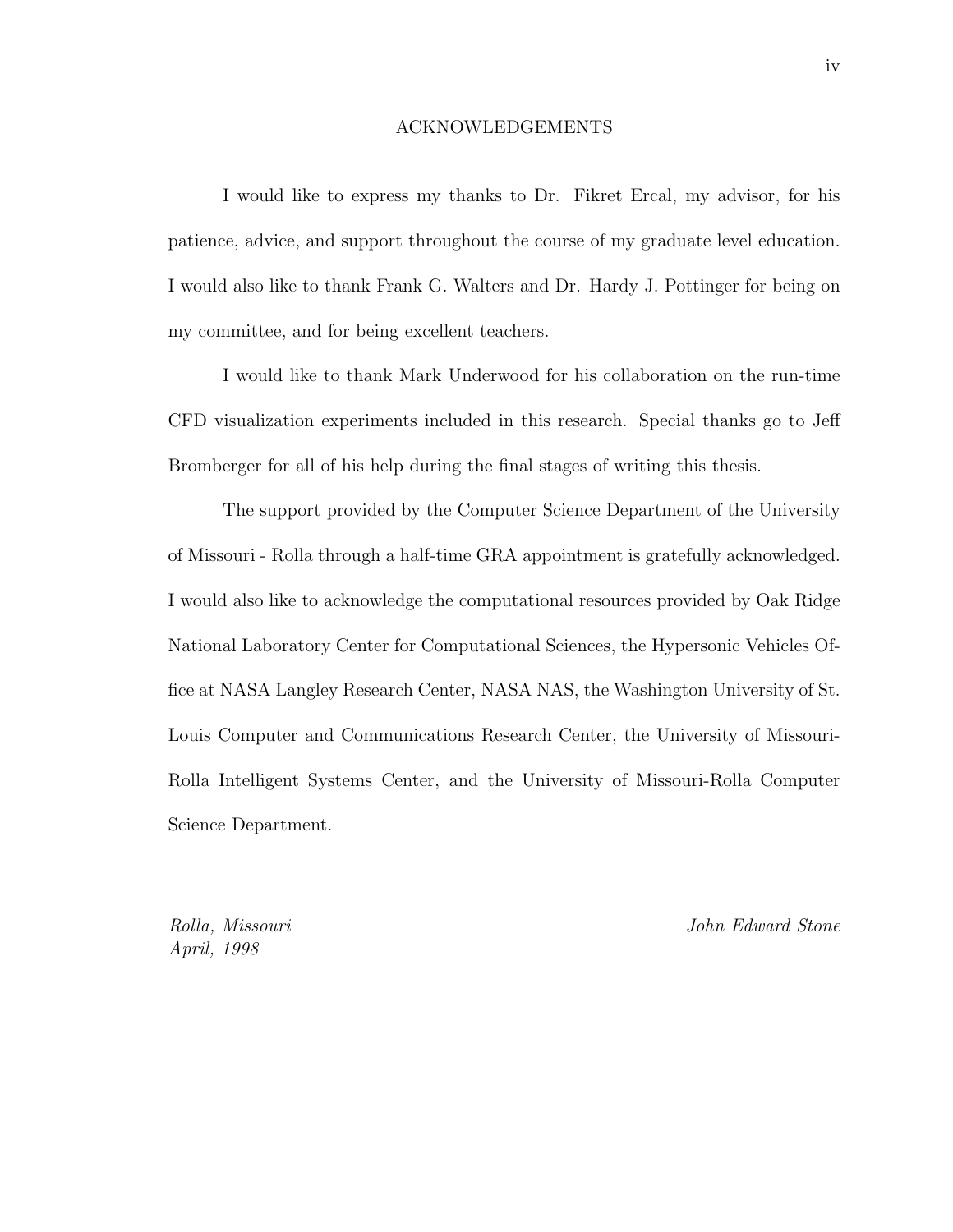# ACKNOWLEDGEMENTS

I would like to express my thanks to Dr. Fikret Ercal, my advisor, for his patience, advice, and support throughout the course of my graduate level education. I would also like to thank Frank G. Walters and Dr. Hardy J. Pottinger for being on my committee, and for being excellent teachers.

I would like to thank Mark Underwood for his collaboration on the run-time CFD visualization experiments included in this research. Special thanks go to Jeff Bromberger for all of his help during the final stages of writing this thesis.

The support provided by the Computer Science Department of the University of Missouri - Rolla through a half-time GRA appointment is gratefully acknowledged. I would also like to acknowledge the computational resources provided by Oak Ridge National Laboratory Center for Computational Sciences, the Hypersonic Vehicles Office at NASA Langley Research Center, NASA NAS, the Washington University of St. Louis Computer and Communications Research Center, the University of Missouri-Rolla Intelligent Systems Center, and the University of Missouri-Rolla Computer Science Department.

*Rolla, Missouri*
*April, 1998*

*John Edward Stone*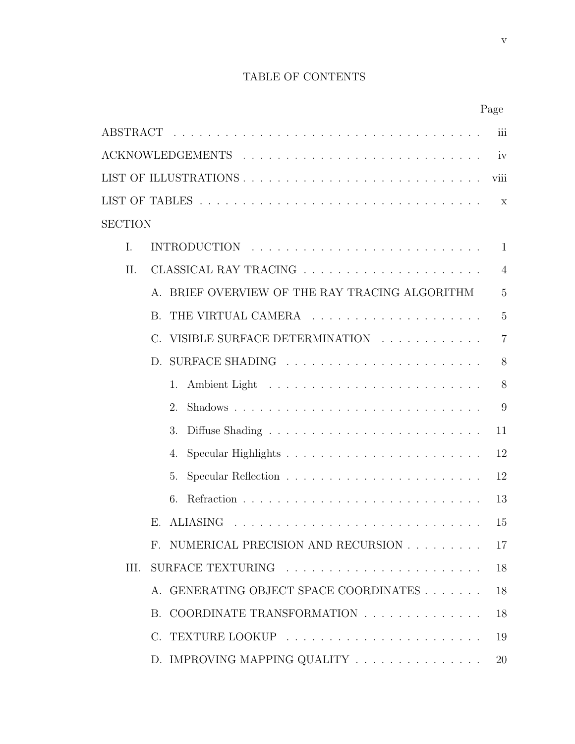# TABLE OF CONTENTS

| | Page |
|---|---|
| ABSTRACT | iii |
| ACKNOWLEDGEMENTS | iv |
| LIST OF ILLUSTRATIONS | viii |
| LIST OF TABLES | x |
| SECTION | |
| I. INTRODUCTION | 1 |
| II. CLASSICAL RAY TRACING | 4 |
| A. BRIEF OVERVIEW OF THE RAY TRACING ALGORITHM | 5 |
| B. THE VIRTUAL CAMERA | 5 |
| C. VISIBLE SURFACE DETERMINATION | 7 |
| D. SURFACE SHADING | 8 |
| 1. Ambient Light | 8 |
| 2. Shadows | 9 |
| 3. Diffuse Shading | 11 |
| 4. Specular Highlights | 12 |
| 5. Specular Reflection | 12 |
| 6. Refraction | 13 |
| E. ALIASING | 15 |
| F. NUMERICAL PRECISION AND RECURSION | 17 |
| III. SURFACE TEXTURING | 18 |
| A. GENERATING OBJECT SPACE COORDINATES | 18 |
| B. COORDINATE TRANSFORMATION | 18 |
| C. TEXTURE LOOKUP | 19 |
| D. IMPROVING MAPPING QUALITY | 20 |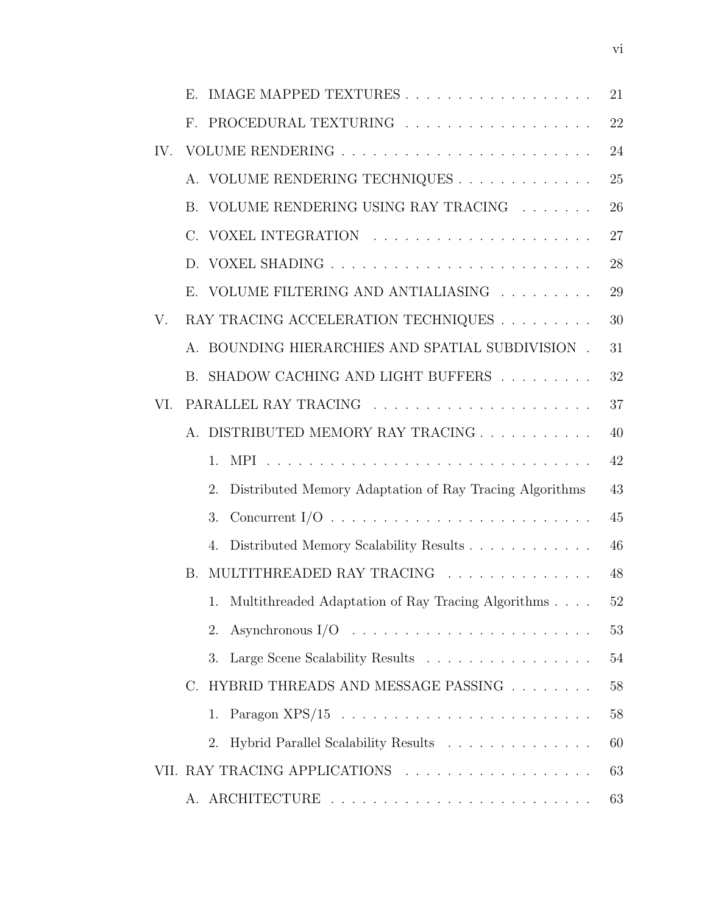E. IMAGE MAPPED TEXTURES . . . . . . . . . . . . . . . . . . 21

F. PROCEDURAL TEXTURING . . . . . . . . . . . . . . . . . . 22

IV. VOLUME RENDERING . . . . . . . . . . . . . . . . . . . . . . . . 24

A. VOLUME RENDERING TECHNIQUES . . . . . . . . . . . . . 25

B. VOLUME RENDERING USING RAY TRACING . . . . . . . 26

C. VOXEL INTEGRATION . . . . . . . . . . . . . . . . . . . . . 27

D. VOXEL SHADING . . . . . . . . . . . . . . . . . . . . . . . . 28

E. VOLUME FILTERING AND ANTIALIASING . . . . . . . . . 29

V. RAY TRACING ACCELERATION TECHNIQUES . . . . . . . . . 30

A. BOUNDING HIERARCHIES AND SPATIAL SUBDIVISION . 31

B. SHADOW CACHING AND LIGHT BUFFERS . . . . . . . . . 32

VI. PARALLEL RAY TRACING . . . . . . . . . . . . . . . . . . . . . 37

A. DISTRIBUTED MEMORY RAY TRACING . . . . . . . . . . . 40

1. MPI . . . . . . . . . . . . . . . . . . . . . . . . . . . . . . 42

2. Distributed Memory Adaptation of Ray Tracing Algorithms 43

3. Concurrent I/O . . . . . . . . . . . . . . . . . . . . . . . . 45

4. Distributed Memory Scalability Results . . . . . . . . . . . . 46

B. MULTITHREADED RAY TRACING . . . . . . . . . . . . . . 48

1. Multithreaded Adaptation of Ray Tracing Algorithms . . . . 52

2. Asynchronous I/O . . . . . . . . . . . . . . . . . . . . . . . 53

3. Large Scene Scalability Results . . . . . . . . . . . . . . . . 54

C. HYBRID THREADS AND MESSAGE PASSING . . . . . . . . 58

1. Paragon XPS/15 . . . . . . . . . . . . . . . . . . . . . . . . 58

2. Hybrid Parallel Scalability Results . . . . . . . . . . . . . . 60

VII. RAY TRACING APPLICATIONS . . . . . . . . . . . . . . . . . . 63

A. ARCHITECTURE . . . . . . . . . . . . . . . . . . . . . . . . . 63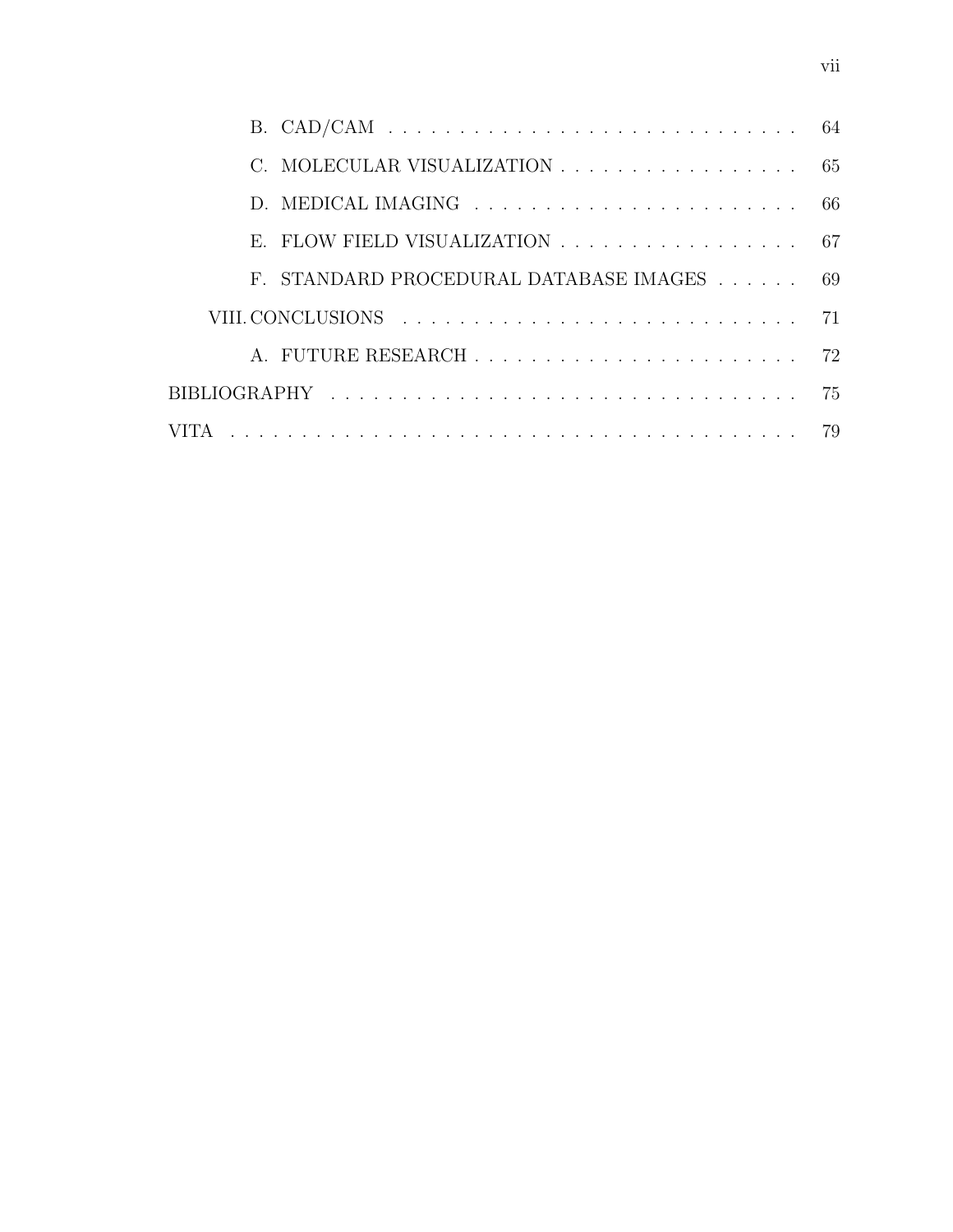B. CAD/CAM . . . . . . . . . . . . . . . . . . . . . . . . . . . . . . 64

C. MOLECULAR VISUALIZATION . . . . . . . . . . . . . . . . . . 65

D. MEDICAL IMAGING . . . . . . . . . . . . . . . . . . . . . . . . 66

E. FLOW FIELD VISUALIZATION . . . . . . . . . . . . . . . . . . 67

F. STANDARD PROCEDURAL DATABASE IMAGES . . . . . . 69

VIII. CONCLUSIONS . . . . . . . . . . . . . . . . . . . . . . . . . . . . 71

A. FUTURE RESEARCH . . . . . . . . . . . . . . . . . . . . . . . . 72

BIBLIOGRAPHY . . . . . . . . . . . . . . . . . . . . . . . . . . . . . . . . . . 75

VITA . . . . . . . . . . . . . . . . . . . . . . . . . . . . . . . . . . . . . . . . . 79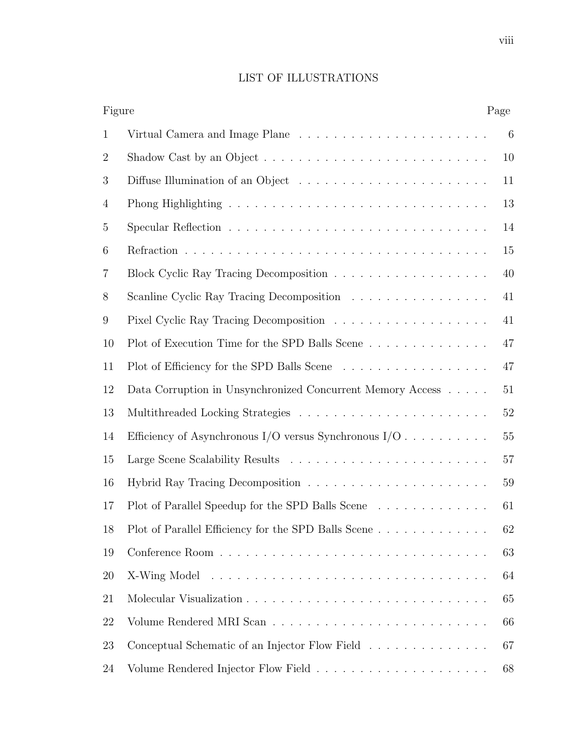# LIST OF ILLUSTRATIONS

| Figure | | Page |
|---|---|---|
| 1 | Virtual Camera and Image Plane | 6 |
| 2 | Shadow Cast by an Object | 10 |
| 3 | Diffuse Illumination of an Object | 11 |
| 4 | Phong Highlighting | 13 |
| 5 | Specular Reflection | 14 |
| 6 | Refraction | 15 |
| 7 | Block Cyclic Ray Tracing Decomposition | 40 |
| 8 | Scanline Cyclic Ray Tracing Decomposition | 41 |
| 9 | Pixel Cyclic Ray Tracing Decomposition | 41 |
| 10 | Plot of Execution Time for the SPD Balls Scene | 47 |
| 11 | Plot of Efficiency for the SPD Balls Scene | 47 |
| 12 | Data Corruption in Unsynchronized Concurrent Memory Access | 51 |
| 13 | Multithreaded Locking Strategies | 52 |
| 14 | Efficiency of Asynchronous I/O versus Synchronous I/O | 55 |
| 15 | Large Scene Scalability Results | 57 |
| 16 | Hybrid Ray Tracing Decomposition | 59 |
| 17 | Plot of Parallel Speedup for the SPD Balls Scene | 61 |
| 18 | Plot of Parallel Efficiency for the SPD Balls Scene | 62 |
| 19 | Conference Room | 63 |
| 20 | X-Wing Model | 64 |
| 21 | Molecular Visualization | 65 |
| 22 | Volume Rendered MRI Scan | 66 |
| 23 | Conceptual Schematic of an Injector Flow Field | 67 |
| 24 | Volume Rendered Injector Flow Field | 68 |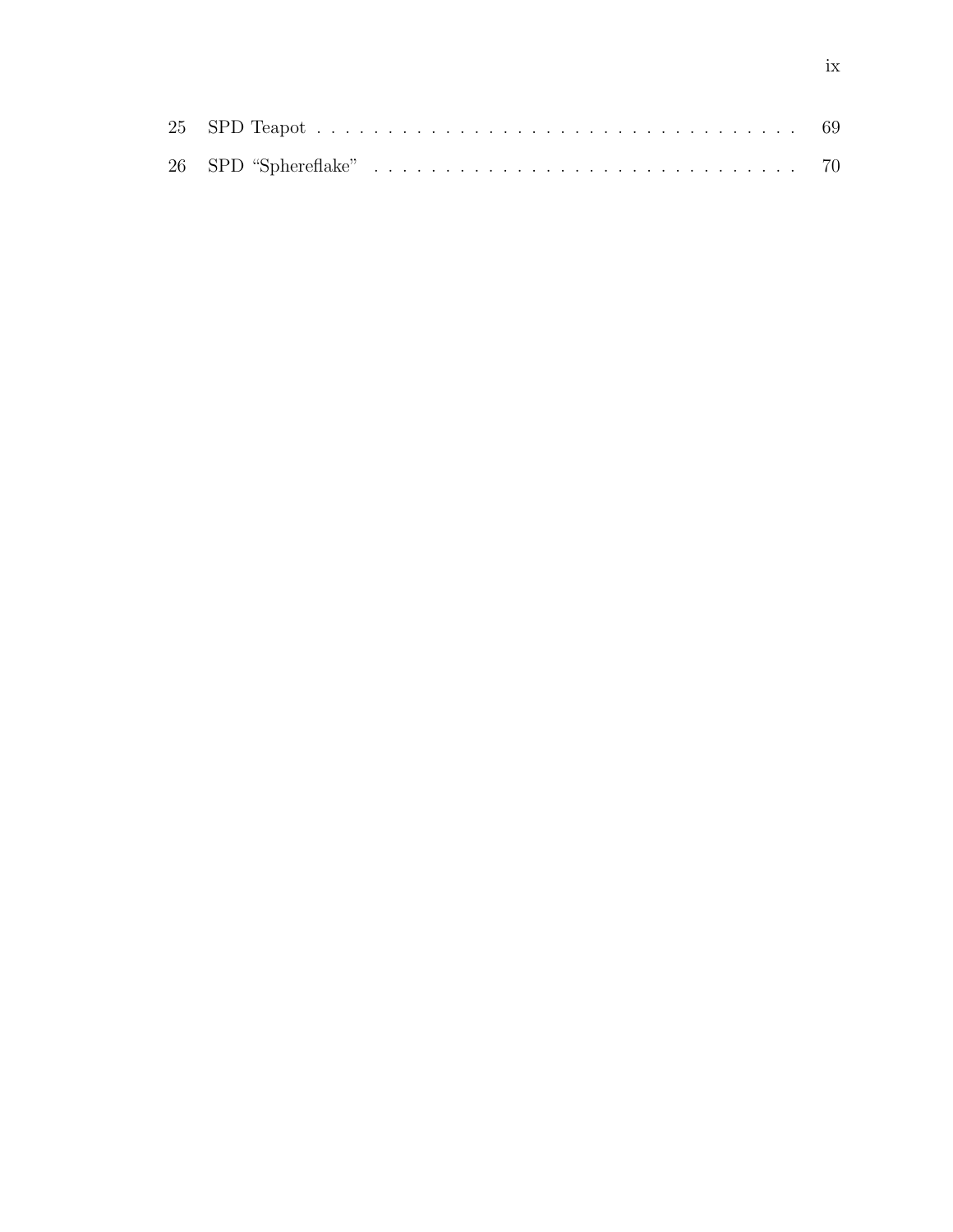25 SPD Teapot . . . . . . . . . . . . . . . . . . . . . . . . . . . . . . . . 69

26 SPD "Sphereflake" . . . . . . . . . . . . . . . . . . . . . . . . . . . . . 70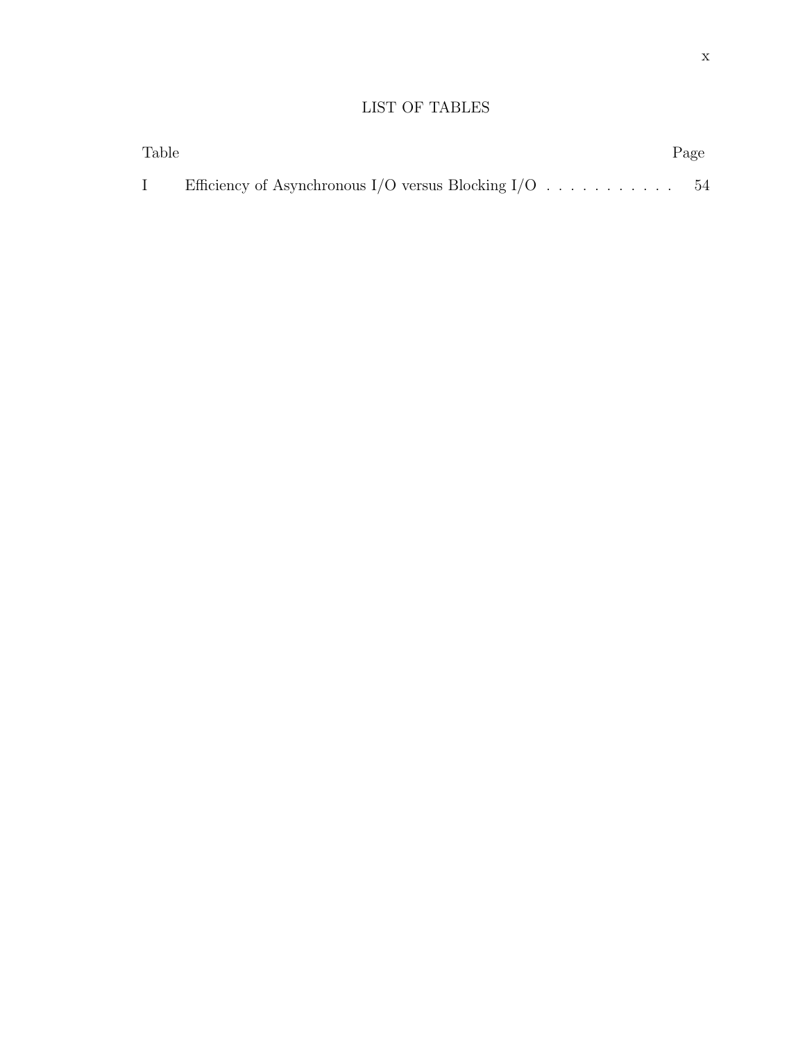# LIST OF TABLES

| Table | | Page |
|---|---|---|
| I | Efficiency of Asynchronous I/O versus Blocking I/O | 54 |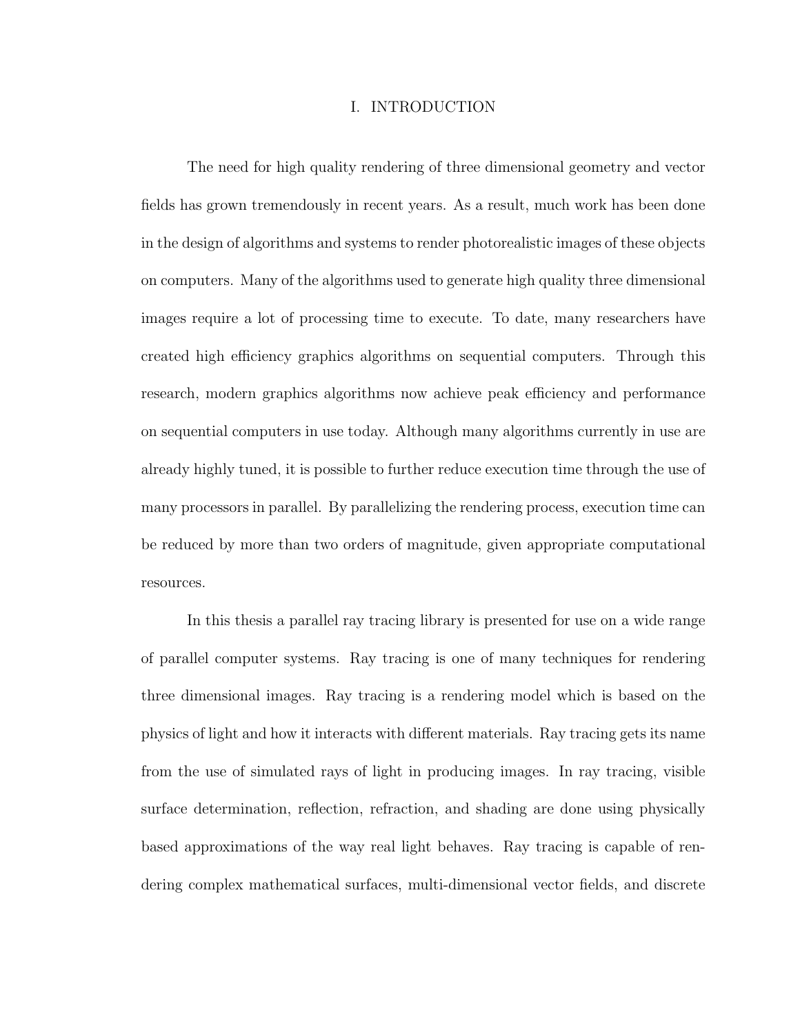# I. INTRODUCTION

The need for high quality rendering of three dimensional geometry and vector fields has grown tremendously in recent years. As a result, much work has been done in the design of algorithms and systems to render photorealistic images of these objects on computers. Many of the algorithms used to generate high quality three dimensional images require a lot of processing time to execute. To date, many researchers have created high efficiency graphics algorithms on sequential computers. Through this research, modern graphics algorithms now achieve peak efficiency and performance on sequential computers in use today. Although many algorithms currently in use are already highly tuned, it is possible to further reduce execution time through the use of many processors in parallel. By parallelizing the rendering process, execution time can be reduced by more than two orders of magnitude, given appropriate computational resources.

In this thesis a parallel ray tracing library is presented for use on a wide range of parallel computer systems. Ray tracing is one of many techniques for rendering three dimensional images. Ray tracing is a rendering model which is based on the physics of light and how it interacts with different materials. Ray tracing gets its name from the use of simulated rays of light in producing images. In ray tracing, visible surface determination, reflection, refraction, and shading are done using physically based approximations of the way real light behaves. Ray tracing is capable of rendering complex mathematical surfaces, multi-dimensional vector fields, and discrete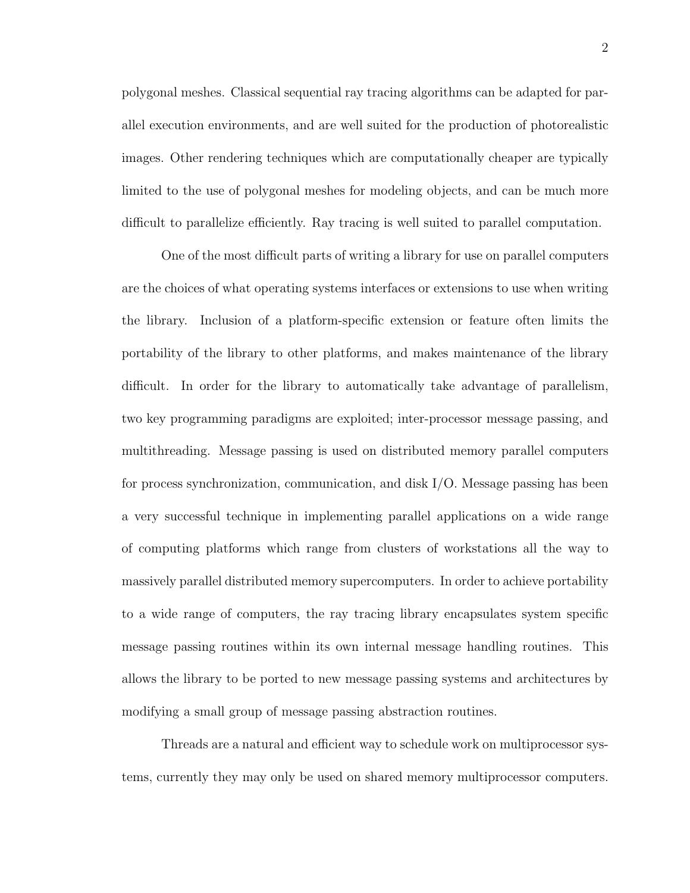polygonal meshes. Classical sequential ray tracing algorithms can be adapted for parallel execution environments, and are well suited for the production of photorealistic images. Other rendering techniques which are computationally cheaper are typically limited to the use of polygonal meshes for modeling objects, and can be much more difficult to parallelize efficiently. Ray tracing is well suited to parallel computation.

One of the most difficult parts of writing a library for use on parallel computers are the choices of what operating systems interfaces or extensions to use when writing the library. Inclusion of a platform-specific extension or feature often limits the portability of the library to other platforms, and makes maintenance of the library difficult. In order for the library to automatically take advantage of parallelism, two key programming paradigms are exploited; inter-processor message passing, and multithreading. Message passing is used on distributed memory parallel computers for process synchronization, communication, and disk I/O. Message passing has been a very successful technique in implementing parallel applications on a wide range of computing platforms which range from clusters of workstations all the way to massively parallel distributed memory supercomputers. In order to achieve portability to a wide range of computers, the ray tracing library encapsulates system specific message passing routines within its own internal message handling routines. This allows the library to be ported to new message passing systems and architectures by modifying a small group of message passing abstraction routines.

Threads are a natural and efficient way to schedule work on multiprocessor systems, currently they may only be used on shared memory multiprocessor computers.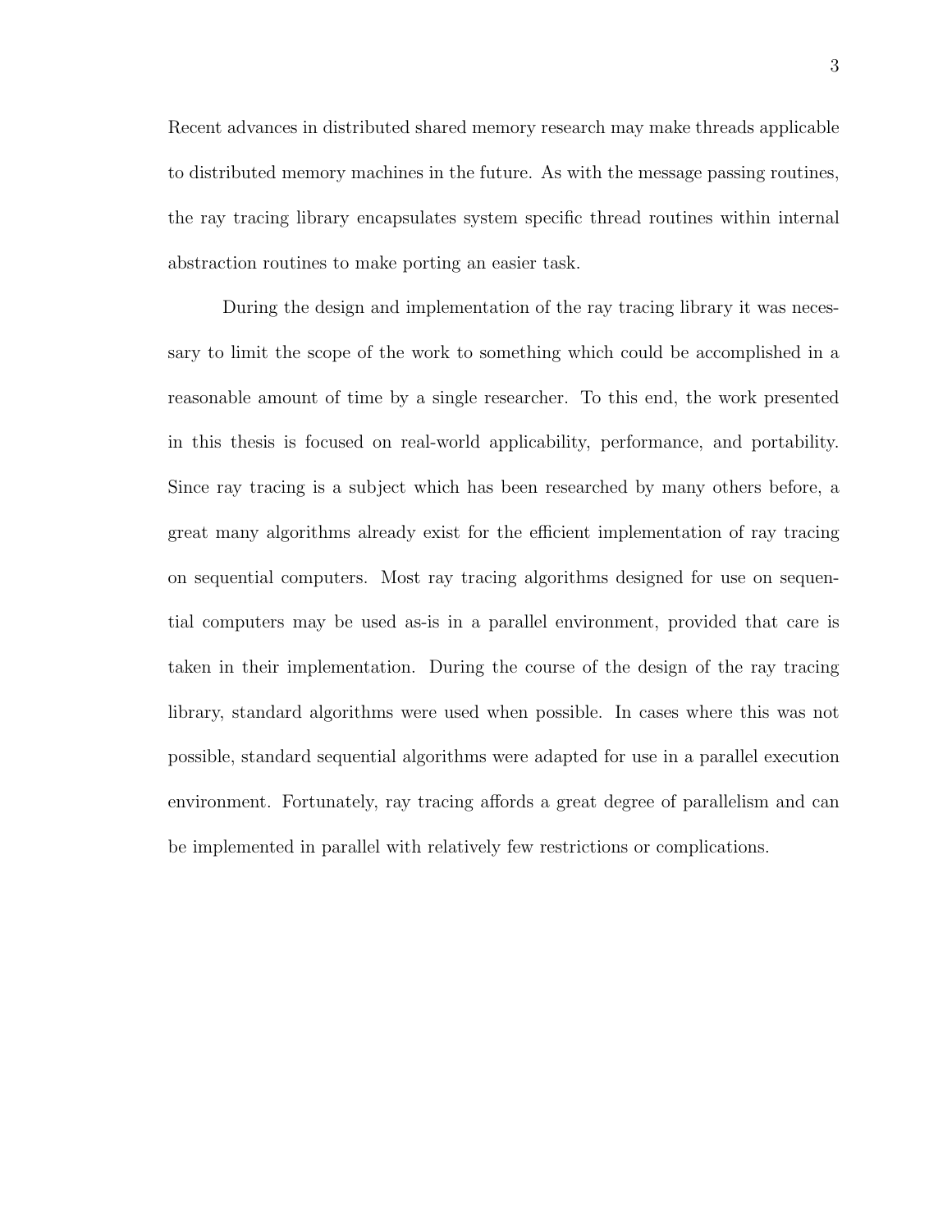Recent advances in distributed shared memory research may make threads applicable to distributed memory machines in the future. As with the message passing routines, the ray tracing library encapsulates system specific thread routines within internal abstraction routines to make porting an easier task.

During the design and implementation of the ray tracing library it was necessary to limit the scope of the work to something which could be accomplished in a reasonable amount of time by a single researcher. To this end, the work presented in this thesis is focused on real-world applicability, performance, and portability. Since ray tracing is a subject which has been researched by many others before, a great many algorithms already exist for the efficient implementation of ray tracing on sequential computers. Most ray tracing algorithms designed for use on sequential computers may be used as-is in a parallel environment, provided that care is taken in their implementation. During the course of the design of the ray tracing library, standard algorithms were used when possible. In cases where this was not possible, standard sequential algorithms were adapted for use in a parallel execution environment. Fortunately, ray tracing affords a great degree of parallelism and can be implemented in parallel with relatively few restrictions or complications.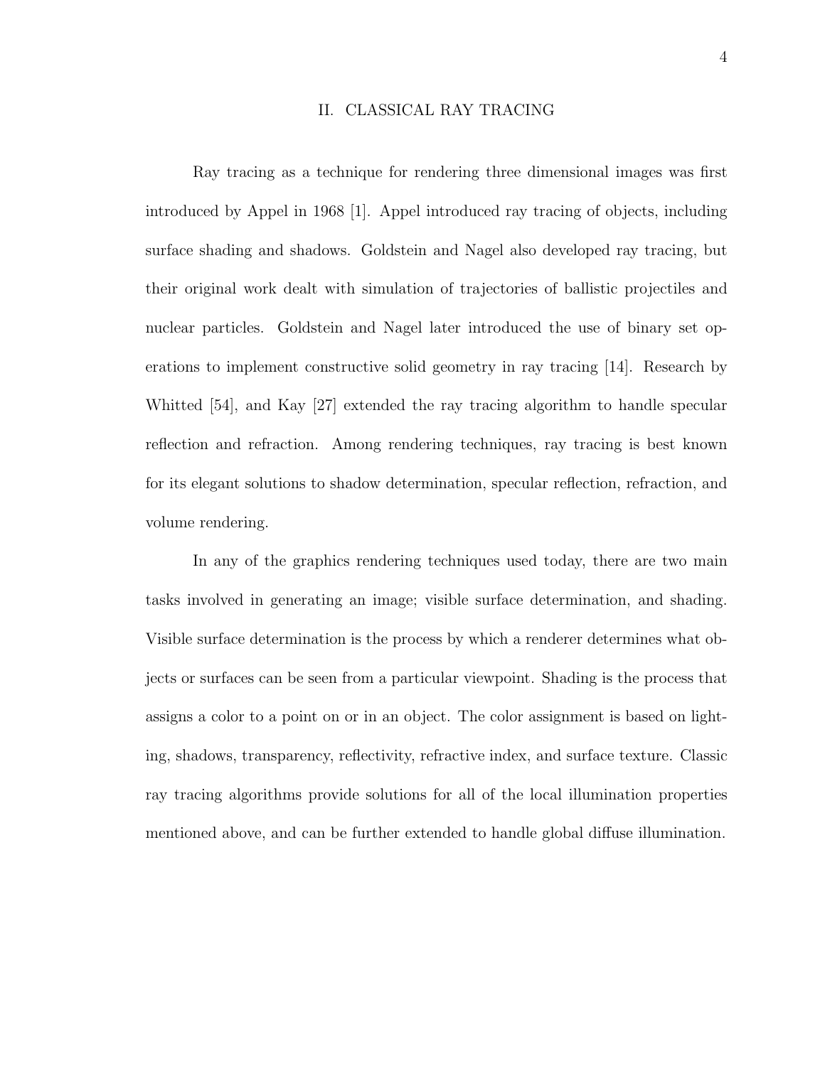# II. CLASSICAL RAY TRACING

Ray tracing as a technique for rendering three dimensional images was first introduced by Appel in 1968 [1]. Appel introduced ray tracing of objects, including surface shading and shadows. Goldstein and Nagel also developed ray tracing, but their original work dealt with simulation of trajectories of ballistic projectiles and nuclear particles. Goldstein and Nagel later introduced the use of binary set operations to implement constructive solid geometry in ray tracing [14]. Research by Whitted [54], and Kay [27] extended the ray tracing algorithm to handle specular reflection and refraction. Among rendering techniques, ray tracing is best known for its elegant solutions to shadow determination, specular reflection, refraction, and volume rendering.

In any of the graphics rendering techniques used today, there are two main tasks involved in generating an image; visible surface determination, and shading. Visible surface determination is the process by which a renderer determines what objects or surfaces can be seen from a particular viewpoint. Shading is the process that assigns a color to a point on or in an object. The color assignment is based on lighting, shadows, transparency, reflectivity, refractive index, and surface texture. Classic ray tracing algorithms provide solutions for all of the local illumination properties mentioned above, and can be further extended to handle global diffuse illumination.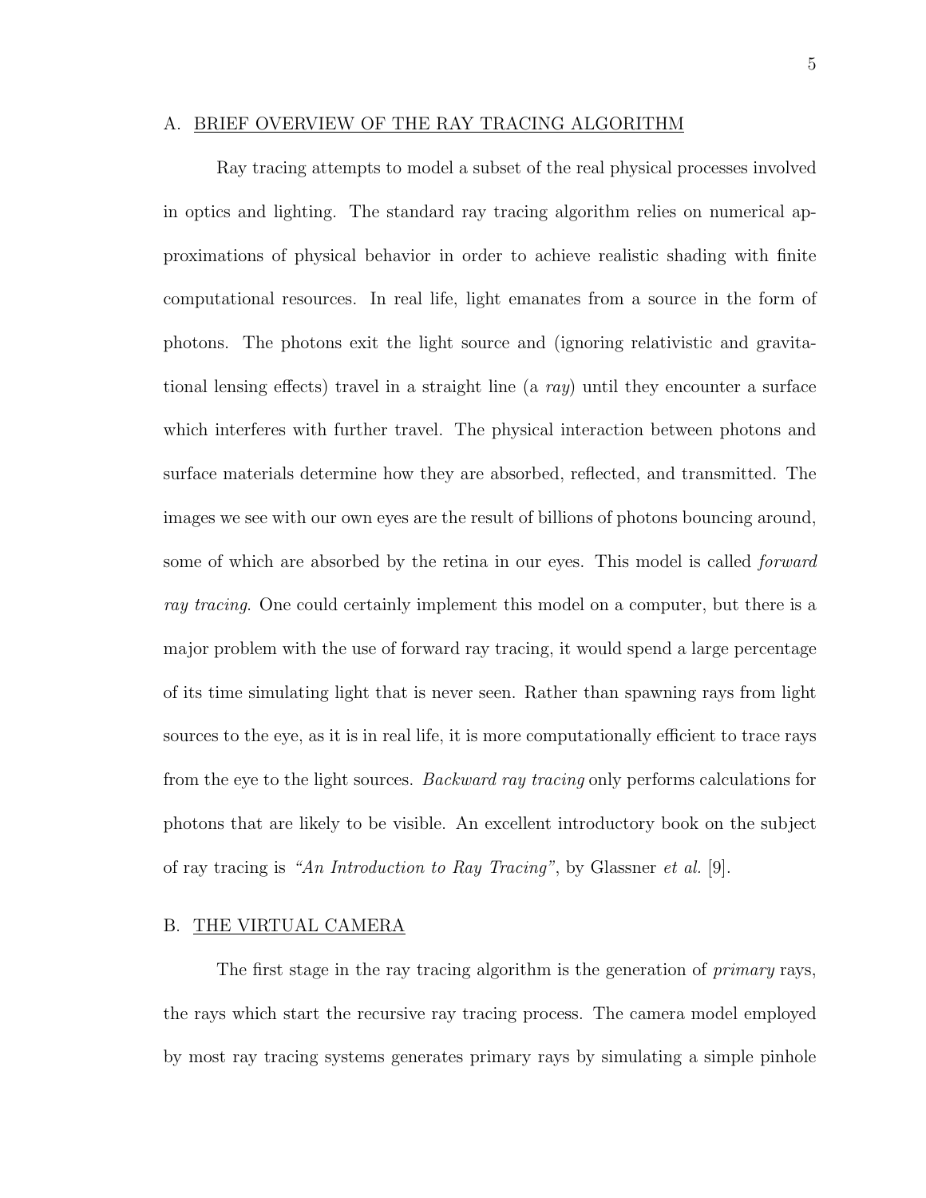## A. <u>BRIEF OVERVIEW OF THE RAY TRACING ALGORITHM</u>

Ray tracing attempts to model a subset of the real physical processes involved in optics and lighting. The standard ray tracing algorithm relies on numerical approximations of physical behavior in order to achieve realistic shading with finite computational resources. In real life, light emanates from a source in the form of photons. The photons exit the light source and (ignoring relativistic and gravitational lensing effects) travel in a straight line (a *ray*) until they encounter a surface which interferes with further travel. The physical interaction between photons and surface materials determine how they are absorbed, reflected, and transmitted. The images we see with our own eyes are the result of billions of photons bouncing around, some of which are absorbed by the retina in our eyes. This model is called *forward ray tracing*. One could certainly implement this model on a computer, but there is a major problem with the use of forward ray tracing, it would spend a large percentage of its time simulating light that is never seen. Rather than spawning rays from light sources to the eye, as it is in real life, it is more computationally efficient to trace rays from the eye to the light sources. *Backward ray tracing* only performs calculations for photons that are likely to be visible. An excellent introductory book on the subject of ray tracing is *"An Introduction to Ray Tracing"*, by Glassner *et al.* [9].

## B. <u>THE VIRTUAL CAMERA</u>

The first stage in the ray tracing algorithm is the generation of *primary* rays, the rays which start the recursive ray tracing process. The camera model employed by most ray tracing systems generates primary rays by simulating a simple pinhole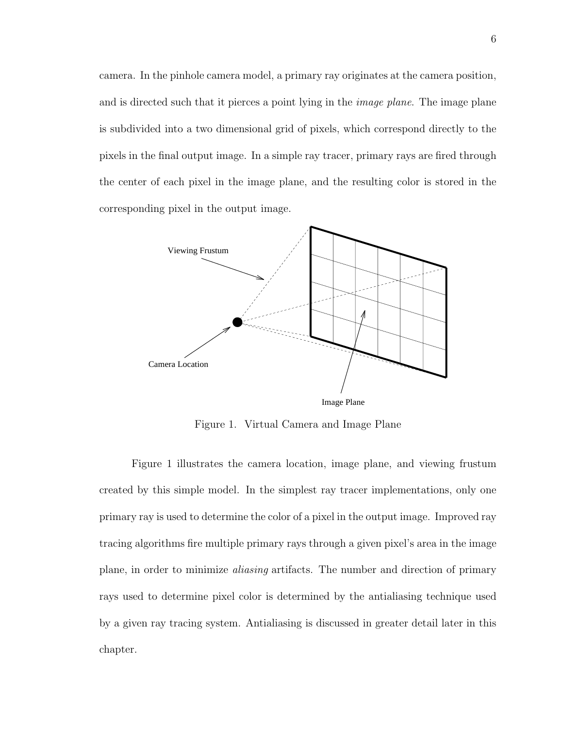camera. In the pinhole camera model, a primary ray originates at the camera position, and is directed such that it pierces a point lying in the *image plane*. The image plane is subdivided into a two dimensional grid of pixels, which correspond directly to the pixels in the final output image. In a simple ray tracer, primary rays are fired through the center of each pixel in the image plane, and the resulting color is stored in the corresponding pixel in the output image.

Figure 1. Virtual Camera and Image Plane

Figure 1 illustrates the camera location, image plane, and viewing frustum created by this simple model. In the simplest ray tracer implementations, only one primary ray is used to determine the color of a pixel in the output image. Improved ray tracing algorithms fire multiple primary rays through a given pixel's area in the image plane, in order to minimize *aliasing* artifacts. The number and direction of primary rays used to determine pixel color is determined by the antialiasing technique used by a given ray tracing system. Antialiasing is discussed in greater detail later in this chapter.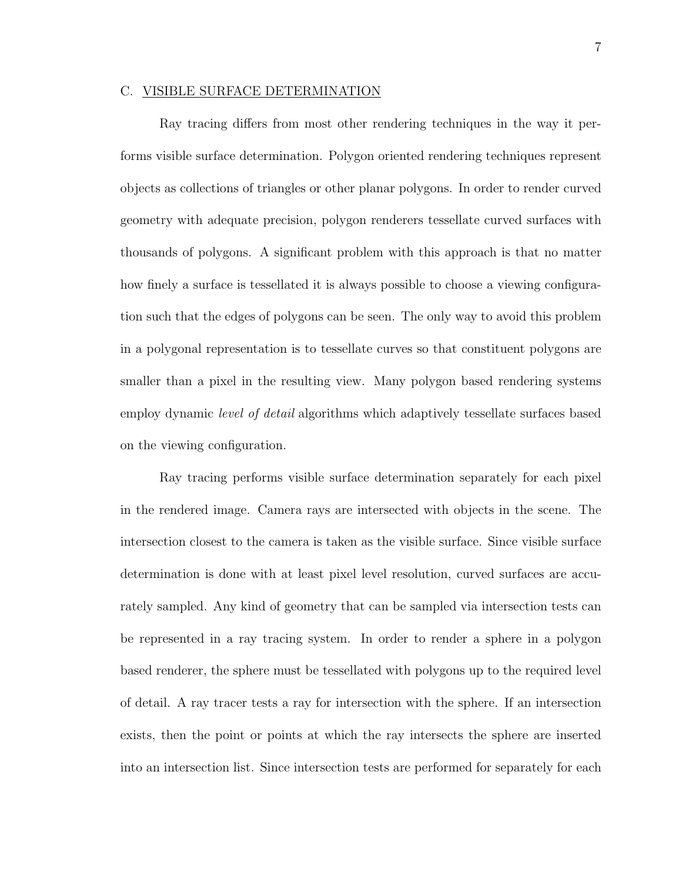## C. VISIBLE SURFACE DETERMINATION

Ray tracing differs from most other rendering techniques in the way it performs visible surface determination. Polygon oriented rendering techniques represent objects as collections of triangles or other planar polygons. In order to render curved geometry with adequate precision, polygon renderers tessellate curved surfaces with thousands of polygons. A significant problem with this approach is that no matter how finely a surface is tessellated it is always possible to choose a viewing configuration such that the edges of polygons can be seen. The only way to avoid this problem in a polygonal representation is to tessellate curves so that constituent polygons are smaller than a pixel in the resulting view. Many polygon based rendering systems employ dynamic *level of detail* algorithms which adaptively tessellate surfaces based on the viewing configuration.

Ray tracing performs visible surface determination separately for each pixel in the rendered image. Camera rays are intersected with objects in the scene. The intersection closest to the camera is taken as the visible surface. Since visible surface determination is done with at least pixel level resolution, curved surfaces are accurately sampled. Any kind of geometry that can be sampled via intersection tests can be represented in a ray tracing system. In order to render a sphere in a polygon based renderer, the sphere must be tessellated with polygons up to the required level of detail. A ray tracer tests a ray for intersection with the sphere. If an intersection exists, then the point or points at which the ray intersects the sphere are inserted into an intersection list. Since intersection tests are performed for separately for each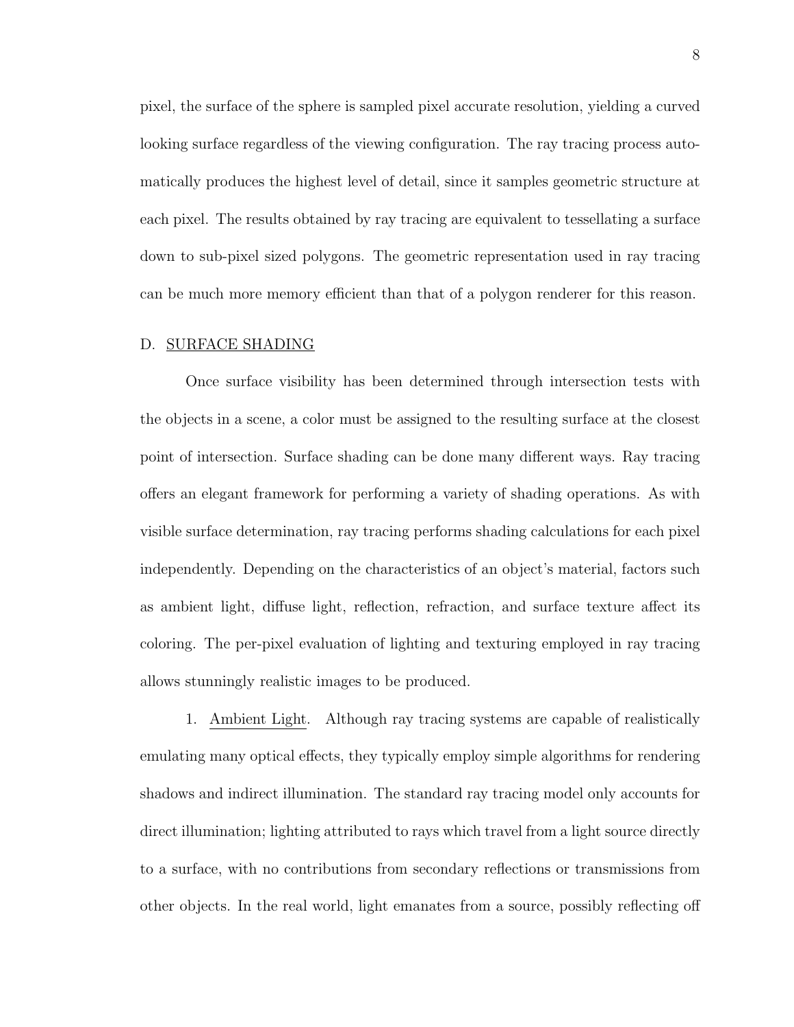pixel, the surface of the sphere is sampled pixel accurate resolution, yielding a curved looking surface regardless of the viewing configuration. The ray tracing process automatically produces the highest level of detail, since it samples geometric structure at each pixel. The results obtained by ray tracing are equivalent to tessellating a surface down to sub-pixel sized polygons. The geometric representation used in ray tracing can be much more memory efficient than that of a polygon renderer for this reason.

### D. SURFACE SHADING

Once surface visibility has been determined through intersection tests with the objects in a scene, a color must be assigned to the resulting surface at the closest point of intersection. Surface shading can be done many different ways. Ray tracing offers an elegant framework for performing a variety of shading operations. As with visible surface determination, ray tracing performs shading calculations for each pixel independently. Depending on the characteristics of an object's material, factors such as ambient light, diffuse light, reflection, refraction, and surface texture affect its coloring. The per-pixel evaluation of lighting and texturing employed in ray tracing allows stunningly realistic images to be produced.

1. Ambient Light. Although ray tracing systems are capable of realistically emulating many optical effects, they typically employ simple algorithms for rendering shadows and indirect illumination. The standard ray tracing model only accounts for direct illumination; lighting attributed to rays which travel from a light source directly to a surface, with no contributions from secondary reflections or transmissions from other objects. In the real world, light emanates from a source, possibly reflecting off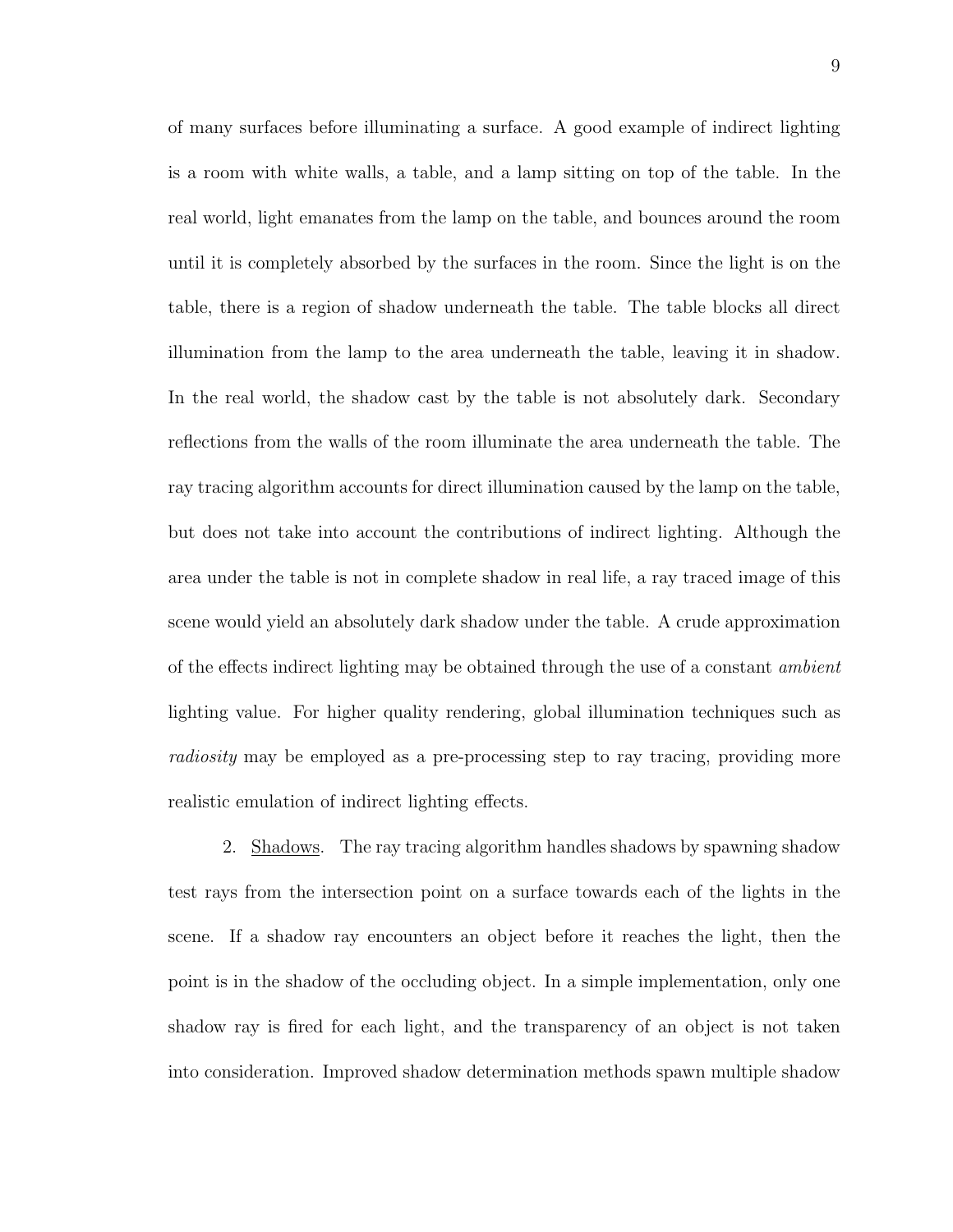of many surfaces before illuminating a surface. A good example of indirect lighting is a room with white walls, a table, and a lamp sitting on top of the table. In the real world, light emanates from the lamp on the table, and bounces around the room until it is completely absorbed by the surfaces in the room. Since the light is on the table, there is a region of shadow underneath the table. The table blocks all direct illumination from the lamp to the area underneath the table, leaving it in shadow. In the real world, the shadow cast by the table is not absolutely dark. Secondary reflections from the walls of the room illuminate the area underneath the table. The ray tracing algorithm accounts for direct illumination caused by the lamp on the table, but does not take into account the contributions of indirect lighting. Although the area under the table is not in complete shadow in real life, a ray traced image of this scene would yield an absolutely dark shadow under the table. A crude approximation of the effects indirect lighting may be obtained through the use of a constant *ambient* lighting value. For higher quality rendering, global illumination techniques such as *radiosity* may be employed as a pre-processing step to ray tracing, providing more realistic emulation of indirect lighting effects.

2. <u>Shadows</u>. The ray tracing algorithm handles shadows by spawning shadow test rays from the intersection point on a surface towards each of the lights in the scene. If a shadow ray encounters an object before it reaches the light, then the point is in the shadow of the occluding object. In a simple implementation, only one shadow ray is fired for each light, and the transparency of an object is not taken into consideration. Improved shadow determination methods spawn multiple shadow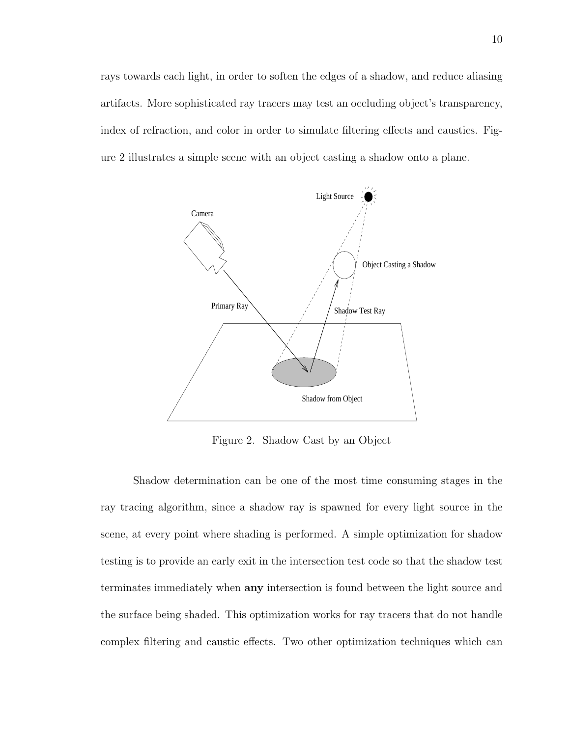rays towards each light, in order to soften the edges of a shadow, and reduce aliasing artifacts. More sophisticated ray tracers may test an occluding object's transparency, index of refraction, and color in order to simulate filtering effects and caustics. Figure 2 illustrates a simple scene with an object casting a shadow onto a plane.

Figure 2. Shadow Cast by an Object

Shadow determination can be one of the most time consuming stages in the ray tracing algorithm, since a shadow ray is spawned for every light source in the scene, at every point where shading is performed. A simple optimization for shadow testing is to provide an early exit in the intersection test code so that the shadow test terminates immediately when **any** intersection is found between the light source and the surface being shaded. This optimization works for ray tracers that do not handle complex filtering and caustic effects. Two other optimization techniques which can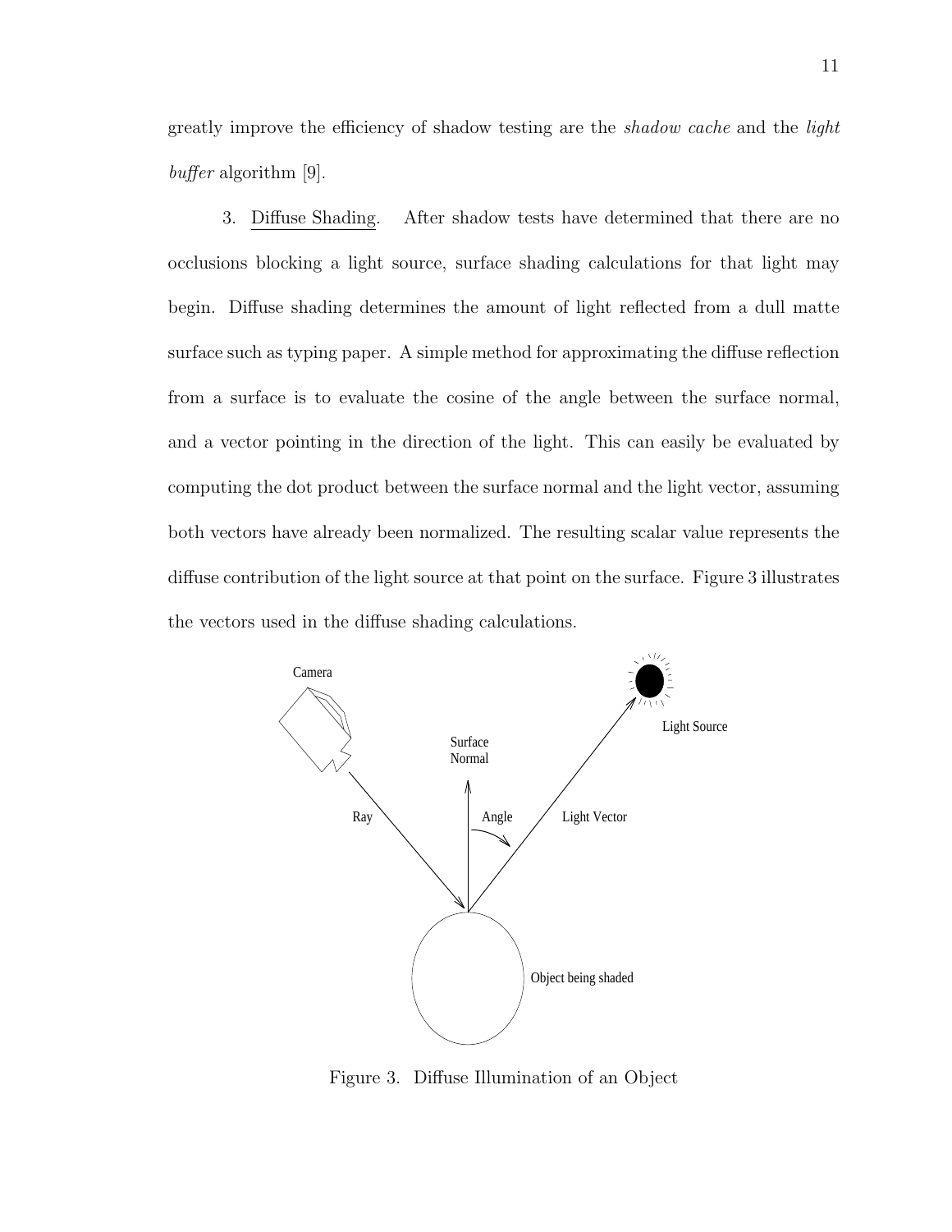greatly improve the efficiency of shadow testing are the *shadow cache* and the *light buffer* algorithm [9].

3. Diffuse Shading. After shadow tests have determined that there are no occlusions blocking a light source, surface shading calculations for that light may begin. Diffuse shading determines the amount of light reflected from a dull matte surface such as typing paper. A simple method for approximating the diffuse reflection from a surface is to evaluate the cosine of the angle between the surface normal, and a vector pointing in the direction of the light. This can easily be evaluated by computing the dot product between the surface normal and the light vector, assuming both vectors have already been normalized. The resulting scalar value represents the diffuse contribution of the light source at that point on the surface. Figure 3 illustrates the vectors used in the diffuse shading calculations.

Figure 3. Diffuse Illumination of an Object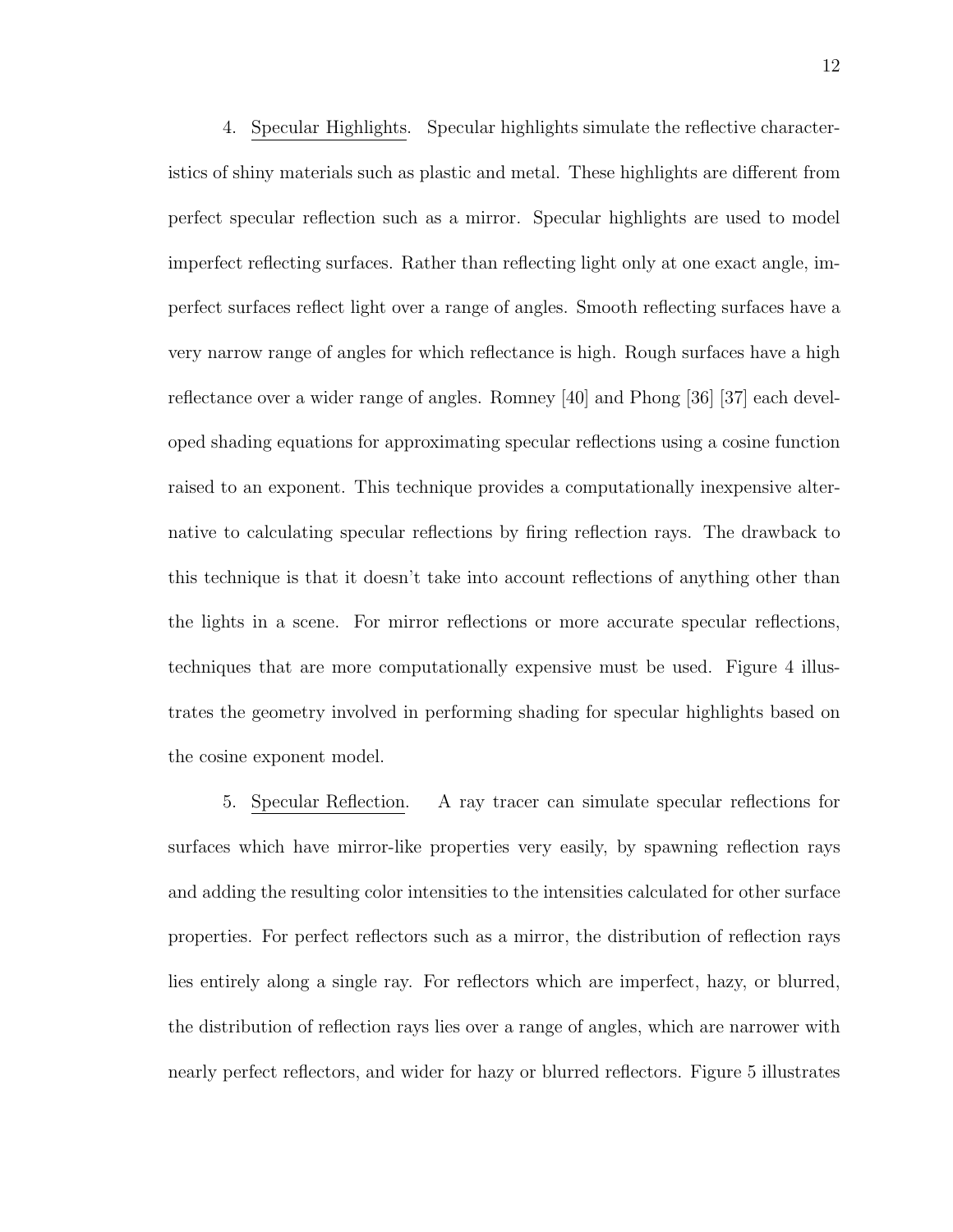4. <u>Specular Highlights</u>. Specular highlights simulate the reflective characteristics of shiny materials such as plastic and metal. These highlights are different from perfect specular reflection such as a mirror. Specular highlights are used to model imperfect reflecting surfaces. Rather than reflecting light only at one exact angle, imperfect surfaces reflect light over a range of angles. Smooth reflecting surfaces have a very narrow range of angles for which reflectance is high. Rough surfaces have a high reflectance over a wider range of angles. Romney [40] and Phong [36] [37] each developed shading equations for approximating specular reflections using a cosine function raised to an exponent. This technique provides a computationally inexpensive alternative to calculating specular reflections by firing reflection rays. The drawback to this technique is that it doesn't take into account reflections of anything other than the lights in a scene. For mirror reflections or more accurate specular reflections, techniques that are more computationally expensive must be used. Figure 4 illustrates the geometry involved in performing shading for specular highlights based on the cosine exponent model.

5. <u>Specular Reflection</u>. A ray tracer can simulate specular reflections for surfaces which have mirror-like properties very easily, by spawning reflection rays and adding the resulting color intensities to the intensities calculated for other surface properties. For perfect reflectors such as a mirror, the distribution of reflection rays lies entirely along a single ray. For reflectors which are imperfect, hazy, or blurred, the distribution of reflection rays lies over a range of angles, which are narrower with nearly perfect reflectors, and wider for hazy or blurred reflectors. Figure 5 illustrates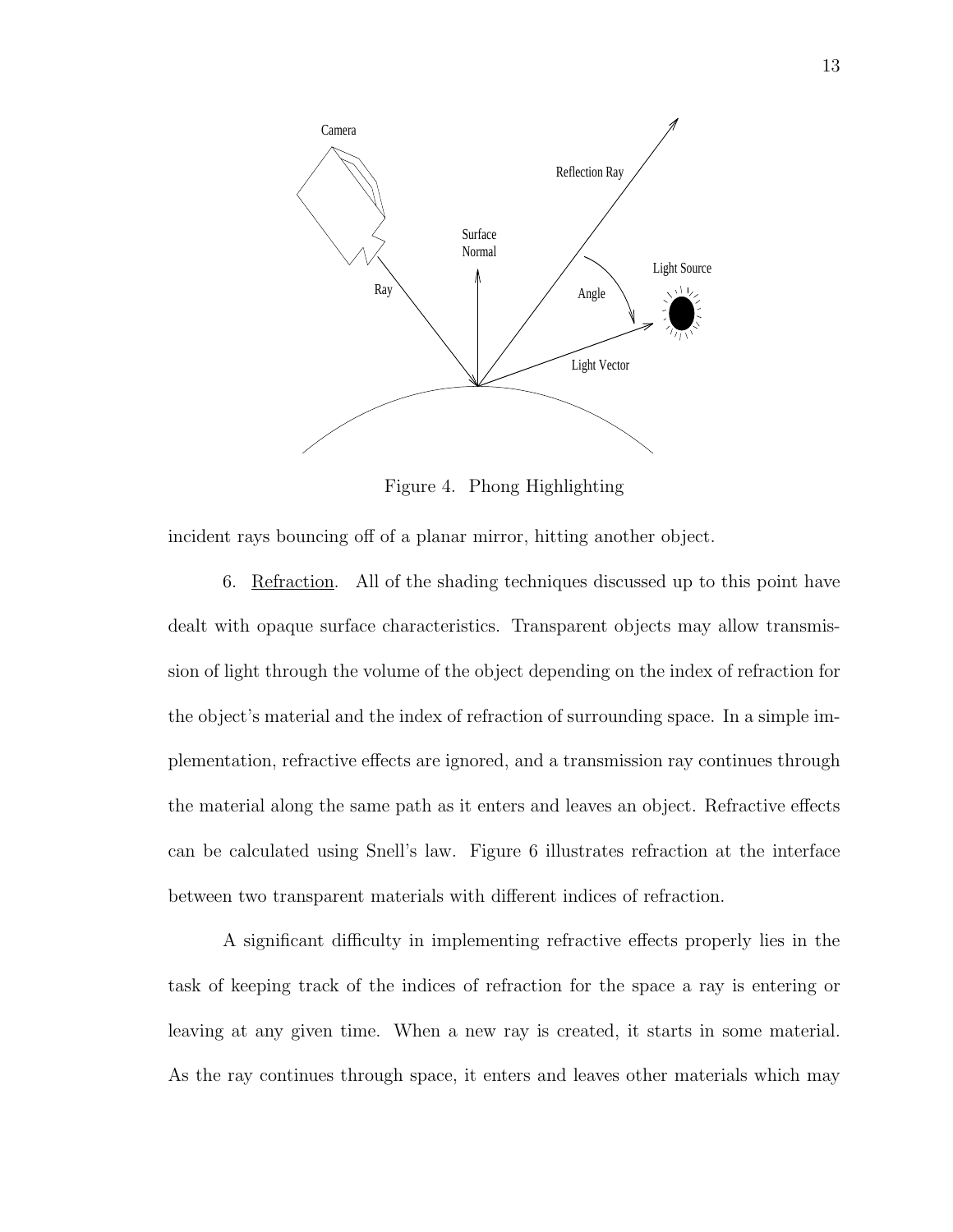Figure 4. Phong Highlighting

incident rays bouncing off of a planar mirror, hitting another object.

6. Refraction. All of the shading techniques discussed up to this point have dealt with opaque surface characteristics. Transparent objects may allow transmission of light through the volume of the object depending on the index of refraction for the object's material and the index of refraction of surrounding space. In a simple implementation, refractive effects are ignored, and a transmission ray continues through the material along the same path as it enters and leaves an object. Refractive effects can be calculated using Snell's law. Figure 6 illustrates refraction at the interface between two transparent materials with different indices of refraction.

A significant difficulty in implementing refractive effects properly lies in the task of keeping track of the indices of refraction for the space a ray is entering or leaving at any given time. When a new ray is created, it starts in some material. As the ray continues through space, it enters and leaves other materials which may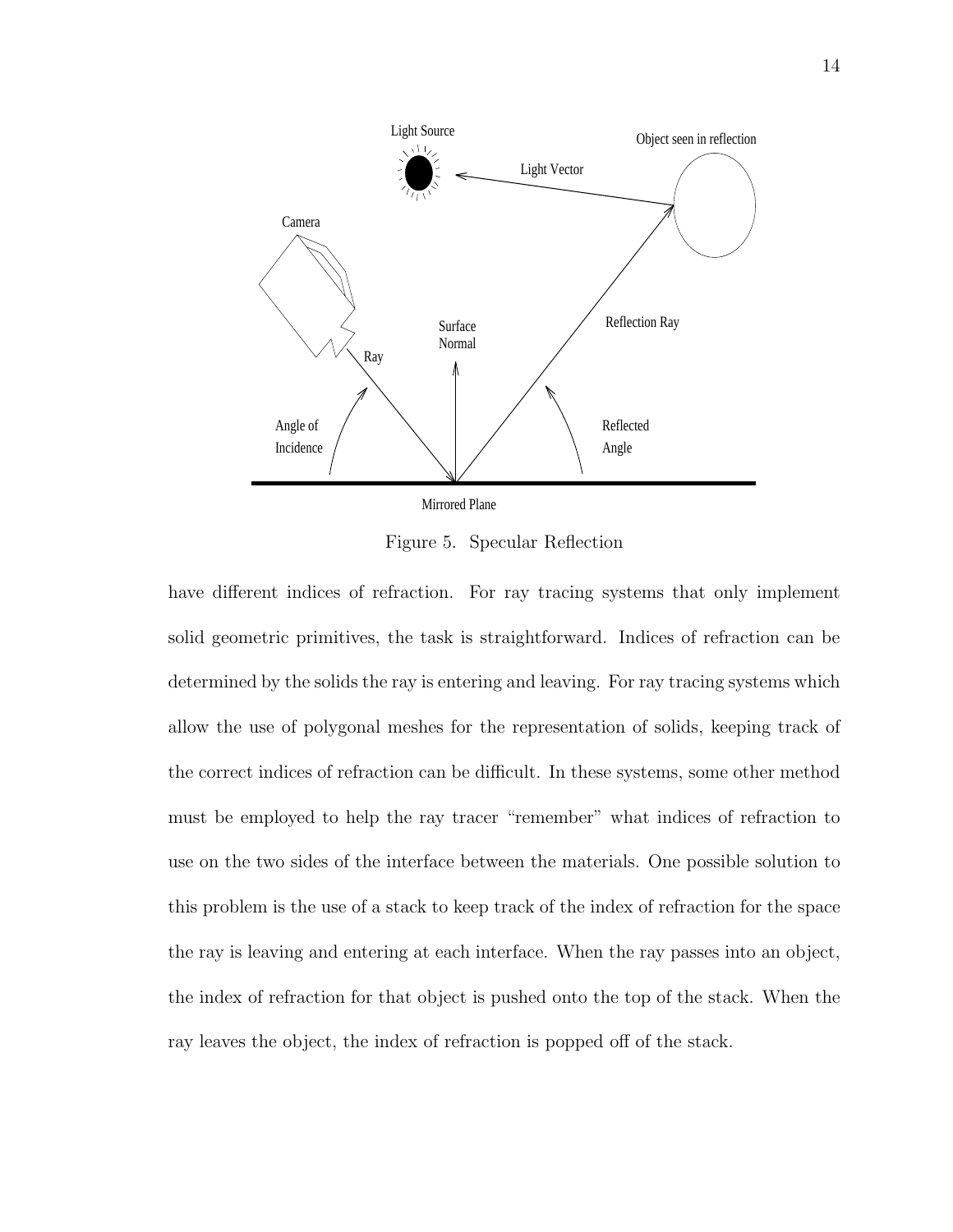Figure 5. Specular Reflection

have different indices of refraction. For ray tracing systems that only implement solid geometric primitives, the task is straightforward. Indices of refraction can be determined by the solids the ray is entering and leaving. For ray tracing systems which allow the use of polygonal meshes for the representation of solids, keeping track of the correct indices of refraction can be difficult. In these systems, some other method must be employed to help the ray tracer "remember" what indices of refraction to use on the two sides of the interface between the materials. One possible solution to this problem is the use of a stack to keep track of the index of refraction for the space the ray is leaving and entering at each interface. When the ray passes into an object, the index of refraction for that object is pushed onto the top of the stack. When the ray leaves the object, the index of refraction is popped off of the stack.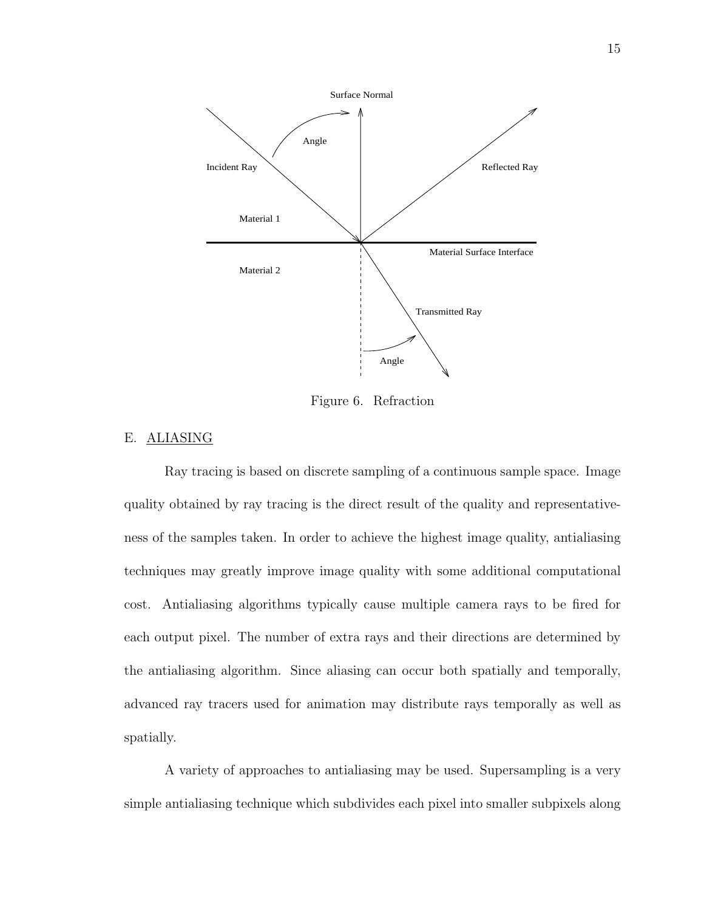Figure 6. Refraction

## E. ALIASING

Ray tracing is based on discrete sampling of a continuous sample space. Image quality obtained by ray tracing is the direct result of the quality and representativeness of the samples taken. In order to achieve the highest image quality, antialiasing techniques may greatly improve image quality with some additional computational cost. Antialiasing algorithms typically cause multiple camera rays to be fired for each output pixel. The number of extra rays and their directions are determined by the antialiasing algorithm. Since aliasing can occur both spatially and temporally, advanced ray tracers used for animation may distribute rays temporally as well as spatially.

A variety of approaches to antialiasing may be used. Supersampling is a very simple antialiasing technique which subdivides each pixel into smaller subpixels along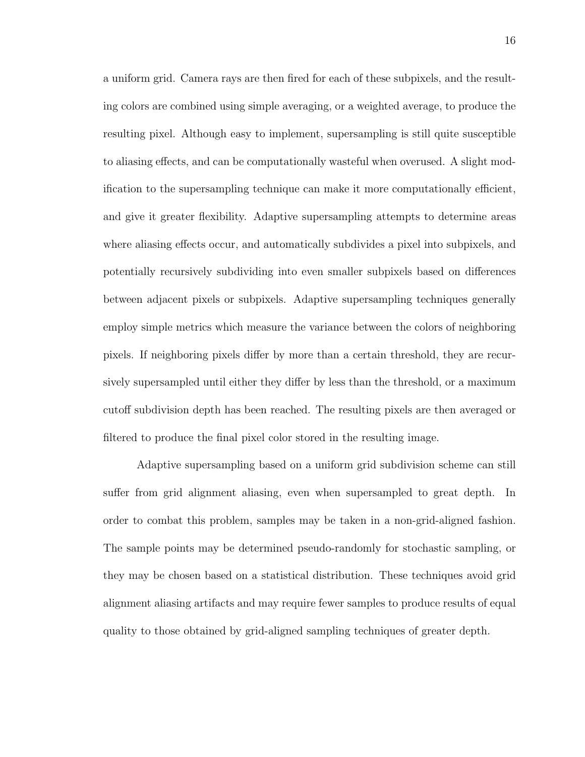a uniform grid. Camera rays are then fired for each of these subpixels, and the resulting colors are combined using simple averaging, or a weighted average, to produce the resulting pixel. Although easy to implement, supersampling is still quite susceptible to aliasing effects, and can be computationally wasteful when overused. A slight modification to the supersampling technique can make it more computationally efficient, and give it greater flexibility. Adaptive supersampling attempts to determine areas where aliasing effects occur, and automatically subdivides a pixel into subpixels, and potentially recursively subdividing into even smaller subpixels based on differences between adjacent pixels or subpixels. Adaptive supersampling techniques generally employ simple metrics which measure the variance between the colors of neighboring pixels. If neighboring pixels differ by more than a certain threshold, they are recursively supersampled until either they differ by less than the threshold, or a maximum cutoff subdivision depth has been reached. The resulting pixels are then averaged or filtered to produce the final pixel color stored in the resulting image.

Adaptive supersampling based on a uniform grid subdivision scheme can still suffer from grid alignment aliasing, even when supersampled to great depth. In order to combat this problem, samples may be taken in a non-grid-aligned fashion. The sample points may be determined pseudo-randomly for stochastic sampling, or they may be chosen based on a statistical distribution. These techniques avoid grid alignment aliasing artifacts and may require fewer samples to produce results of equal quality to those obtained by grid-aligned sampling techniques of greater depth.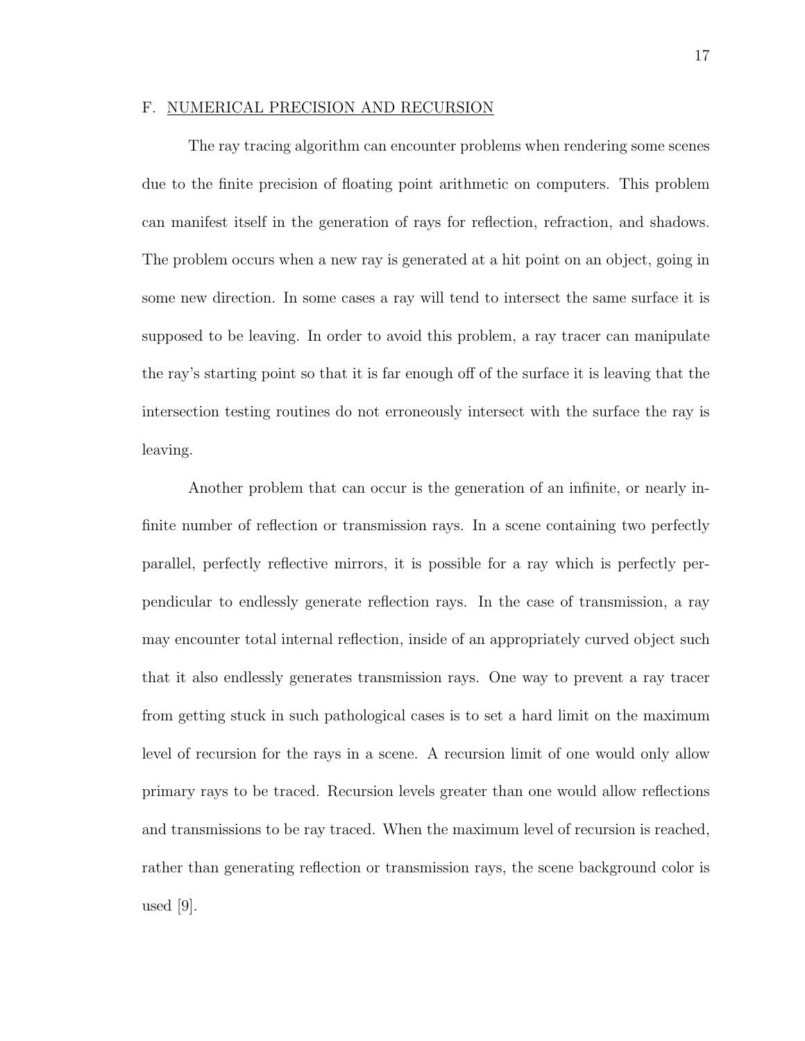## F. NUMERICAL PRECISION AND RECURSION

The ray tracing algorithm can encounter problems when rendering some scenes due to the finite precision of floating point arithmetic on computers. This problem can manifest itself in the generation of rays for reflection, refraction, and shadows. The problem occurs when a new ray is generated at a hit point on an object, going in some new direction. In some cases a ray will tend to intersect the same surface it is supposed to be leaving. In order to avoid this problem, a ray tracer can manipulate the ray's starting point so that it is far enough off of the surface it is leaving that the intersection testing routines do not erroneously intersect with the surface the ray is leaving.

Another problem that can occur is the generation of an infinite, or nearly infinite number of reflection or transmission rays. In a scene containing two perfectly parallel, perfectly reflective mirrors, it is possible for a ray which is perfectly perpendicular to endlessly generate reflection rays. In the case of transmission, a ray may encounter total internal reflection, inside of an appropriately curved object such that it also endlessly generates transmission rays. One way to prevent a ray tracer from getting stuck in such pathological cases is to set a hard limit on the maximum level of recursion for the rays in a scene. A recursion limit of one would only allow primary rays to be traced. Recursion levels greater than one would allow reflections and transmissions to be ray traced. When the maximum level of recursion is reached, rather than generating reflection or transmission rays, the scene background color is used [9].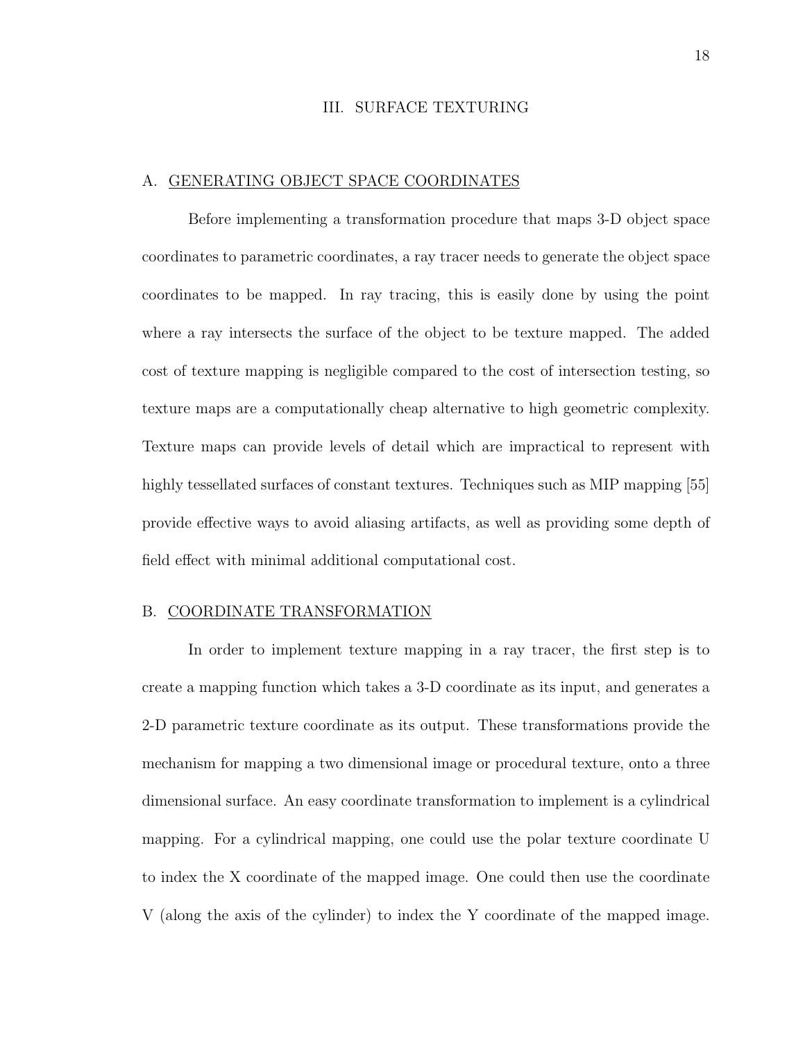# III. SURFACE TEXTURING

## A. GENERATING OBJECT SPACE COORDINATES

Before implementing a transformation procedure that maps 3-D object space coordinates to parametric coordinates, a ray tracer needs to generate the object space coordinates to be mapped. In ray tracing, this is easily done by using the point where a ray intersects the surface of the object to be texture mapped. The added cost of texture mapping is negligible compared to the cost of intersection testing, so texture maps are a computationally cheap alternative to high geometric complexity. Texture maps can provide levels of detail which are impractical to represent with highly tessellated surfaces of constant textures. Techniques such as MIP mapping [55] provide effective ways to avoid aliasing artifacts, as well as providing some depth of field effect with minimal additional computational cost.

## B. COORDINATE TRANSFORMATION

In order to implement texture mapping in a ray tracer, the first step is to create a mapping function which takes a 3-D coordinate as its input, and generates a 2-D parametric texture coordinate as its output. These transformations provide the mechanism for mapping a two dimensional image or procedural texture, onto a three dimensional surface. An easy coordinate transformation to implement is a cylindrical mapping. For a cylindrical mapping, one could use the polar texture coordinate U to index the X coordinate of the mapped image. One could then use the coordinate V (along the axis of the cylinder) to index the Y coordinate of the mapped image.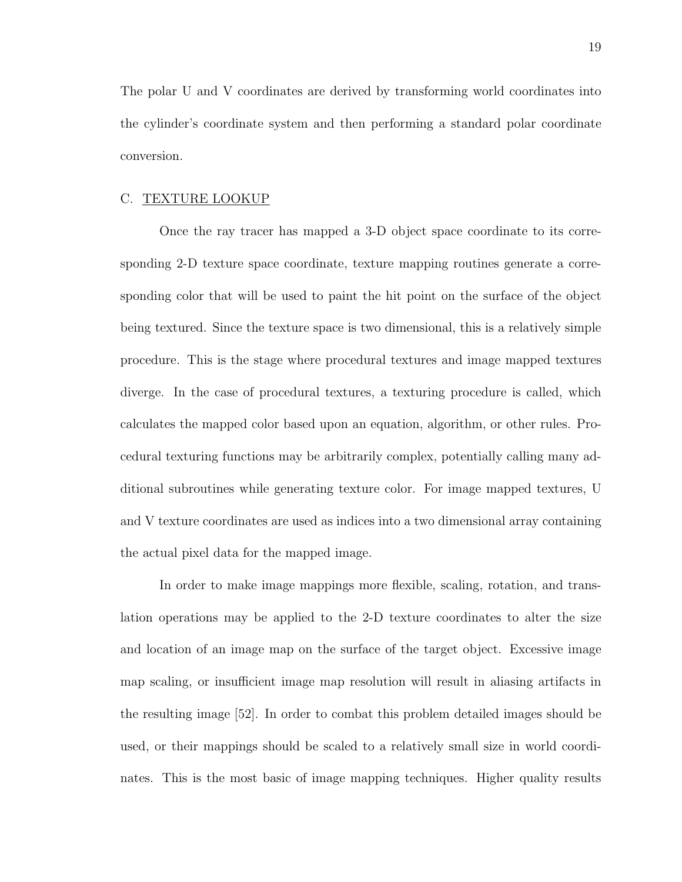The polar U and V coordinates are derived by transforming world coordinates into the cylinder's coordinate system and then performing a standard polar coordinate conversion.

## C. TEXTURE LOOKUP

Once the ray tracer has mapped a 3-D object space coordinate to its corresponding 2-D texture space coordinate, texture mapping routines generate a corresponding color that will be used to paint the hit point on the surface of the object being textured. Since the texture space is two dimensional, this is a relatively simple procedure. This is the stage where procedural textures and image mapped textures diverge. In the case of procedural textures, a texturing procedure is called, which calculates the mapped color based upon an equation, algorithm, or other rules. Procedural texturing functions may be arbitrarily complex, potentially calling many additional subroutines while generating texture color. For image mapped textures, U and V texture coordinates are used as indices into a two dimensional array containing the actual pixel data for the mapped image.

In order to make image mappings more flexible, scaling, rotation, and translation operations may be applied to the 2-D texture coordinates to alter the size and location of an image map on the surface of the target object. Excessive image map scaling, or insufficient image map resolution will result in aliasing artifacts in the resulting image [52]. In order to combat this problem detailed images should be used, or their mappings should be scaled to a relatively small size in world coordinates. This is the most basic of image mapping techniques. Higher quality results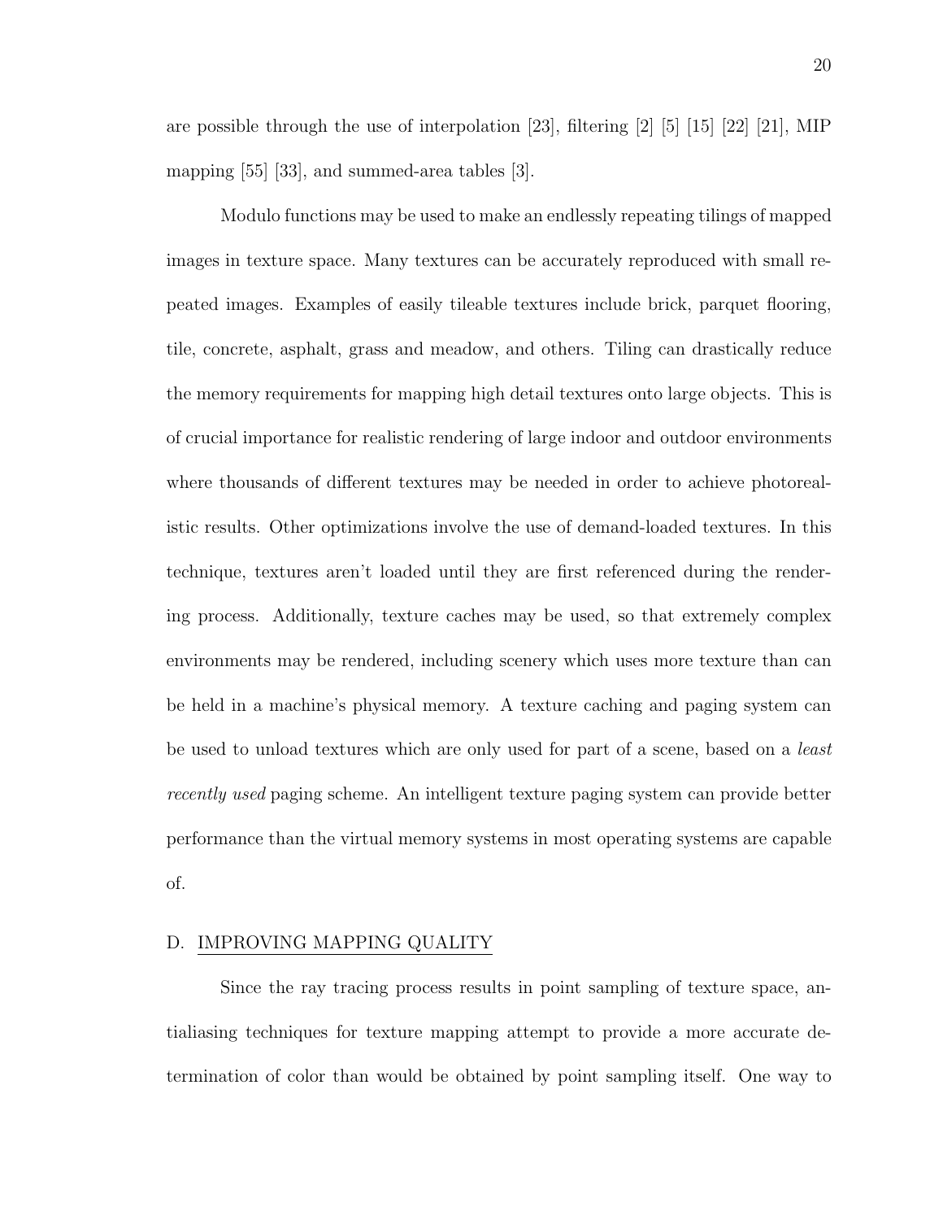are possible through the use of interpolation [23], filtering [2] [5] [15] [22] [21], MIP mapping [55] [33], and summed-area tables [3].

Modulo functions may be used to make an endlessly repeating tilings of mapped images in texture space. Many textures can be accurately reproduced with small repeated images. Examples of easily tileable textures include brick, parquet flooring, tile, concrete, asphalt, grass and meadow, and others. Tiling can drastically reduce the memory requirements for mapping high detail textures onto large objects. This is of crucial importance for realistic rendering of large indoor and outdoor environments where thousands of different textures may be needed in order to achieve photorealistic results. Other optimizations involve the use of demand-loaded textures. In this technique, textures aren't loaded until they are first referenced during the rendering process. Additionally, texture caches may be used, so that extremely complex environments may be rendered, including scenery which uses more texture than can be held in a machine's physical memory. A texture caching and paging system can be used to unload textures which are only used for part of a scene, based on a *least recently used* paging scheme. An intelligent texture paging system can provide better performance than the virtual memory systems in most operating systems are capable of.

## D. IMPROVING MAPPING QUALITY

Since the ray tracing process results in point sampling of texture space, antialiasing techniques for texture mapping attempt to provide a more accurate determination of color than would be obtained by point sampling itself. One way to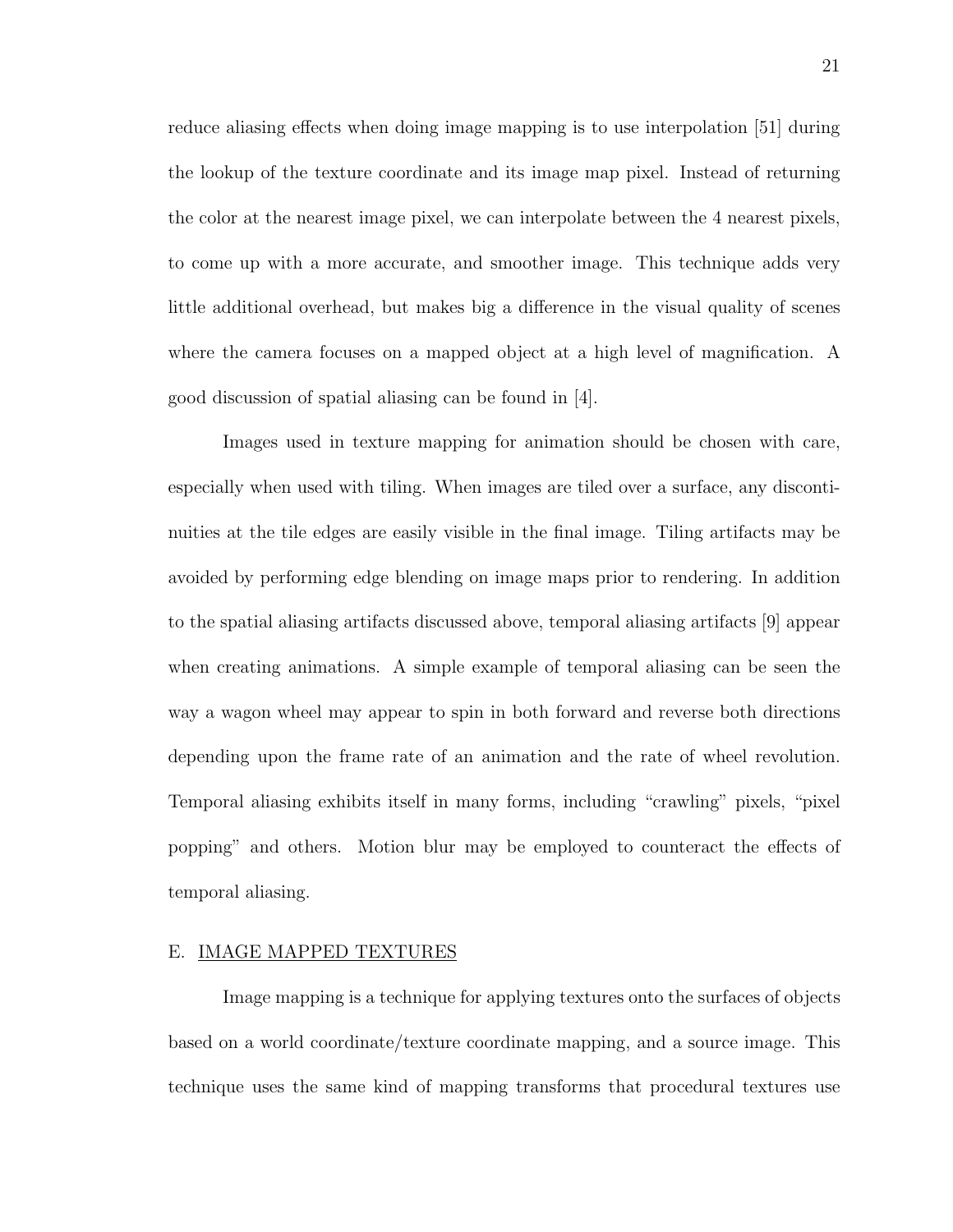reduce aliasing effects when doing image mapping is to use interpolation [51] during the lookup of the texture coordinate and its image map pixel. Instead of returning the color at the nearest image pixel, we can interpolate between the 4 nearest pixels, to come up with a more accurate, and smoother image. This technique adds very little additional overhead, but makes big a difference in the visual quality of scenes where the camera focuses on a mapped object at a high level of magnification. A good discussion of spatial aliasing can be found in [4].

Images used in texture mapping for animation should be chosen with care, especially when used with tiling. When images are tiled over a surface, any discontinuities at the tile edges are easily visible in the final image. Tiling artifacts may be avoided by performing edge blending on image maps prior to rendering. In addition to the spatial aliasing artifacts discussed above, temporal aliasing artifacts [9] appear when creating animations. A simple example of temporal aliasing can be seen the way a wagon wheel may appear to spin in both forward and reverse both directions depending upon the frame rate of an animation and the rate of wheel revolution. Temporal aliasing exhibits itself in many forms, including "crawling" pixels, "pixel popping" and others. Motion blur may be employed to counteract the effects of temporal aliasing.

## E. IMAGE MAPPED TEXTURES

Image mapping is a technique for applying textures onto the surfaces of objects based on a world coordinate/texture coordinate mapping, and a source image. This technique uses the same kind of mapping transforms that procedural textures use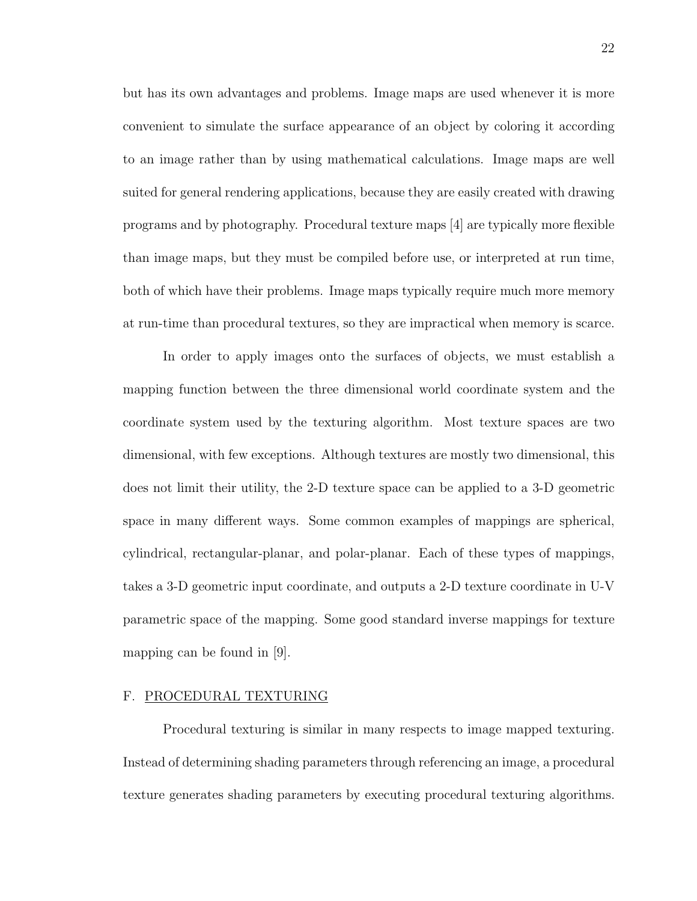but has its own advantages and problems. Image maps are used whenever it is more convenient to simulate the surface appearance of an object by coloring it according to an image rather than by using mathematical calculations. Image maps are well suited for general rendering applications, because they are easily created with drawing programs and by photography. Procedural texture maps [4] are typically more flexible than image maps, but they must be compiled before use, or interpreted at run time, both of which have their problems. Image maps typically require much more memory at run-time than procedural textures, so they are impractical when memory is scarce.

In order to apply images onto the surfaces of objects, we must establish a mapping function between the three dimensional world coordinate system and the coordinate system used by the texturing algorithm. Most texture spaces are two dimensional, with few exceptions. Although textures are mostly two dimensional, this does not limit their utility, the 2-D texture space can be applied to a 3-D geometric space in many different ways. Some common examples of mappings are spherical, cylindrical, rectangular-planar, and polar-planar. Each of these types of mappings, takes a 3-D geometric input coordinate, and outputs a 2-D texture coordinate in U-V parametric space of the mapping. Some good standard inverse mappings for texture mapping can be found in [9].

## F. PROCEDURAL TEXTURING

Procedural texturing is similar in many respects to image mapped texturing. Instead of determining shading parameters through referencing an image, a procedural texture generates shading parameters by executing procedural texturing algorithms.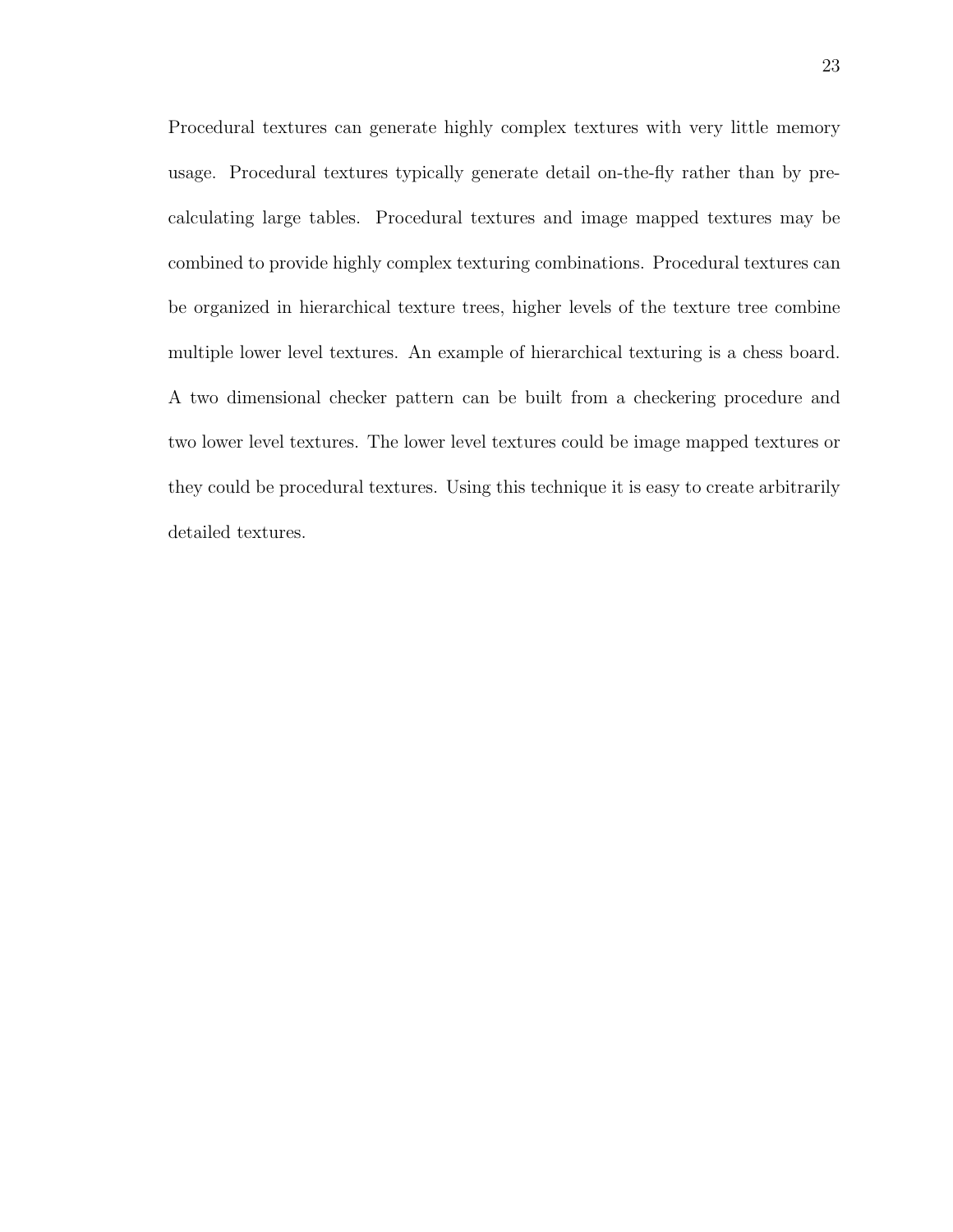Procedural textures can generate highly complex textures with very little memory usage. Procedural textures typically generate detail on-the-fly rather than by pre-calculating large tables. Procedural textures and image mapped textures may be combined to provide highly complex texturing combinations. Procedural textures can be organized in hierarchical texture trees, higher levels of the texture tree combine multiple lower level textures. An example of hierarchical texturing is a chess board. A two dimensional checker pattern can be built from a checkering procedure and two lower level textures. The lower level textures could be image mapped textures or they could be procedural textures. Using this technique it is easy to create arbitrarily detailed textures.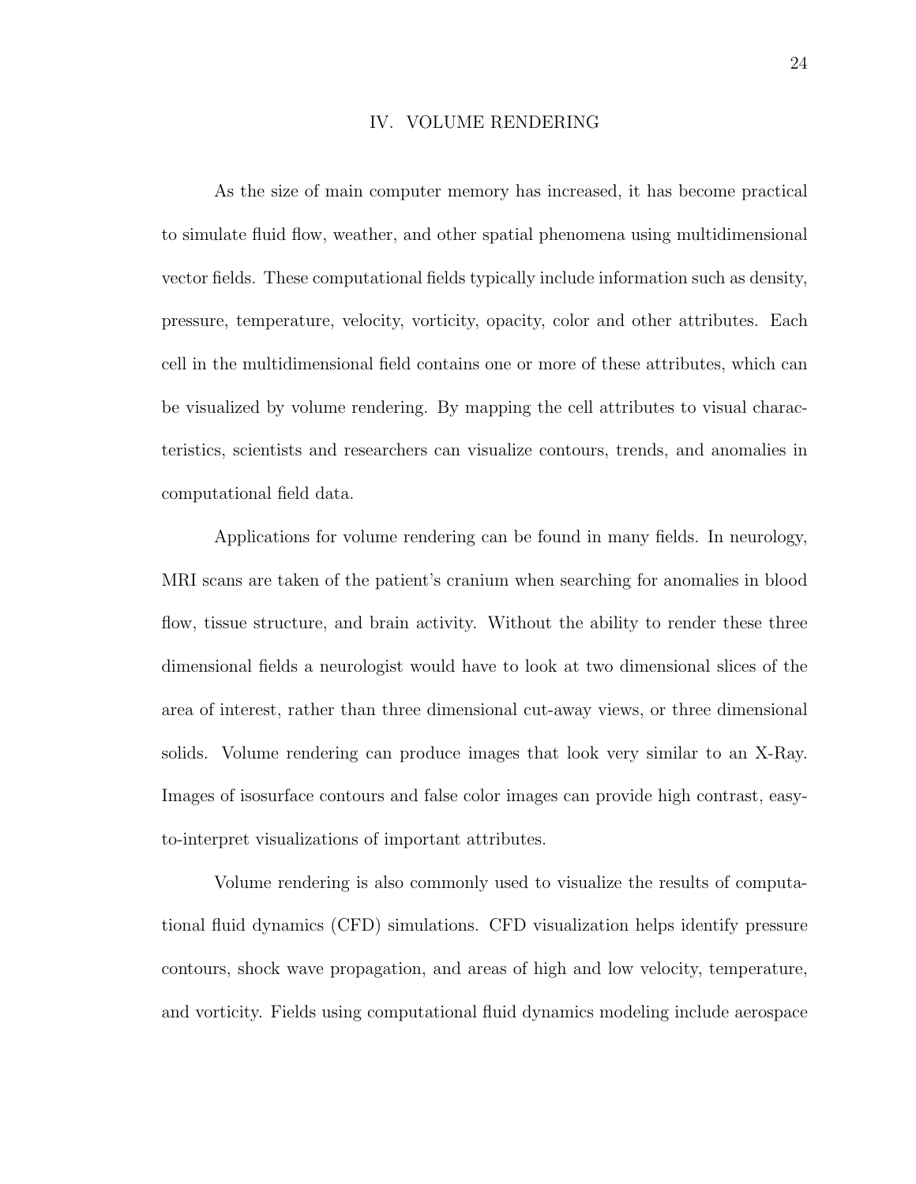# IV. VOLUME RENDERING

As the size of main computer memory has increased, it has become practical to simulate fluid flow, weather, and other spatial phenomena using multidimensional vector fields. These computational fields typically include information such as density, pressure, temperature, velocity, vorticity, opacity, color and other attributes. Each cell in the multidimensional field contains one or more of these attributes, which can be visualized by volume rendering. By mapping the cell attributes to visual characteristics, scientists and researchers can visualize contours, trends, and anomalies in computational field data.

Applications for volume rendering can be found in many fields. In neurology, MRI scans are taken of the patient's cranium when searching for anomalies in blood flow, tissue structure, and brain activity. Without the ability to render these three dimensional fields a neurologist would have to look at two dimensional slices of the area of interest, rather than three dimensional cut-away views, or three dimensional solids. Volume rendering can produce images that look very similar to an X-Ray. Images of isosurface contours and false color images can provide high contrast, easy-to-interpret visualizations of important attributes.

Volume rendering is also commonly used to visualize the results of computational fluid dynamics (CFD) simulations. CFD visualization helps identify pressure contours, shock wave propagation, and areas of high and low velocity, temperature, and vorticity. Fields using computational fluid dynamics modeling include aerospace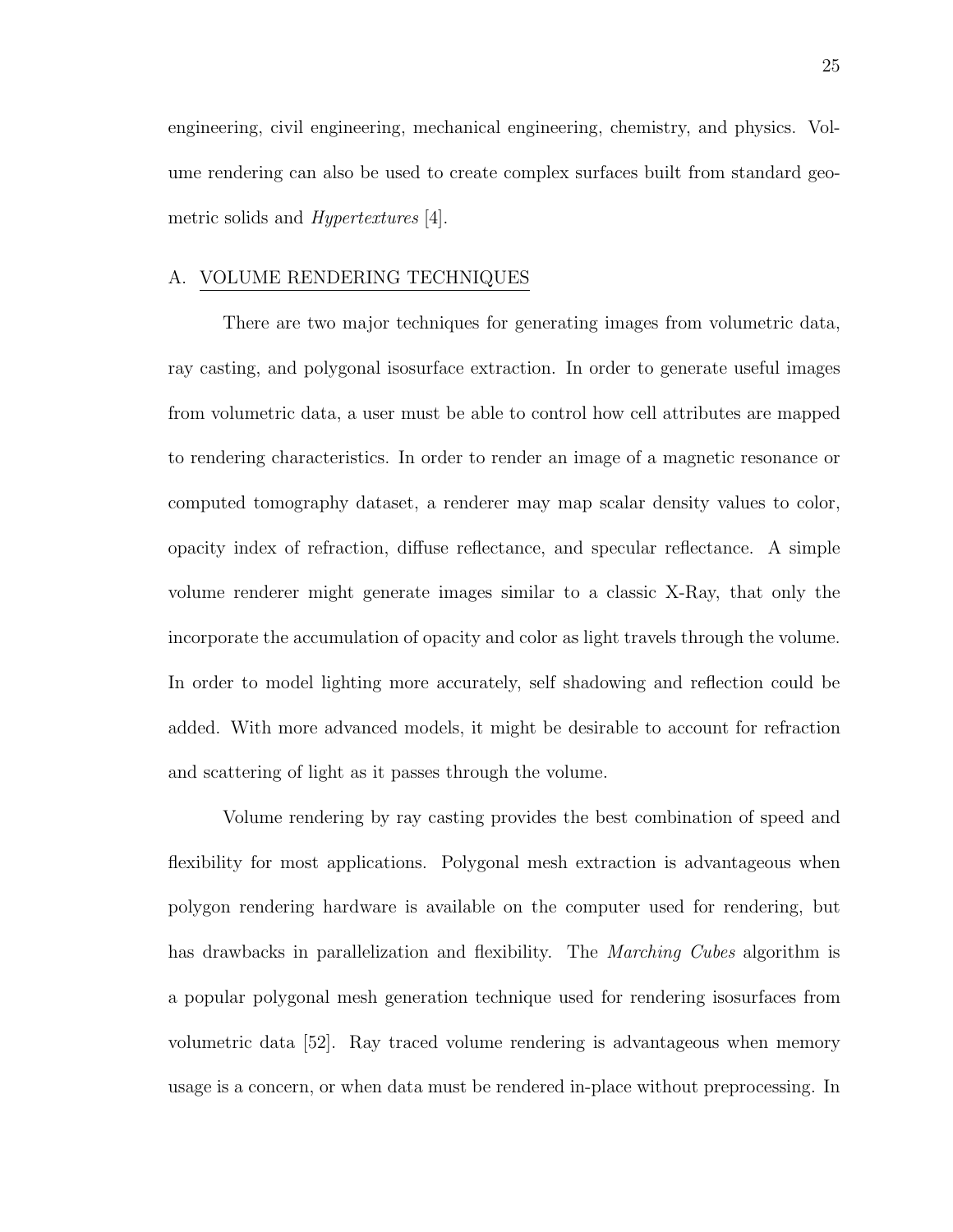engineering, civil engineering, mechanical engineering, chemistry, and physics. Volume rendering can also be used to create complex surfaces built from standard geometric solids and *Hypertextures* [4].

## A. VOLUME RENDERING TECHNIQUES

There are two major techniques for generating images from volumetric data, ray casting, and polygonal isosurface extraction. In order to generate useful images from volumetric data, a user must be able to control how cell attributes are mapped to rendering characteristics. In order to render an image of a magnetic resonance or computed tomography dataset, a renderer may map scalar density values to color, opacity index of refraction, diffuse reflectance, and specular reflectance. A simple volume renderer might generate images similar to a classic X-Ray, that only the incorporate the accumulation of opacity and color as light travels through the volume. In order to model lighting more accurately, self shadowing and reflection could be added. With more advanced models, it might be desirable to account for refraction and scattering of light as it passes through the volume.

Volume rendering by ray casting provides the best combination of speed and flexibility for most applications. Polygonal mesh extraction is advantageous when polygon rendering hardware is available on the computer used for rendering, but has drawbacks in parallelization and flexibility. The *Marching Cubes* algorithm is a popular polygonal mesh generation technique used for rendering isosurfaces from volumetric data [52]. Ray traced volume rendering is advantageous when memory usage is a concern, or when data must be rendered in-place without preprocessing. In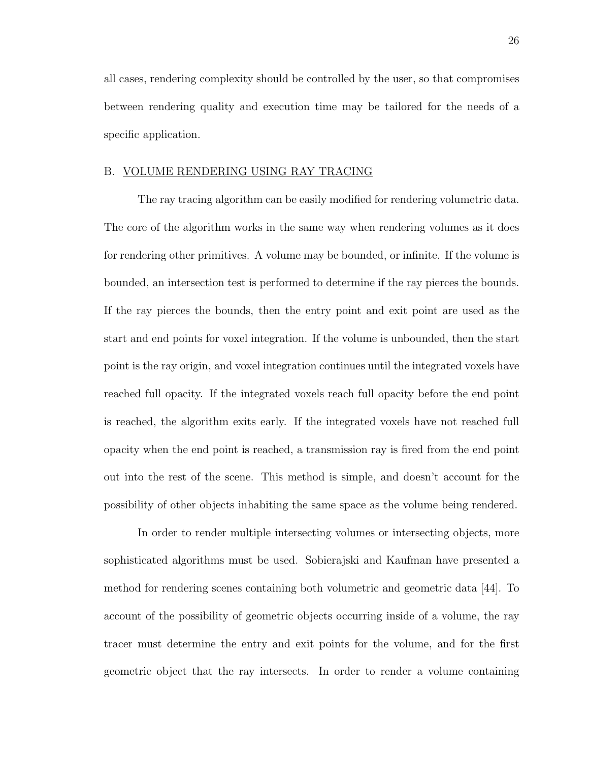all cases, rendering complexity should be controlled by the user, so that compromises between rendering quality and execution time may be tailored for the needs of a specific application.

## B. VOLUME RENDERING USING RAY TRACING

The ray tracing algorithm can be easily modified for rendering volumetric data. The core of the algorithm works in the same way when rendering volumes as it does for rendering other primitives. A volume may be bounded, or infinite. If the volume is bounded, an intersection test is performed to determine if the ray pierces the bounds. If the ray pierces the bounds, then the entry point and exit point are used as the start and end points for voxel integration. If the volume is unbounded, then the start point is the ray origin, and voxel integration continues until the integrated voxels have reached full opacity. If the integrated voxels reach full opacity before the end point is reached, the algorithm exits early. If the integrated voxels have not reached full opacity when the end point is reached, a transmission ray is fired from the end point out into the rest of the scene. This method is simple, and doesn't account for the possibility of other objects inhabiting the same space as the volume being rendered.

In order to render multiple intersecting volumes or intersecting objects, more sophisticated algorithms must be used. Sobierajski and Kaufman have presented a method for rendering scenes containing both volumetric and geometric data [44]. To account of the possibility of geometric objects occurring inside of a volume, the ray tracer must determine the entry and exit points for the volume, and for the first geometric object that the ray intersects. In order to render a volume containing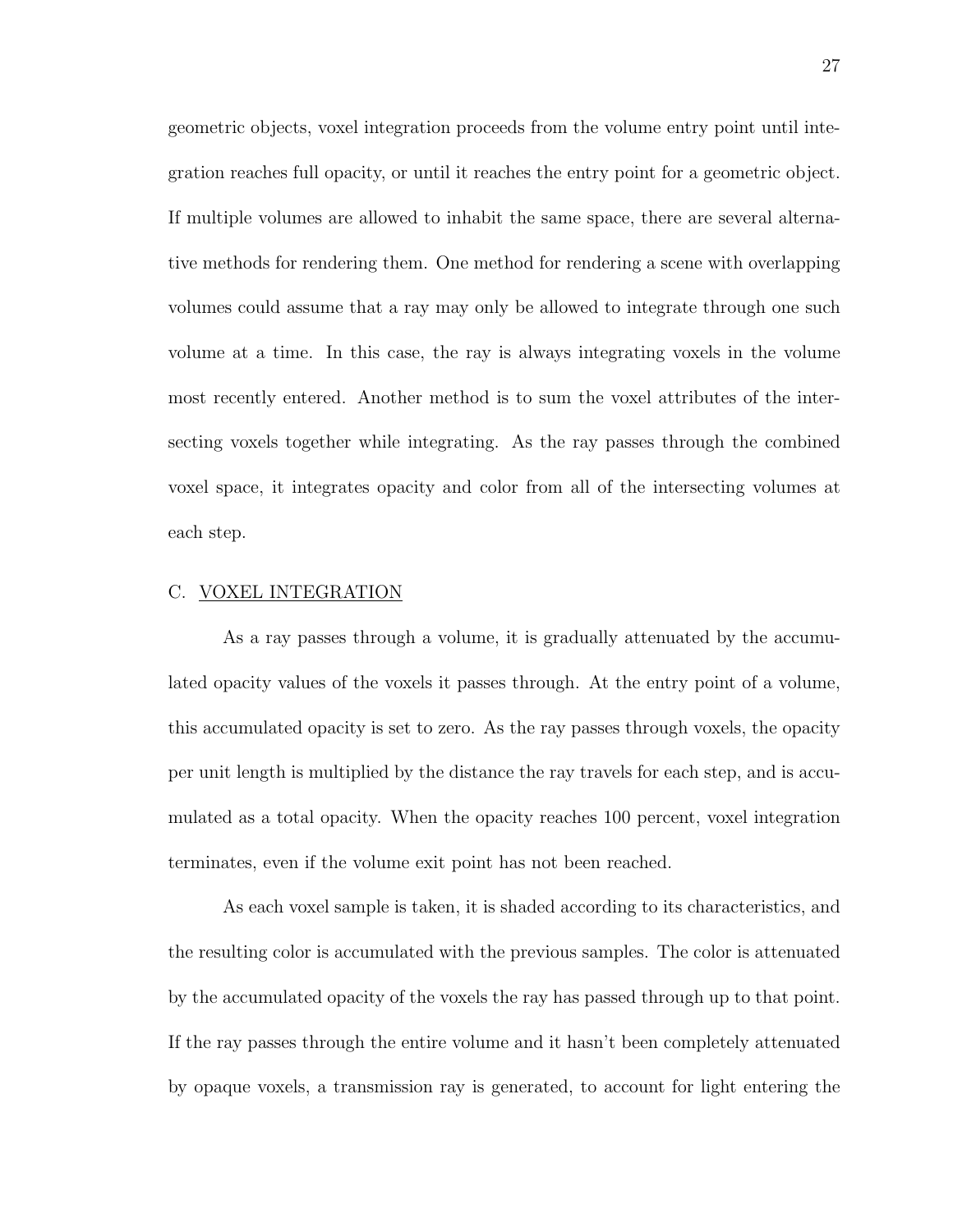geometric objects, voxel integration proceeds from the volume entry point until integration reaches full opacity, or until it reaches the entry point for a geometric object. If multiple volumes are allowed to inhabit the same space, there are several alternative methods for rendering them. One method for rendering a scene with overlapping volumes could assume that a ray may only be allowed to integrate through one such volume at a time. In this case, the ray is always integrating voxels in the volume most recently entered. Another method is to sum the voxel attributes of the intersecting voxels together while integrating. As the ray passes through the combined voxel space, it integrates opacity and color from all of the intersecting volumes at each step.

## C. VOXEL INTEGRATION

As a ray passes through a volume, it is gradually attenuated by the accumulated opacity values of the voxels it passes through. At the entry point of a volume, this accumulated opacity is set to zero. As the ray passes through voxels, the opacity per unit length is multiplied by the distance the ray travels for each step, and is accumulated as a total opacity. When the opacity reaches 100 percent, voxel integration terminates, even if the volume exit point has not been reached.

As each voxel sample is taken, it is shaded according to its characteristics, and the resulting color is accumulated with the previous samples. The color is attenuated by the accumulated opacity of the voxels the ray has passed through up to that point. If the ray passes through the entire volume and it hasn't been completely attenuated by opaque voxels, a transmission ray is generated, to account for light entering the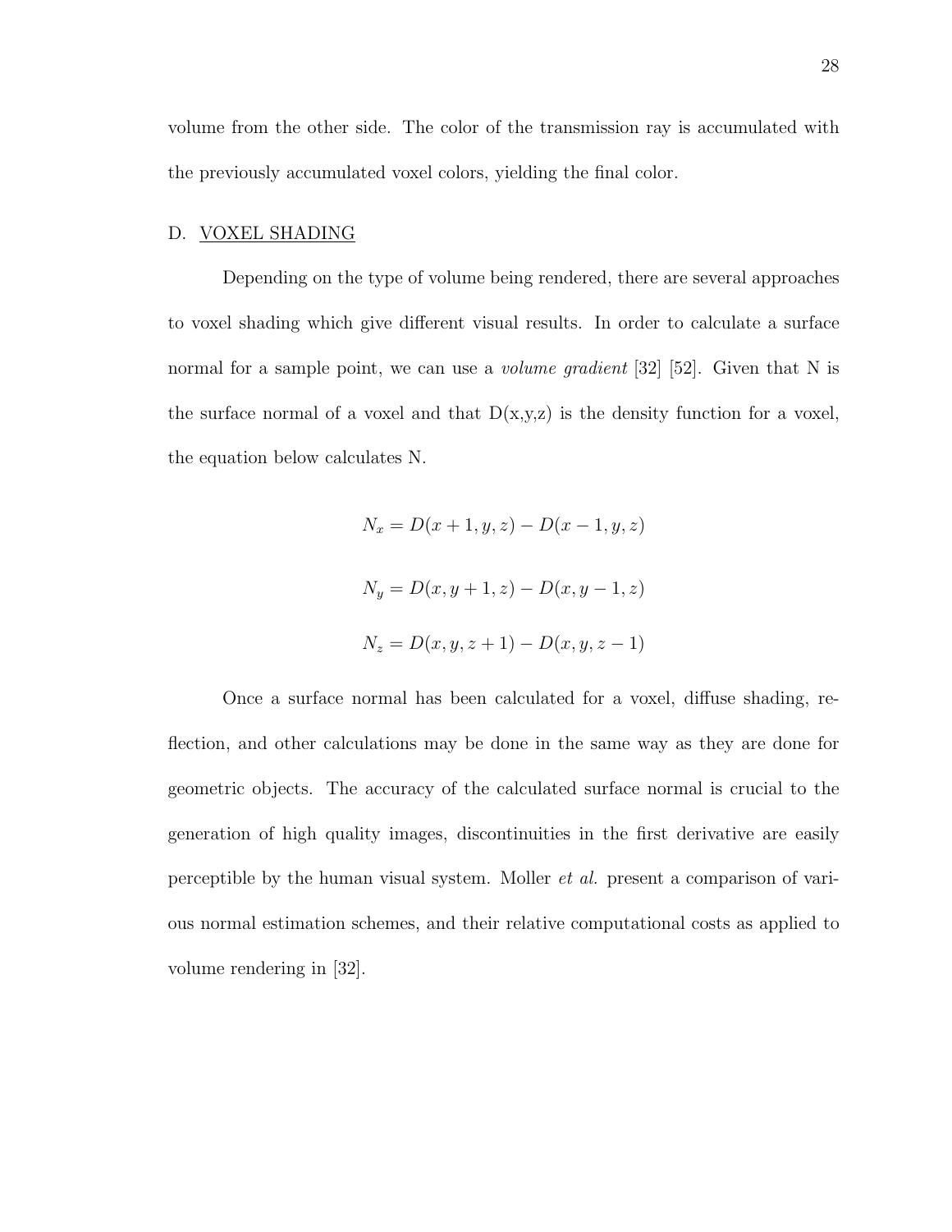volume from the other side. The color of the transmission ray is accumulated with the previously accumulated voxel colors, yielding the final color.

## D. VOXEL SHADING

Depending on the type of volume being rendered, there are several approaches to voxel shading which give different visual results. In order to calculate a surface normal for a sample point, we can use a *volume gradient* [32] [52]. Given that N is the surface normal of a voxel and that D(x,y,z) is the density function for a voxel, the equation below calculates N.

$$N_x = D(x+1, y, z) - D(x-1, y, z)$$

$$N_y = D(x, y+1, z) - D(x, y-1, z)$$

$$N_z = D(x, y, z+1) - D(x, y, z-1)$$

Once a surface normal has been calculated for a voxel, diffuse shading, reflection, and other calculations may be done in the same way as they are done for geometric objects. The accuracy of the calculated surface normal is crucial to the generation of high quality images, discontinuities in the first derivative are easily perceptible by the human visual system. Moller *et al.* present a comparison of various normal estimation schemes, and their relative computational costs as applied to volume rendering in [32].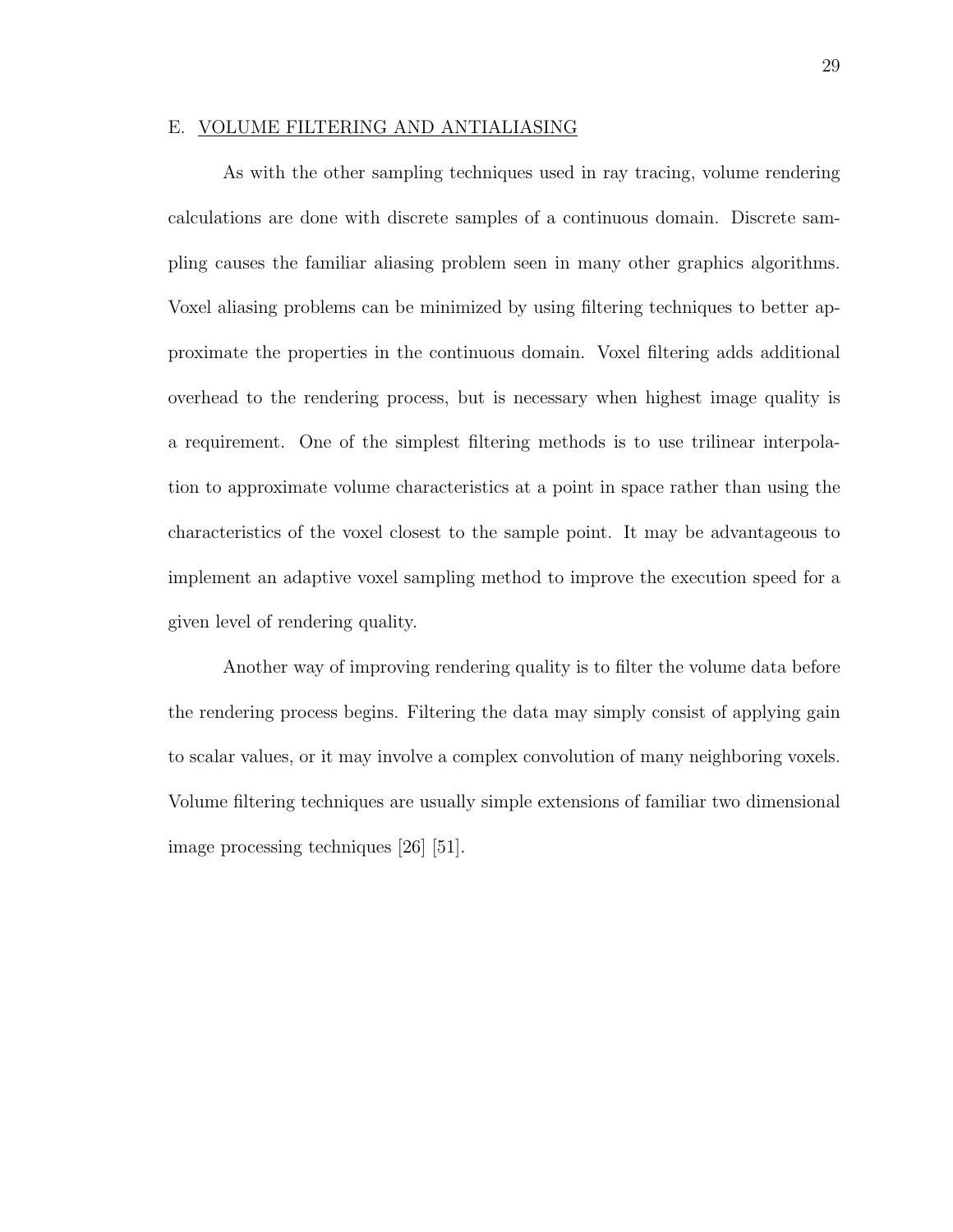## E. VOLUME FILTERING AND ANTIALIASING

As with the other sampling techniques used in ray tracing, volume rendering calculations are done with discrete samples of a continuous domain. Discrete sampling causes the familiar aliasing problem seen in many other graphics algorithms. Voxel aliasing problems can be minimized by using filtering techniques to better approximate the properties in the continuous domain. Voxel filtering adds additional overhead to the rendering process, but is necessary when highest image quality is a requirement. One of the simplest filtering methods is to use trilinear interpolation to approximate volume characteristics at a point in space rather than using the characteristics of the voxel closest to the sample point. It may be advantageous to implement an adaptive voxel sampling method to improve the execution speed for a given level of rendering quality.

Another way of improving rendering quality is to filter the volume data before the rendering process begins. Filtering the data may simply consist of applying gain to scalar values, or it may involve a complex convolution of many neighboring voxels. Volume filtering techniques are usually simple extensions of familiar two dimensional image processing techniques [26] [51].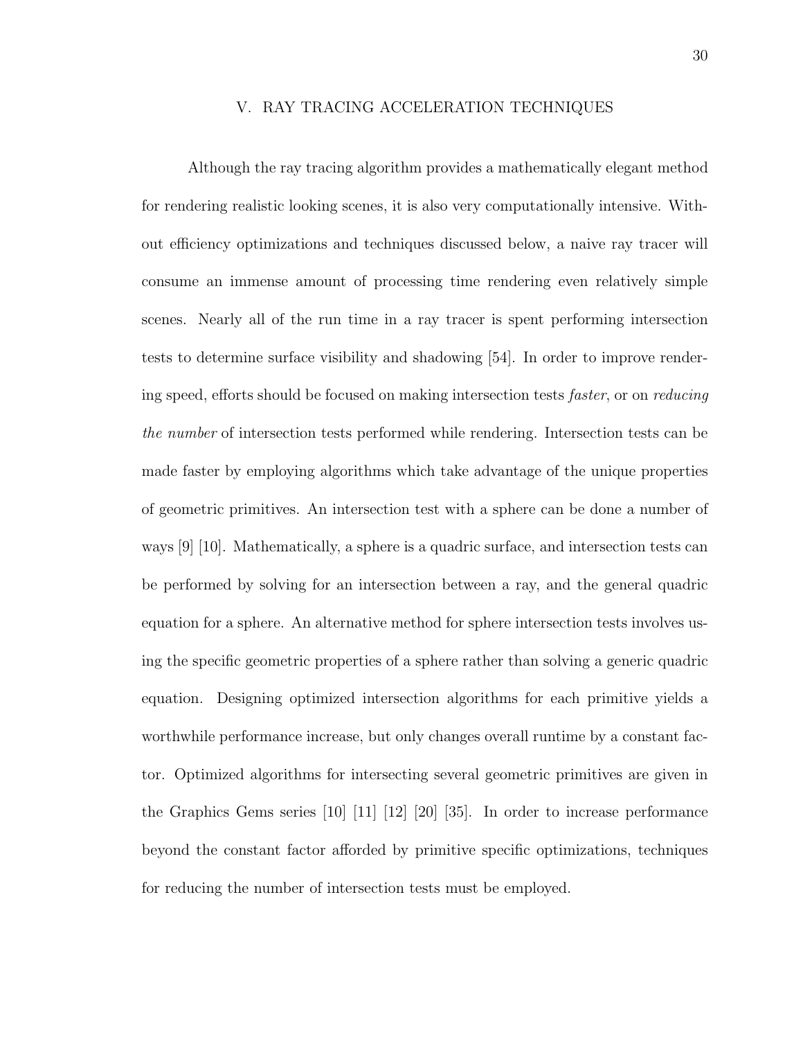# V. RAY TRACING ACCELERATION TECHNIQUES

Although the ray tracing algorithm provides a mathematically elegant method for rendering realistic looking scenes, it is also very computationally intensive. Without efficiency optimizations and techniques discussed below, a naive ray tracer will consume an immense amount of processing time rendering even relatively simple scenes. Nearly all of the run time in a ray tracer is spent performing intersection tests to determine surface visibility and shadowing [54]. In order to improve rendering speed, efforts should be focused on making intersection tests *faster*, or on *reducing the number* of intersection tests performed while rendering. Intersection tests can be made faster by employing algorithms which take advantage of the unique properties of geometric primitives. An intersection test with a sphere can be done a number of ways [9] [10]. Mathematically, a sphere is a quadric surface, and intersection tests can be performed by solving for an intersection between a ray, and the general quadric equation for a sphere. An alternative method for sphere intersection tests involves using the specific geometric properties of a sphere rather than solving a generic quadric equation. Designing optimized intersection algorithms for each primitive yields a worthwhile performance increase, but only changes overall runtime by a constant factor. Optimized algorithms for intersecting several geometric primitives are given in the Graphics Gems series [10] [11] [12] [20] [35]. In order to increase performance beyond the constant factor afforded by primitive specific optimizations, techniques for reducing the number of intersection tests must be employed.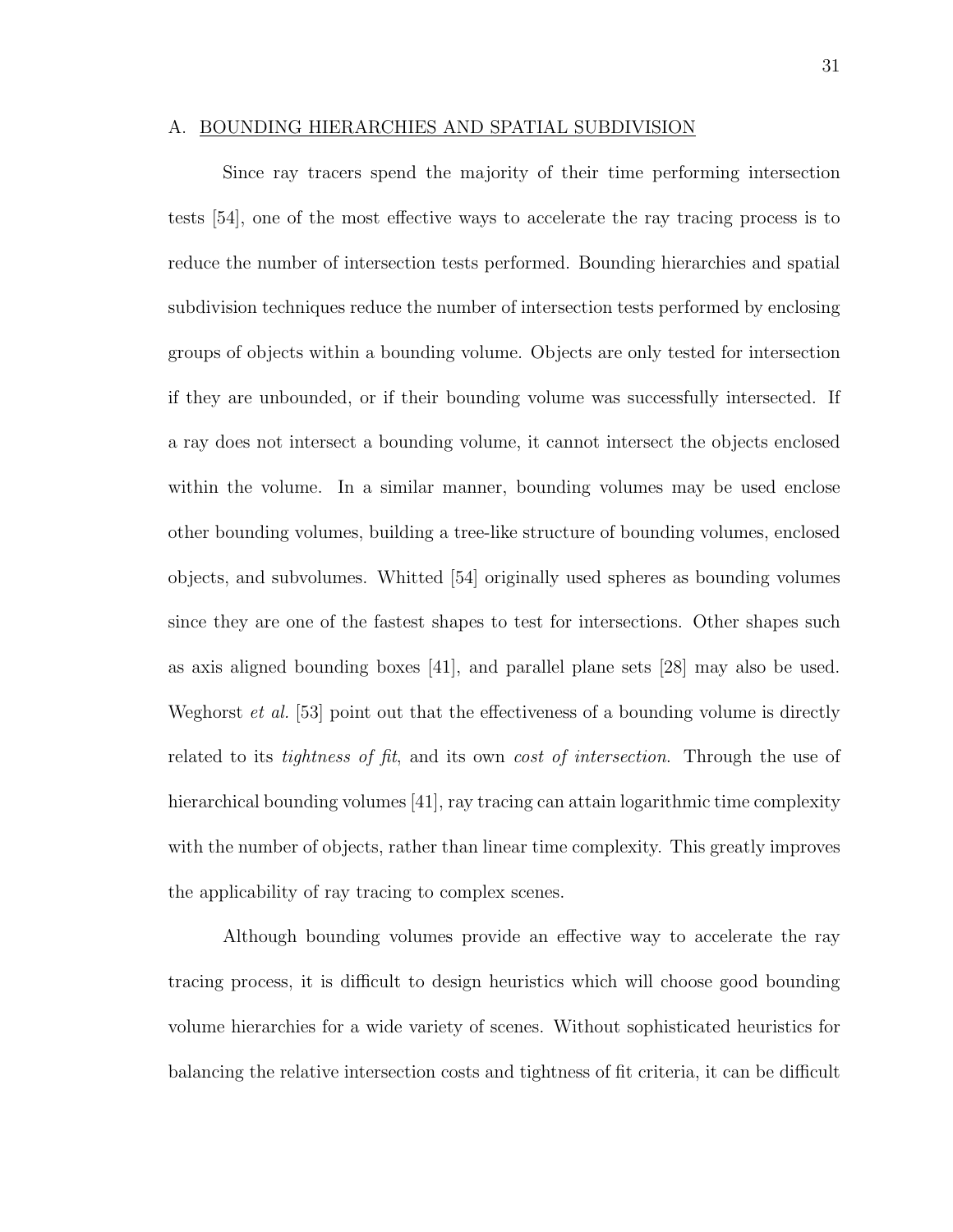## A. BOUNDING HIERARCHIES AND SPATIAL SUBDIVISION

Since ray tracers spend the majority of their time performing intersection tests [54], one of the most effective ways to accelerate the ray tracing process is to reduce the number of intersection tests performed. Bounding hierarchies and spatial subdivision techniques reduce the number of intersection tests performed by enclosing groups of objects within a bounding volume. Objects are only tested for intersection if they are unbounded, or if their bounding volume was successfully intersected. If a ray does not intersect a bounding volume, it cannot intersect the objects enclosed within the volume. In a similar manner, bounding volumes may be used enclose other bounding volumes, building a tree-like structure of bounding volumes, enclosed objects, and subvolumes. Whitted [54] originally used spheres as bounding volumes since they are one of the fastest shapes to test for intersections. Other shapes such as axis aligned bounding boxes [41], and parallel plane sets [28] may also be used. Weghorst *et al.* [53] point out that the effectiveness of a bounding volume is directly related to its *tightness of fit*, and its own *cost of intersection*. Through the use of hierarchical bounding volumes [41], ray tracing can attain logarithmic time complexity with the number of objects, rather than linear time complexity. This greatly improves the applicability of ray tracing to complex scenes.

Although bounding volumes provide an effective way to accelerate the ray tracing process, it is difficult to design heuristics which will choose good bounding volume hierarchies for a wide variety of scenes. Without sophisticated heuristics for balancing the relative intersection costs and tightness of fit criteria, it can be difficult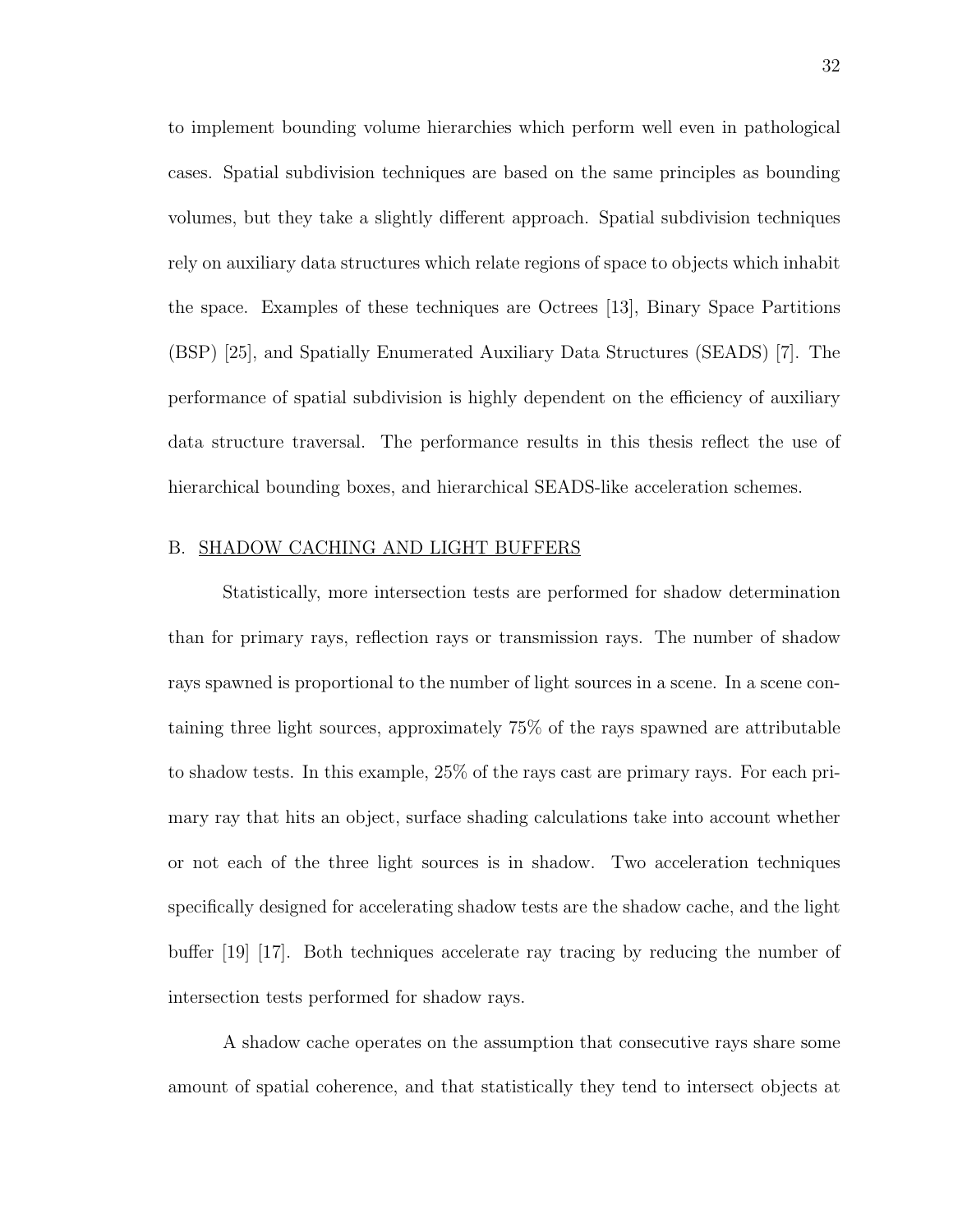to implement bounding volume hierarchies which perform well even in pathological cases. Spatial subdivision techniques are based on the same principles as bounding volumes, but they take a slightly different approach. Spatial subdivision techniques rely on auxiliary data structures which relate regions of space to objects which inhabit the space. Examples of these techniques are Octrees [13], Binary Space Partitions (BSP) [25], and Spatially Enumerated Auxiliary Data Structures (SEADS) [7]. The performance of spatial subdivision is highly dependent on the efficiency of auxiliary data structure traversal. The performance results in this thesis reflect the use of hierarchical bounding boxes, and hierarchical SEADS-like acceleration schemes.

## B. SHADOW CACHING AND LIGHT BUFFERS

Statistically, more intersection tests are performed for shadow determination than for primary rays, reflection rays or transmission rays. The number of shadow rays spawned is proportional to the number of light sources in a scene. In a scene containing three light sources, approximately 75% of the rays spawned are attributable to shadow tests. In this example, 25% of the rays cast are primary rays. For each primary ray that hits an object, surface shading calculations take into account whether or not each of the three light sources is in shadow. Two acceleration techniques specifically designed for accelerating shadow tests are the shadow cache, and the light buffer [19] [17]. Both techniques accelerate ray tracing by reducing the number of intersection tests performed for shadow rays.

A shadow cache operates on the assumption that consecutive rays share some amount of spatial coherence, and that statistically they tend to intersect objects at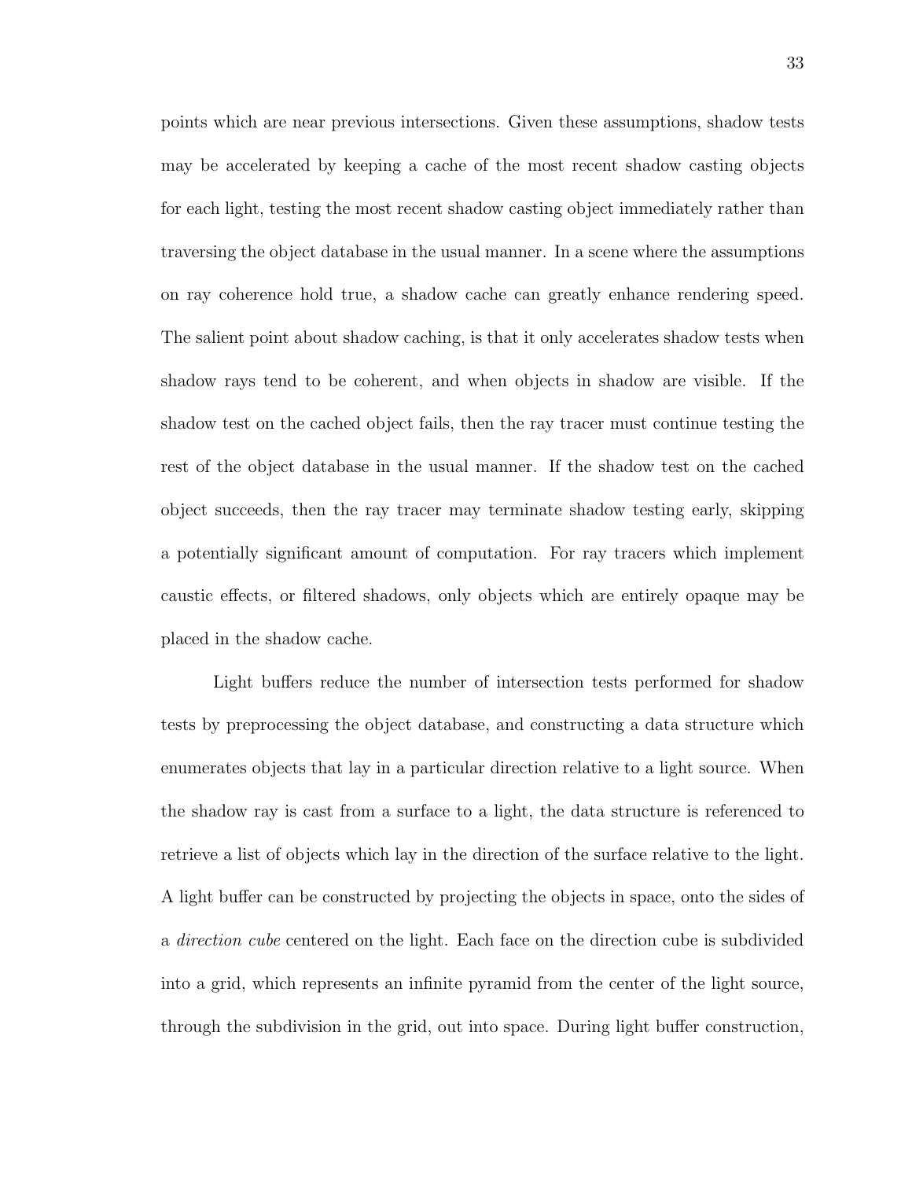points which are near previous intersections. Given these assumptions, shadow tests may be accelerated by keeping a cache of the most recent shadow casting objects for each light, testing the most recent shadow casting object immediately rather than traversing the object database in the usual manner. In a scene where the assumptions on ray coherence hold true, a shadow cache can greatly enhance rendering speed. The salient point about shadow caching, is that it only accelerates shadow tests when shadow rays tend to be coherent, and when objects in shadow are visible. If the shadow test on the cached object fails, then the ray tracer must continue testing the rest of the object database in the usual manner. If the shadow test on the cached object succeeds, then the ray tracer may terminate shadow testing early, skipping a potentially significant amount of computation. For ray tracers which implement caustic effects, or filtered shadows, only objects which are entirely opaque may be placed in the shadow cache.

Light buffers reduce the number of intersection tests performed for shadow tests by preprocessing the object database, and constructing a data structure which enumerates objects that lay in a particular direction relative to a light source. When the shadow ray is cast from a surface to a light, the data structure is referenced to retrieve a list of objects which lay in the direction of the surface relative to the light. A light buffer can be constructed by projecting the objects in space, onto the sides of a *direction cube* centered on the light. Each face on the direction cube is subdivided into a grid, which represents an infinite pyramid from the center of the light source, through the subdivision in the grid, out into space. During light buffer construction,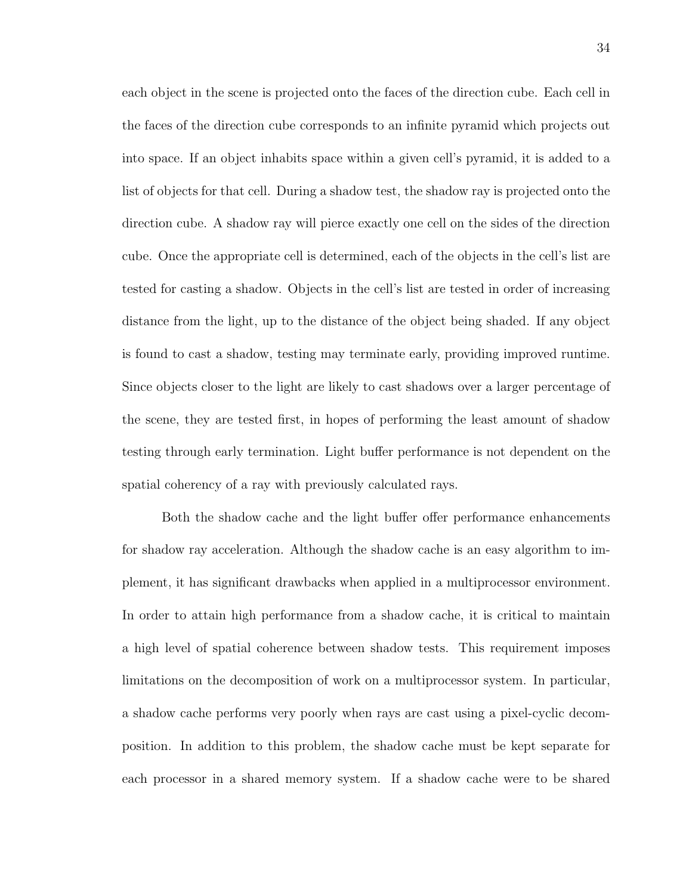each object in the scene is projected onto the faces of the direction cube. Each cell in the faces of the direction cube corresponds to an infinite pyramid which projects out into space. If an object inhabits space within a given cell's pyramid, it is added to a list of objects for that cell. During a shadow test, the shadow ray is projected onto the direction cube. A shadow ray will pierce exactly one cell on the sides of the direction cube. Once the appropriate cell is determined, each of the objects in the cell's list are tested for casting a shadow. Objects in the cell's list are tested in order of increasing distance from the light, up to the distance of the object being shaded. If any object is found to cast a shadow, testing may terminate early, providing improved runtime. Since objects closer to the light are likely to cast shadows over a larger percentage of the scene, they are tested first, in hopes of performing the least amount of shadow testing through early termination. Light buffer performance is not dependent on the spatial coherency of a ray with previously calculated rays.

Both the shadow cache and the light buffer offer performance enhancements for shadow ray acceleration. Although the shadow cache is an easy algorithm to implement, it has significant drawbacks when applied in a multiprocessor environment. In order to attain high performance from a shadow cache, it is critical to maintain a high level of spatial coherence between shadow tests. This requirement imposes limitations on the decomposition of work on a multiprocessor system. In particular, a shadow cache performs very poorly when rays are cast using a pixel-cyclic decomposition. In addition to this problem, the shadow cache must be kept separate for each processor in a shared memory system. If a shadow cache were to be shared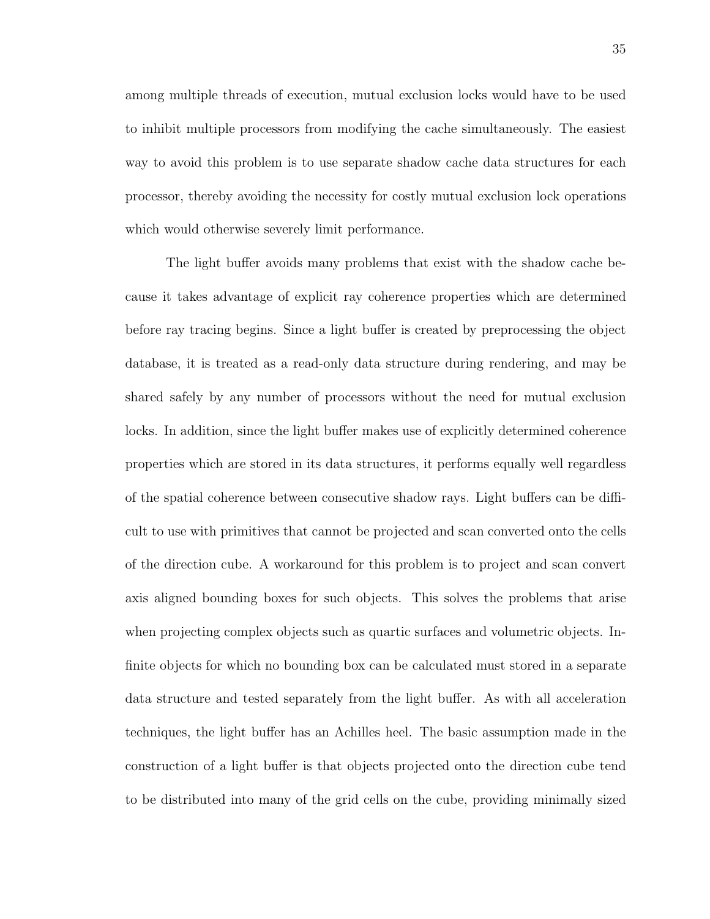among multiple threads of execution, mutual exclusion locks would have to be used to inhibit multiple processors from modifying the cache simultaneously. The easiest way to avoid this problem is to use separate shadow cache data structures for each processor, thereby avoiding the necessity for costly mutual exclusion lock operations which would otherwise severely limit performance.

The light buffer avoids many problems that exist with the shadow cache because it takes advantage of explicit ray coherence properties which are determined before ray tracing begins. Since a light buffer is created by preprocessing the object database, it is treated as a read-only data structure during rendering, and may be shared safely by any number of processors without the need for mutual exclusion locks. In addition, since the light buffer makes use of explicitly determined coherence properties which are stored in its data structures, it performs equally well regardless of the spatial coherence between consecutive shadow rays. Light buffers can be difficult to use with primitives that cannot be projected and scan converted onto the cells of the direction cube. A workaround for this problem is to project and scan convert axis aligned bounding boxes for such objects. This solves the problems that arise when projecting complex objects such as quartic surfaces and volumetric objects. Infinite objects for which no bounding box can be calculated must stored in a separate data structure and tested separately from the light buffer. As with all acceleration techniques, the light buffer has an Achilles heel. The basic assumption made in the construction of a light buffer is that objects projected onto the direction cube tend to be distributed into many of the grid cells on the cube, providing minimally sized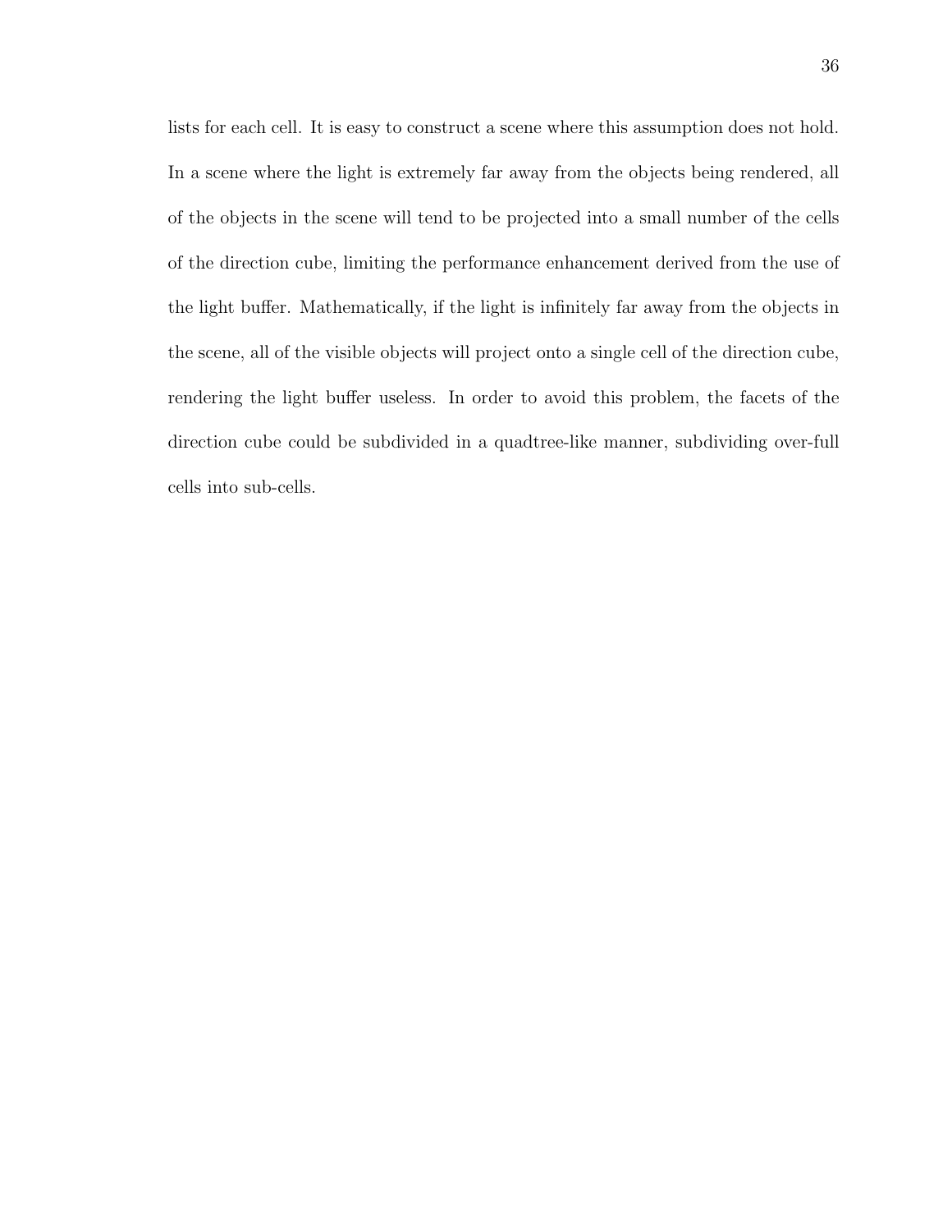lists for each cell. It is easy to construct a scene where this assumption does not hold. In a scene where the light is extremely far away from the objects being rendered, all of the objects in the scene will tend to be projected into a small number of the cells of the direction cube, limiting the performance enhancement derived from the use of the light buffer. Mathematically, if the light is infinitely far away from the objects in the scene, all of the visible objects will project onto a single cell of the direction cube, rendering the light buffer useless. In order to avoid this problem, the facets of the direction cube could be subdivided in a quadtree-like manner, subdividing over-full cells into sub-cells.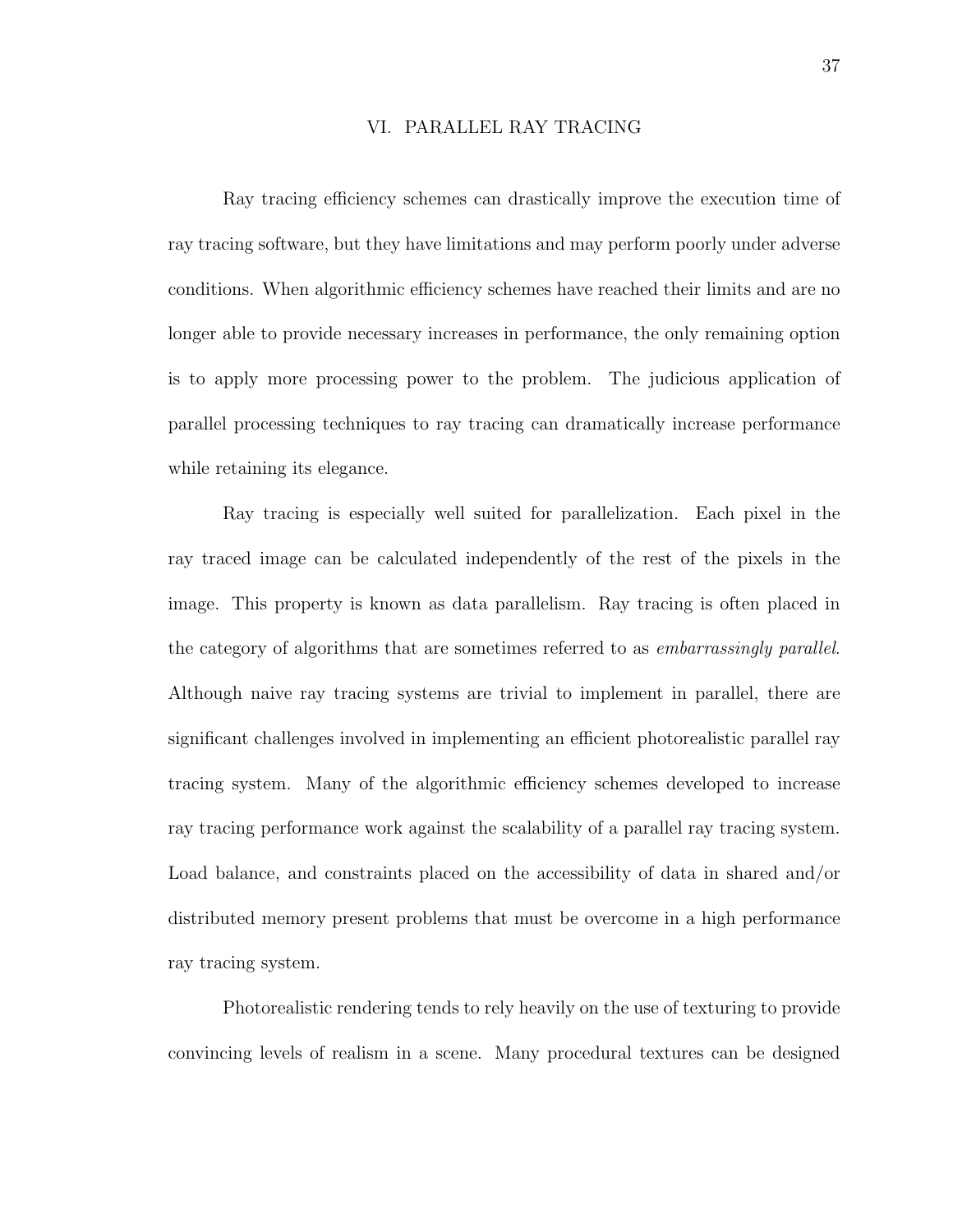# VI. PARALLEL RAY TRACING

Ray tracing efficiency schemes can drastically improve the execution time of ray tracing software, but they have limitations and may perform poorly under adverse conditions. When algorithmic efficiency schemes have reached their limits and are no longer able to provide necessary increases in performance, the only remaining option is to apply more processing power to the problem. The judicious application of parallel processing techniques to ray tracing can dramatically increase performance while retaining its elegance.

Ray tracing is especially well suited for parallelization. Each pixel in the ray traced image can be calculated independently of the rest of the pixels in the image. This property is known as data parallelism. Ray tracing is often placed in the category of algorithms that are sometimes referred to as *embarrassingly parallel*. Although naive ray tracing systems are trivial to implement in parallel, there are significant challenges involved in implementing an efficient photorealistic parallel ray tracing system. Many of the algorithmic efficiency schemes developed to increase ray tracing performance work against the scalability of a parallel ray tracing system. Load balance, and constraints placed on the accessibility of data in shared and/or distributed memory present problems that must be overcome in a high performance ray tracing system.

Photorealistic rendering tends to rely heavily on the use of texturing to provide convincing levels of realism in a scene. Many procedural textures can be designed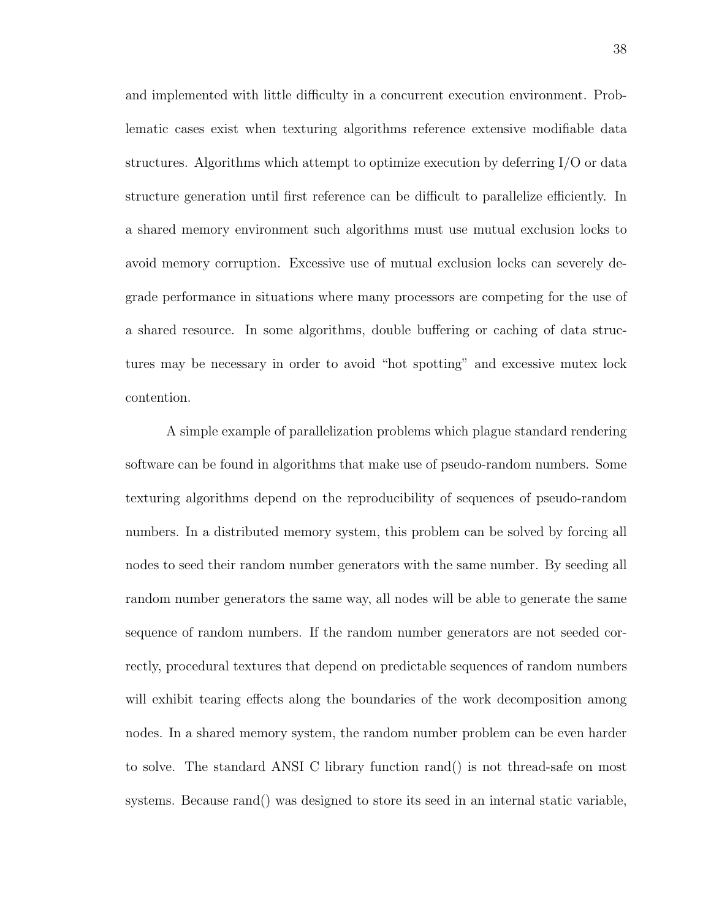and implemented with little difficulty in a concurrent execution environment. Problematic cases exist when texturing algorithms reference extensive modifiable data structures. Algorithms which attempt to optimize execution by deferring I/O or data structure generation until first reference can be difficult to parallelize efficiently. In a shared memory environment such algorithms must use mutual exclusion locks to avoid memory corruption. Excessive use of mutual exclusion locks can severely degrade performance in situations where many processors are competing for the use of a shared resource. In some algorithms, double buffering or caching of data structures may be necessary in order to avoid "hot spotting" and excessive mutex lock contention.

A simple example of parallelization problems which plague standard rendering software can be found in algorithms that make use of pseudo-random numbers. Some texturing algorithms depend on the reproducibility of sequences of pseudo-random numbers. In a distributed memory system, this problem can be solved by forcing all nodes to seed their random number generators with the same number. By seeding all random number generators the same way, all nodes will be able to generate the same sequence of random numbers. If the random number generators are not seeded correctly, procedural textures that depend on predictable sequences of random numbers will exhibit tearing effects along the boundaries of the work decomposition among nodes. In a shared memory system, the random number problem can be even harder to solve. The standard ANSI C library function rand() is not thread-safe on most systems. Because rand() was designed to store its seed in an internal static variable,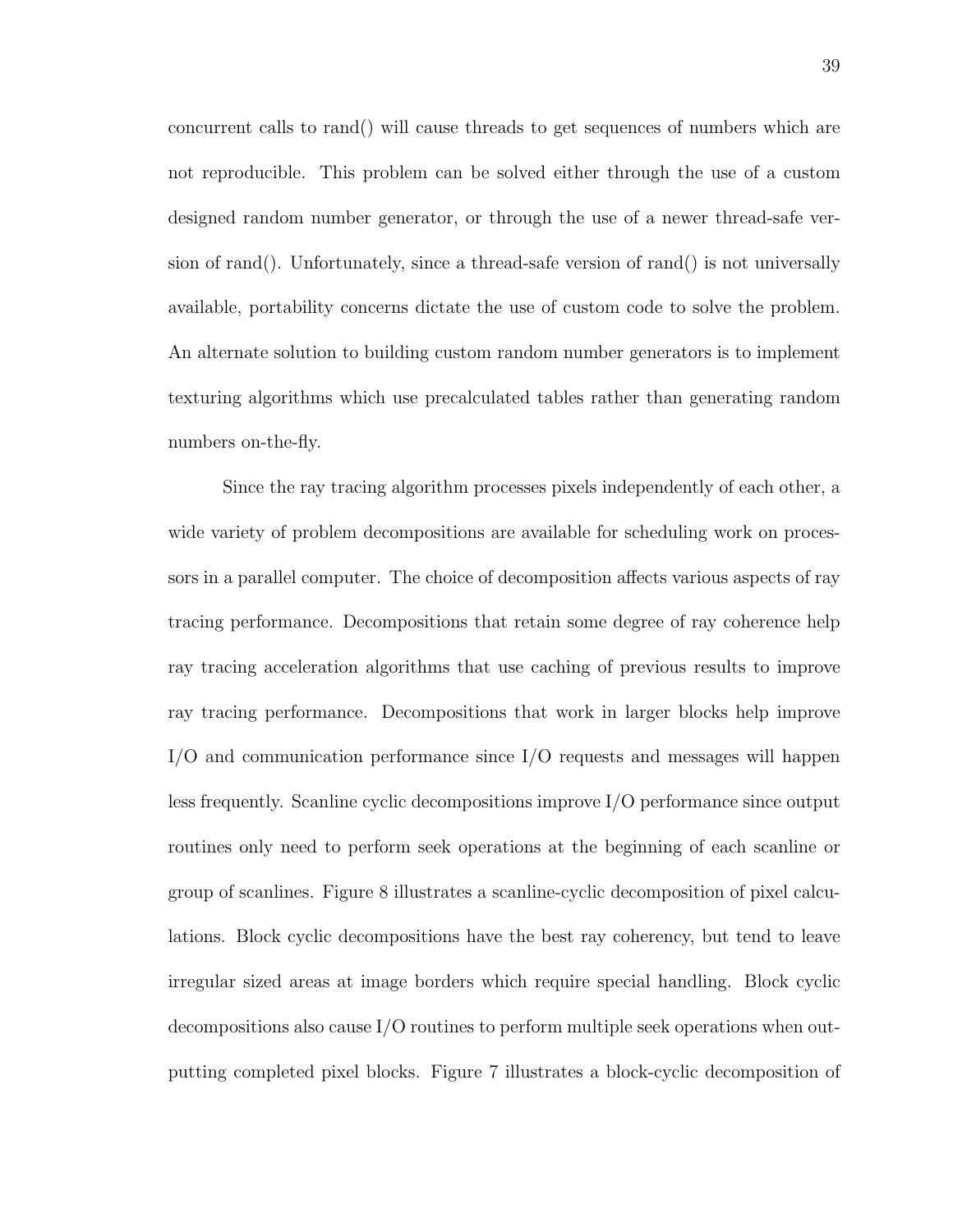concurrent calls to rand() will cause threads to get sequences of numbers which are not reproducible. This problem can be solved either through the use of a custom designed random number generator, or through the use of a newer thread-safe version of rand(). Unfortunately, since a thread-safe version of rand() is not universally available, portability concerns dictate the use of custom code to solve the problem. An alternate solution to building custom random number generators is to implement texturing algorithms which use precalculated tables rather than generating random numbers on-the-fly.

Since the ray tracing algorithm processes pixels independently of each other, a wide variety of problem decompositions are available for scheduling work on processors in a parallel computer. The choice of decomposition affects various aspects of ray tracing performance. Decompositions that retain some degree of ray coherence help ray tracing acceleration algorithms that use caching of previous results to improve ray tracing performance. Decompositions that work in larger blocks help improve I/O and communication performance since I/O requests and messages will happen less frequently. Scanline cyclic decompositions improve I/O performance since output routines only need to perform seek operations at the beginning of each scanline or group of scanlines. Figure 8 illustrates a scanline-cyclic decomposition of pixel calculations. Block cyclic decompositions have the best ray coherency, but tend to leave irregular sized areas at image borders which require special handling. Block cyclic decompositions also cause I/O routines to perform multiple seek operations when outputting completed pixel blocks. Figure 7 illustrates a block-cyclic decomposition of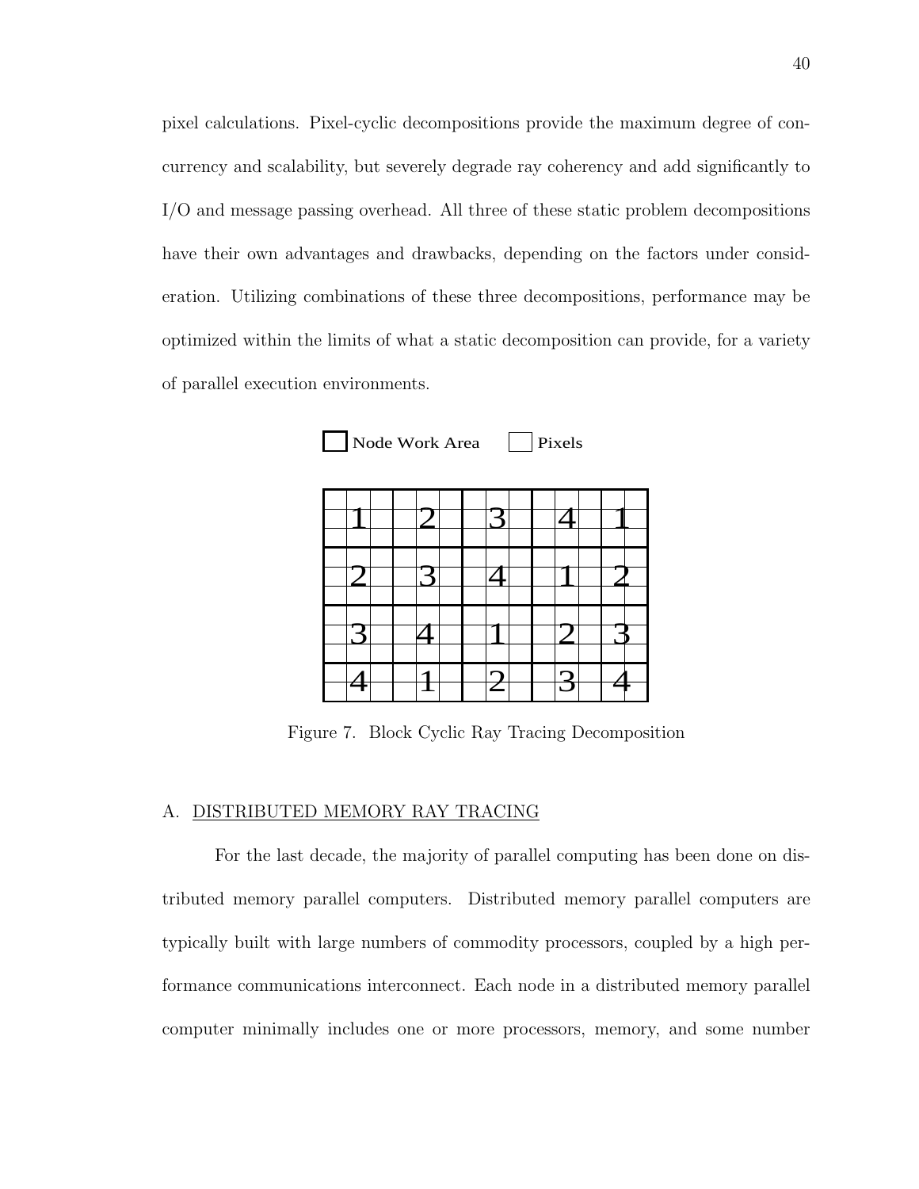pixel calculations. Pixel-cyclic decompositions provide the maximum degree of concurrency and scalability, but severely degrade ray coherency and add significantly to I/O and message passing overhead. All three of these static problem decompositions have their own advantages and drawbacks, depending on the factors under consideration. Utilizing combinations of these three decompositions, performance may be optimized within the limits of what a static decomposition can provide, for a variety of parallel execution environments.

Node Work Area    Pixels

| | | | | |
|---|---|---|---|---|
| 1 | 2 | 3 | 4 | 1 |
| 2 | 3 | 4 | 1 | 2 |
| 3 | 4 | 1 | 2 | 3 |
| 4 | 1 | 2 | 3 | 4 |

Figure 7. Block Cyclic Ray Tracing Decomposition

## A. DISTRIBUTED MEMORY RAY TRACING

For the last decade, the majority of parallel computing has been done on distributed memory parallel computers. Distributed memory parallel computers are typically built with large numbers of commodity processors, coupled by a high performance communications interconnect. Each node in a distributed memory parallel computer minimally includes one or more processors, memory, and some number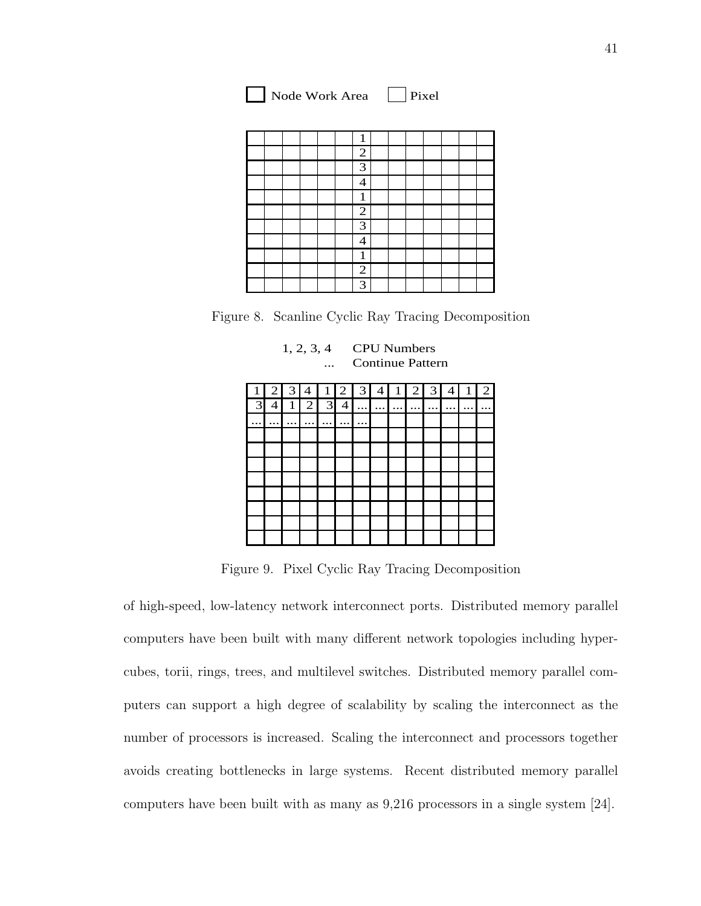Node Work Area Pixel

|  |  |  |  |  |  |  |  |  |  |  |  |  |  |
|---|---|---|---|---|---|---|---|---|---|---|---|---|---|
|  |  |  |  |  |  | 1 |  |  |  |  |  |  |  |
|  |  |  |  |  |  | 2 |  |  |  |  |  |  |  |
|  |  |  |  |  |  | 3 |  |  |  |  |  |  |  |
|  |  |  |  |  |  | 4 |  |  |  |  |  |  |  |
|  |  |  |  |  |  | 1 |  |  |  |  |  |  |  |
|  |  |  |  |  |  | 2 |  |  |  |  |  |  |  |
|  |  |  |  |  |  | 3 |  |  |  |  |  |  |  |
|  |  |  |  |  |  | 4 |  |  |  |  |  |  |  |
|  |  |  |  |  |  | 1 |  |  |  |  |  |  |  |
|  |  |  |  |  |  | 2 |  |  |  |  |  |  |  |
|  |  |  |  |  |  | 3 |  |  |  |  |  |  |  |

Figure 8. Scanline Cyclic Ray Tracing Decomposition

1, 2, 3, 4 CPU Numbers
... Continue Pattern

| 1 | 2 | 3 | 4 | 1 | 2 | 3 | 4 | 1 | 2 | 3 | 4 | 1 | 2 |
|---|---|---|---|---|---|---|---|---|---|---|---|---|---|
| 3 | 4 | 1 | 2 | 3 | 4 | ... | ... | ... | ... | ... | ... | ... | ... |
| ... | ... | ... | ... | ... | ... | ... |  |  |  |  |  |  |  |
|  |  |  |  |  |  |  |  |  |  |  |  |  |  |
|  |  |  |  |  |  |  |  |  |  |  |  |  |  |
|  |  |  |  |  |  |  |  |  |  |  |  |  |  |
|  |  |  |  |  |  |  |  |  |  |  |  |  |  |
|  |  |  |  |  |  |  |  |  |  |  |  |  |  |
|  |  |  |  |  |  |  |  |  |  |  |  |  |  |
|  |  |  |  |  |  |  |  |  |  |  |  |  |  |
|  |  |  |  |  |  |  |  |  |  |  |  |  |  |

Figure 9. Pixel Cyclic Ray Tracing Decomposition

of high-speed, low-latency network interconnect ports. Distributed memory parallel computers have been built with many different network topologies including hypercubes, torii, rings, trees, and multilevel switches. Distributed memory parallel computers can support a high degree of scalability by scaling the interconnect as the number of processors is increased. Scaling the interconnect and processors together avoids creating bottlenecks in large systems. Recent distributed memory parallel computers have been built with as many as 9,216 processors in a single system [24].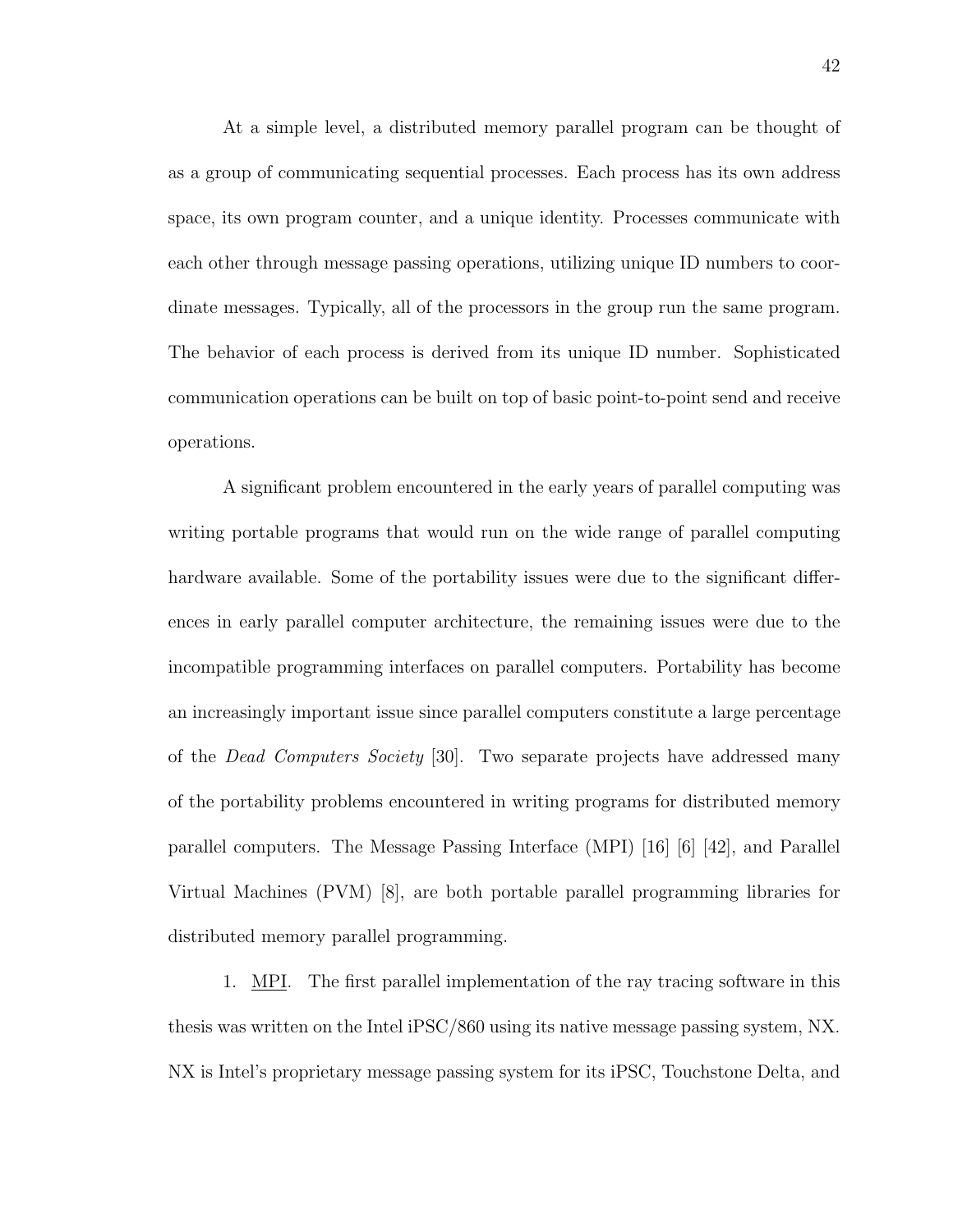At a simple level, a distributed memory parallel program can be thought of as a group of communicating sequential processes. Each process has its own address space, its own program counter, and a unique identity. Processes communicate with each other through message passing operations, utilizing unique ID numbers to coordinate messages. Typically, all of the processors in the group run the same program. The behavior of each process is derived from its unique ID number. Sophisticated communication operations can be built on top of basic point-to-point send and receive operations.

A significant problem encountered in the early years of parallel computing was writing portable programs that would run on the wide range of parallel computing hardware available. Some of the portability issues were due to the significant differences in early parallel computer architecture, the remaining issues were due to the incompatible programming interfaces on parallel computers. Portability has become an increasingly important issue since parallel computers constitute a large percentage of the *Dead Computers Society* [30]. Two separate projects have addressed many of the portability problems encountered in writing programs for distributed memory parallel computers. The Message Passing Interface (MPI) [16] [6] [42], and Parallel Virtual Machines (PVM) [8], are both portable parallel programming libraries for distributed memory parallel programming.

1. MPI. The first parallel implementation of the ray tracing software in this thesis was written on the Intel iPSC/860 using its native message passing system, NX. NX is Intel's proprietary message passing system for its iPSC, Touchstone Delta, and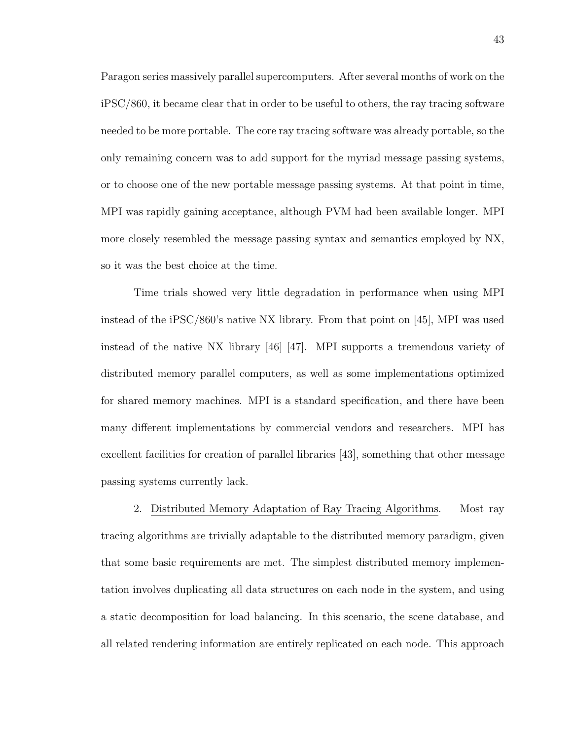Paragon series massively parallel supercomputers. After several months of work on the iPSC/860, it became clear that in order to be useful to others, the ray tracing software needed to be more portable. The core ray tracing software was already portable, so the only remaining concern was to add support for the myriad message passing systems, or to choose one of the new portable message passing systems. At that point in time, MPI was rapidly gaining acceptance, although PVM had been available longer. MPI more closely resembled the message passing syntax and semantics employed by NX, so it was the best choice at the time.

Time trials showed very little degradation in performance when using MPI instead of the iPSC/860's native NX library. From that point on [45], MPI was used instead of the native NX library [46] [47]. MPI supports a tremendous variety of distributed memory parallel computers, as well as some implementations optimized for shared memory machines. MPI is a standard specification, and there have been many different implementations by commercial vendors and researchers. MPI has excellent facilities for creation of parallel libraries [43], something that other message passing systems currently lack.

2. Distributed Memory Adaptation of Ray Tracing Algorithms. Most ray tracing algorithms are trivially adaptable to the distributed memory paradigm, given that some basic requirements are met. The simplest distributed memory implementation involves duplicating all data structures on each node in the system, and using a static decomposition for load balancing. In this scenario, the scene database, and all related rendering information are entirely replicated on each node. This approach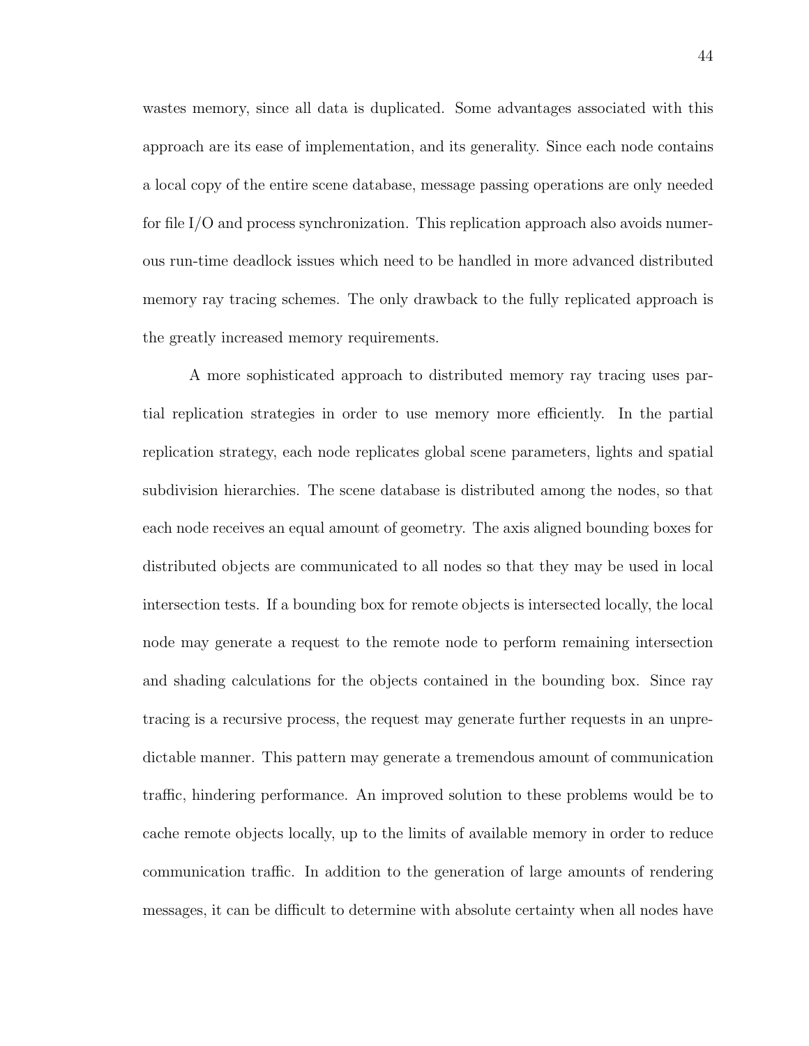wastes memory, since all data is duplicated. Some advantages associated with this approach are its ease of implementation, and its generality. Since each node contains a local copy of the entire scene database, message passing operations are only needed for file I/O and process synchronization. This replication approach also avoids numerous run-time deadlock issues which need to be handled in more advanced distributed memory ray tracing schemes. The only drawback to the fully replicated approach is the greatly increased memory requirements.

A more sophisticated approach to distributed memory ray tracing uses partial replication strategies in order to use memory more efficiently. In the partial replication strategy, each node replicates global scene parameters, lights and spatial subdivision hierarchies. The scene database is distributed among the nodes, so that each node receives an equal amount of geometry. The axis aligned bounding boxes for distributed objects are communicated to all nodes so that they may be used in local intersection tests. If a bounding box for remote objects is intersected locally, the local node may generate a request to the remote node to perform remaining intersection and shading calculations for the objects contained in the bounding box. Since ray tracing is a recursive process, the request may generate further requests in an unpredictable manner. This pattern may generate a tremendous amount of communication traffic, hindering performance. An improved solution to these problems would be to cache remote objects locally, up to the limits of available memory in order to reduce communication traffic. In addition to the generation of large amounts of rendering messages, it can be difficult to determine with absolute certainty when all nodes have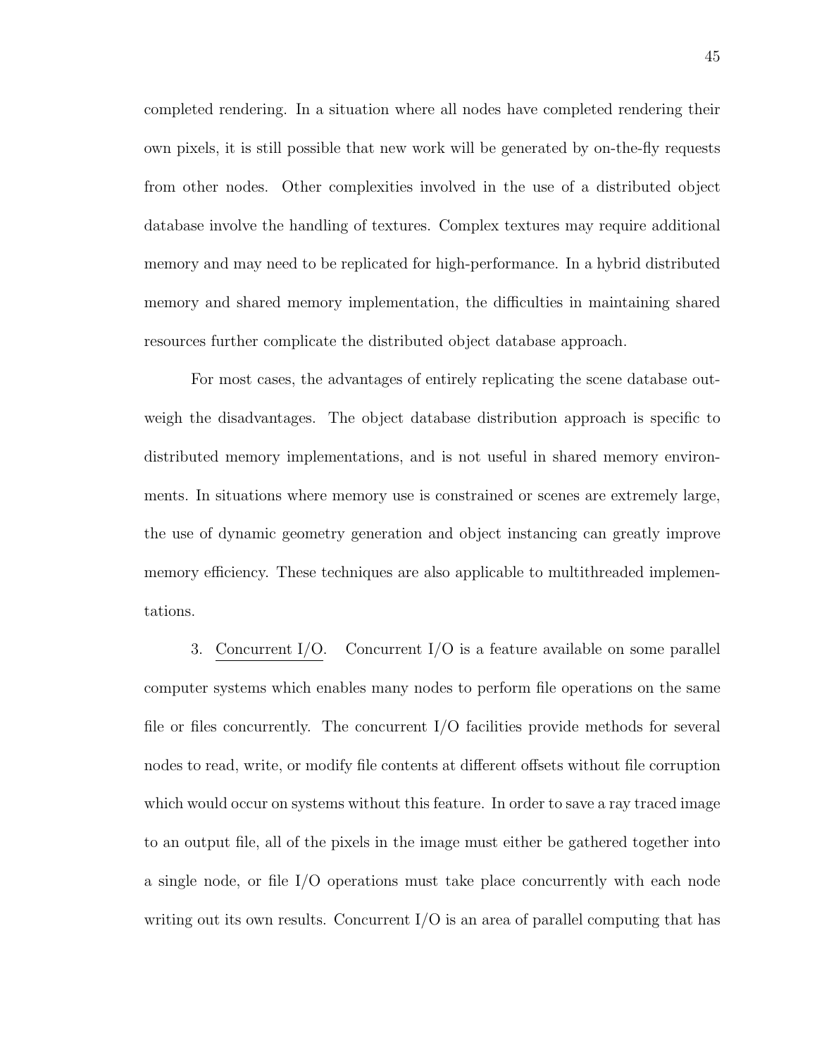completed rendering. In a situation where all nodes have completed rendering their own pixels, it is still possible that new work will be generated by on-the-fly requests from other nodes. Other complexities involved in the use of a distributed object database involve the handling of textures. Complex textures may require additional memory and may need to be replicated for high-performance. In a hybrid distributed memory and shared memory implementation, the difficulties in maintaining shared resources further complicate the distributed object database approach.

For most cases, the advantages of entirely replicating the scene database outweigh the disadvantages. The object database distribution approach is specific to distributed memory implementations, and is not useful in shared memory environments. In situations where memory use is constrained or scenes are extremely large, the use of dynamic geometry generation and object instancing can greatly improve memory efficiency. These techniques are also applicable to multithreaded implementations.

3. <u>Concurrent I/O</u>. Concurrent I/O is a feature available on some parallel computer systems which enables many nodes to perform file operations on the same file or files concurrently. The concurrent I/O facilities provide methods for several nodes to read, write, or modify file contents at different offsets without file corruption which would occur on systems without this feature. In order to save a ray traced image to an output file, all of the pixels in the image must either be gathered together into a single node, or file I/O operations must take place concurrently with each node writing out its own results. Concurrent I/O is an area of parallel computing that has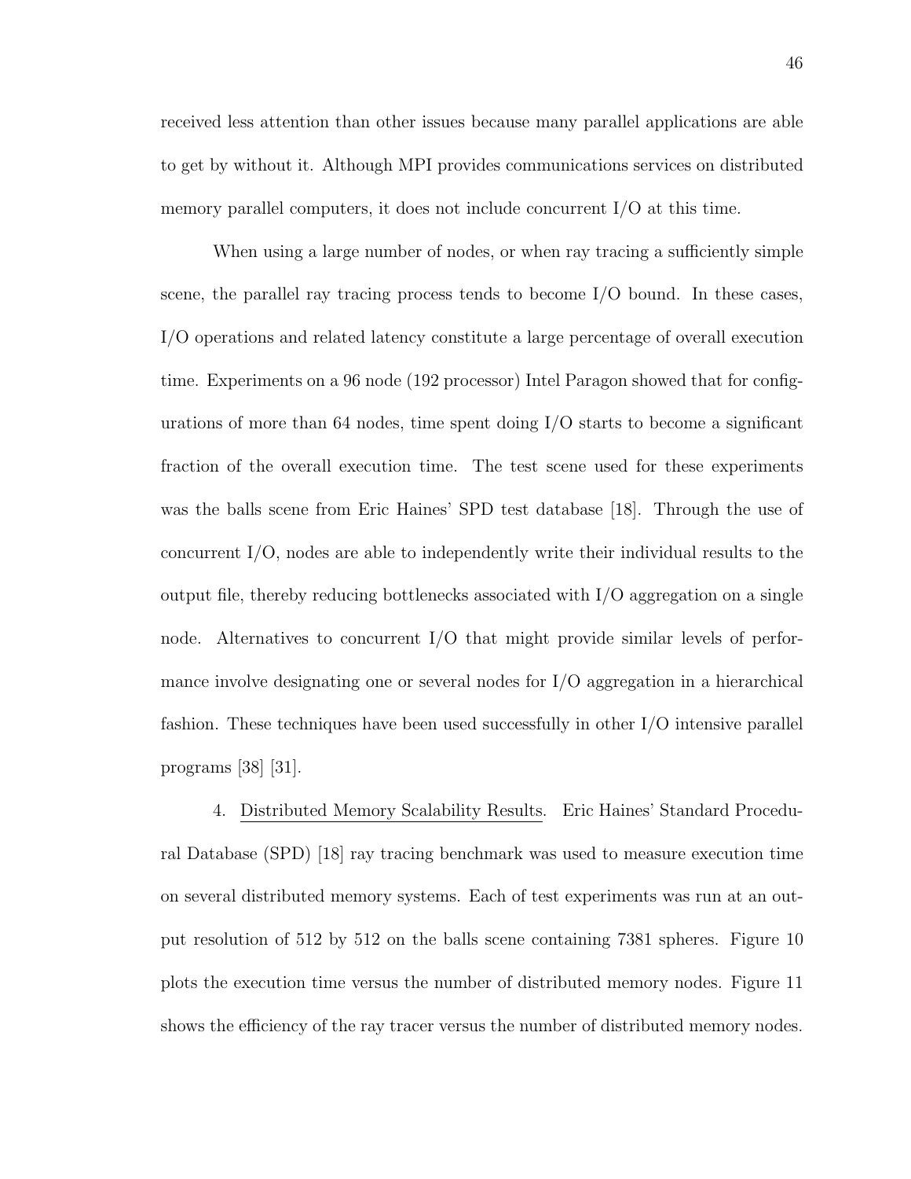received less attention than other issues because many parallel applications are able to get by without it. Although MPI provides communications services on distributed memory parallel computers, it does not include concurrent I/O at this time.

When using a large number of nodes, or when ray tracing a sufficiently simple scene, the parallel ray tracing process tends to become I/O bound. In these cases, I/O operations and related latency constitute a large percentage of overall execution time. Experiments on a 96 node (192 processor) Intel Paragon showed that for configurations of more than 64 nodes, time spent doing I/O starts to become a significant fraction of the overall execution time. The test scene used for these experiments was the balls scene from Eric Haines' SPD test database [18]. Through the use of concurrent I/O, nodes are able to independently write their individual results to the output file, thereby reducing bottlenecks associated with I/O aggregation on a single node. Alternatives to concurrent I/O that might provide similar levels of performance involve designating one or several nodes for I/O aggregation in a hierarchical fashion. These techniques have been used successfully in other I/O intensive parallel programs [38] [31].

4. Distributed Memory Scalability Results. Eric Haines' Standard Procedural Database (SPD) [18] ray tracing benchmark was used to measure execution time on several distributed memory systems. Each of test experiments was run at an output resolution of 512 by 512 on the balls scene containing 7381 spheres. Figure 10 plots the execution time versus the number of distributed memory nodes. Figure 11 shows the efficiency of the ray tracer versus the number of distributed memory nodes.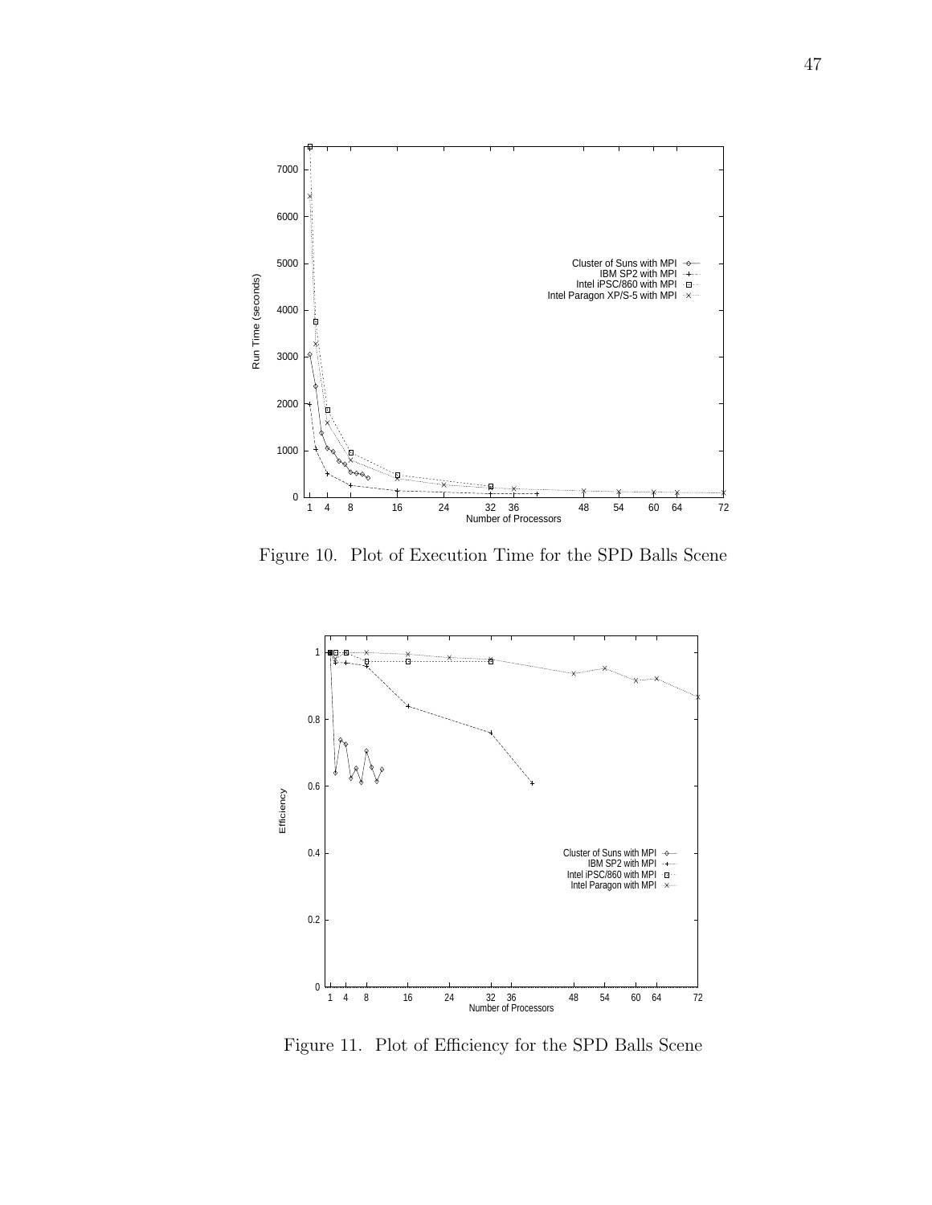Figure 10. Plot of Execution Time for the SPD Balls Scene

Figure 11. Plot of Efficiency for the SPD Balls Scene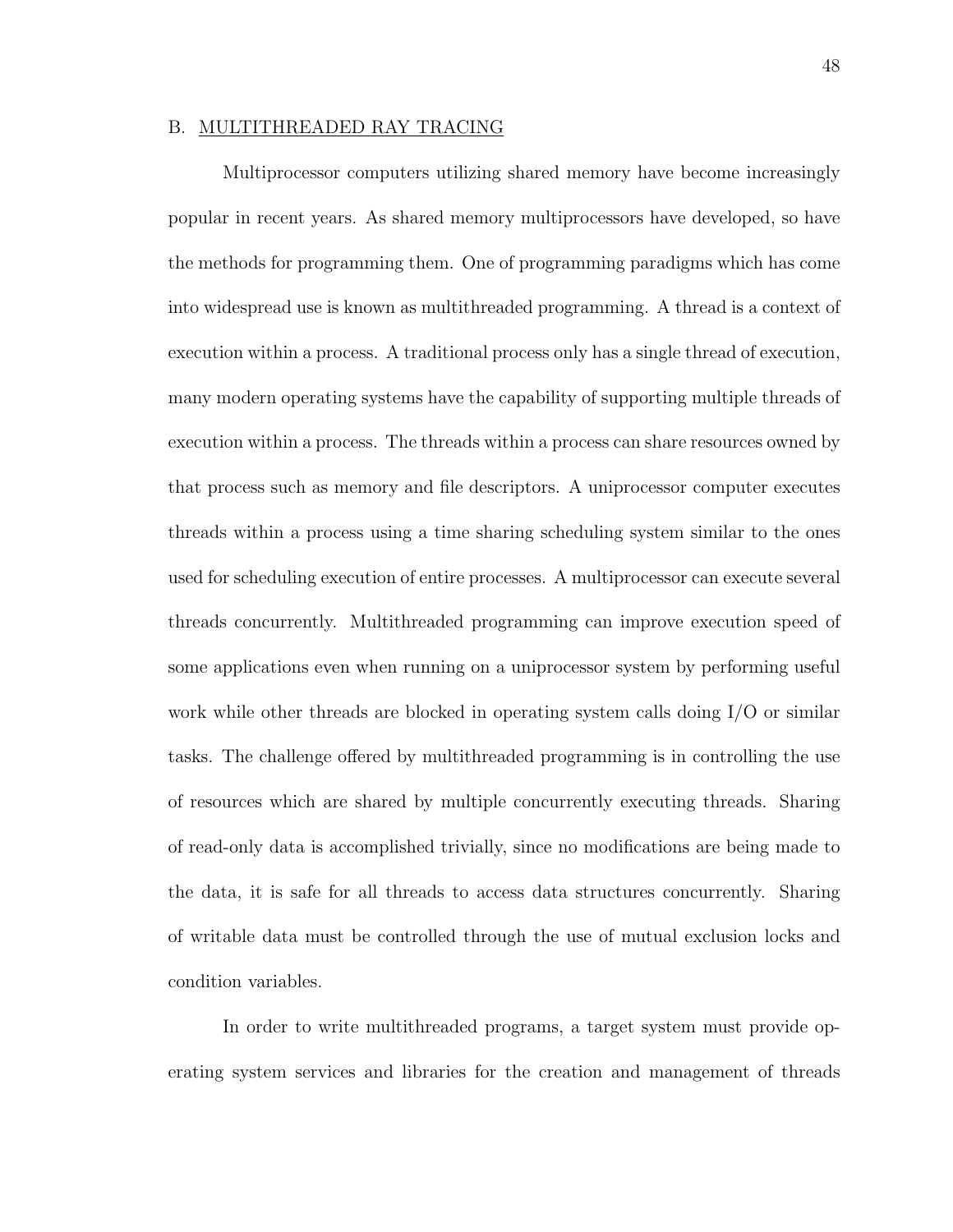## B. MULTITHREADED RAY TRACING

Multiprocessor computers utilizing shared memory have become increasingly popular in recent years. As shared memory multiprocessors have developed, so have the methods for programming them. One of programming paradigms which has come into widespread use is known as multithreaded programming. A thread is a context of execution within a process. A traditional process only has a single thread of execution, many modern operating systems have the capability of supporting multiple threads of execution within a process. The threads within a process can share resources owned by that process such as memory and file descriptors. A uniprocessor computer executes threads within a process using a time sharing scheduling system similar to the ones used for scheduling execution of entire processes. A multiprocessor can execute several threads concurrently. Multithreaded programming can improve execution speed of some applications even when running on a uniprocessor system by performing useful work while other threads are blocked in operating system calls doing I/O or similar tasks. The challenge offered by multithreaded programming is in controlling the use of resources which are shared by multiple concurrently executing threads. Sharing of read-only data is accomplished trivially, since no modifications are being made to the data, it is safe for all threads to access data structures concurrently. Sharing of writable data must be controlled through the use of mutual exclusion locks and condition variables.

In order to write multithreaded programs, a target system must provide operating system services and libraries for the creation and management of threads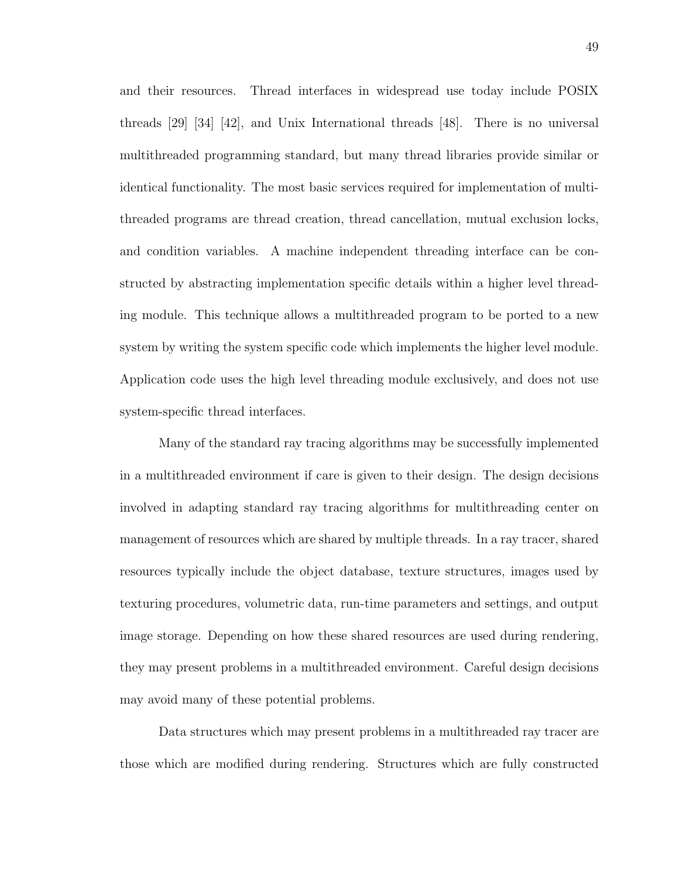and their resources. Thread interfaces in widespread use today include POSIX threads [29] [34] [42], and Unix International threads [48]. There is no universal multithreaded programming standard, but many thread libraries provide similar or identical functionality. The most basic services required for implementation of multithreaded programs are thread creation, thread cancellation, mutual exclusion locks, and condition variables. A machine independent threading interface can be constructed by abstracting implementation specific details within a higher level threading module. This technique allows a multithreaded program to be ported to a new system by writing the system specific code which implements the higher level module. Application code uses the high level threading module exclusively, and does not use system-specific thread interfaces.

Many of the standard ray tracing algorithms may be successfully implemented in a multithreaded environment if care is given to their design. The design decisions involved in adapting standard ray tracing algorithms for multithreading center on management of resources which are shared by multiple threads. In a ray tracer, shared resources typically include the object database, texture structures, images used by texturing procedures, volumetric data, run-time parameters and settings, and output image storage. Depending on how these shared resources are used during rendering, they may present problems in a multithreaded environment. Careful design decisions may avoid many of these potential problems.

Data structures which may present problems in a multithreaded ray tracer are those which are modified during rendering. Structures which are fully constructed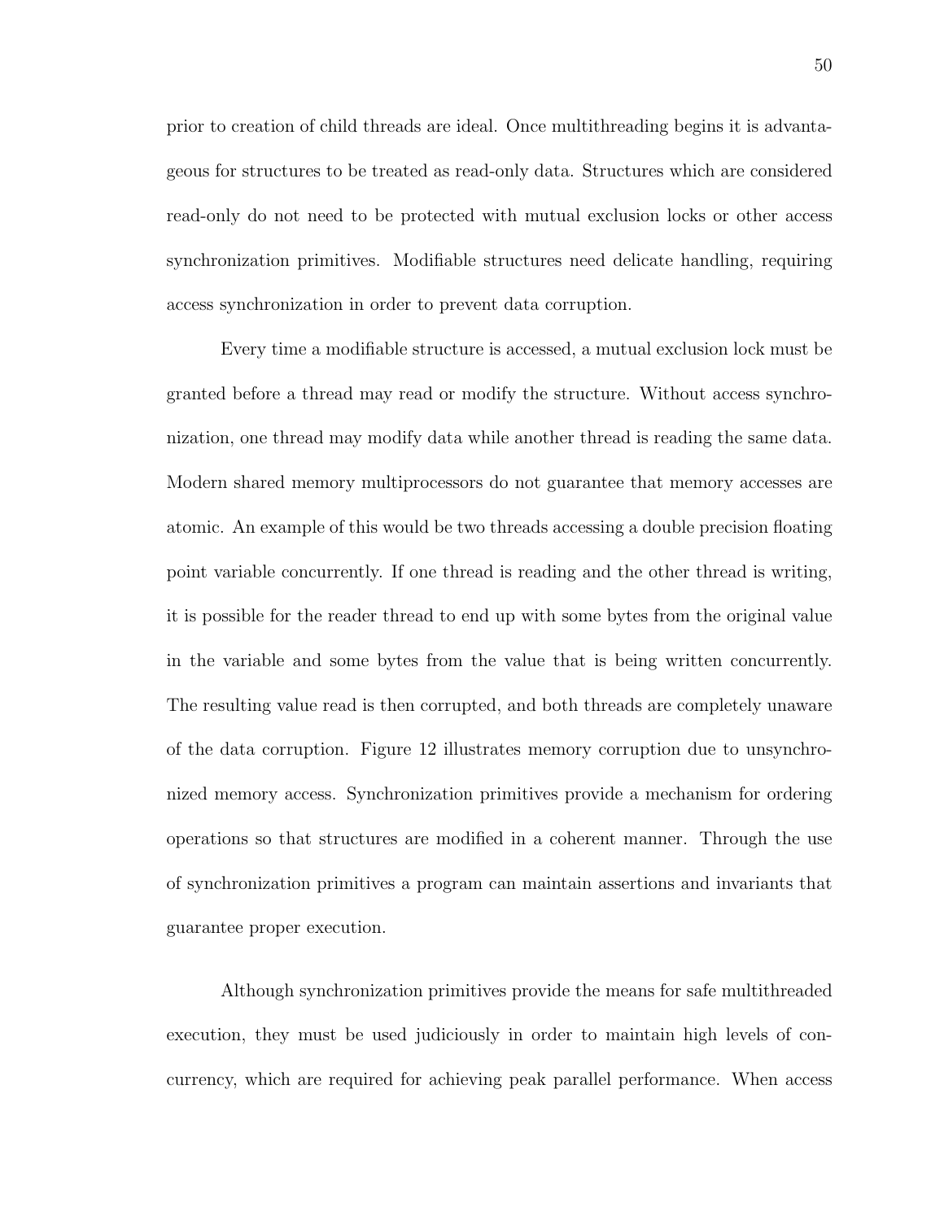prior to creation of child threads are ideal. Once multithreading begins it is advantageous for structures to be treated as read-only data. Structures which are considered read-only do not need to be protected with mutual exclusion locks or other access synchronization primitives. Modifiable structures need delicate handling, requiring access synchronization in order to prevent data corruption.

Every time a modifiable structure is accessed, a mutual exclusion lock must be granted before a thread may read or modify the structure. Without access synchronization, one thread may modify data while another thread is reading the same data. Modern shared memory multiprocessors do not guarantee that memory accesses are atomic. An example of this would be two threads accessing a double precision floating point variable concurrently. If one thread is reading and the other thread is writing, it is possible for the reader thread to end up with some bytes from the original value in the variable and some bytes from the value that is being written concurrently. The resulting value read is then corrupted, and both threads are completely unaware of the data corruption. Figure 12 illustrates memory corruption due to unsynchronized memory access. Synchronization primitives provide a mechanism for ordering operations so that structures are modified in a coherent manner. Through the use of synchronization primitives a program can maintain assertions and invariants that guarantee proper execution.

Although synchronization primitives provide the means for safe multithreaded execution, they must be used judiciously in order to maintain high levels of concurrency, which are required for achieving peak parallel performance. When access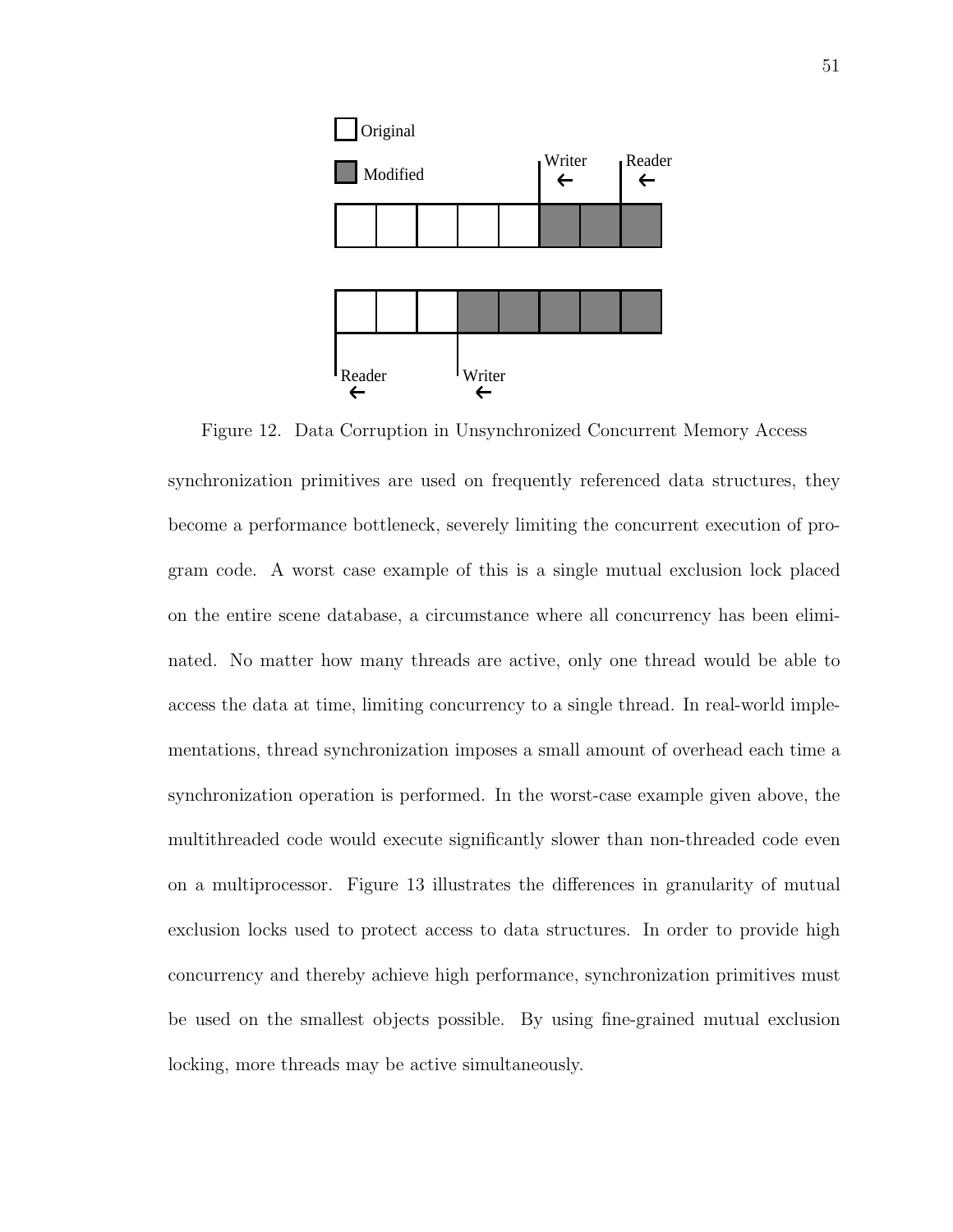Figure 12. Data Corruption in Unsynchronized Concurrent Memory Access

synchronization primitives are used on frequently referenced data structures, they become a performance bottleneck, severely limiting the concurrent execution of program code. A worst case example of this is a single mutual exclusion lock placed on the entire scene database, a circumstance where all concurrency has been eliminated. No matter how many threads are active, only one thread would be able to access the data at time, limiting concurrency to a single thread. In real-world implementations, thread synchronization imposes a small amount of overhead each time a synchronization operation is performed. In the worst-case example given above, the multithreaded code would execute significantly slower than non-threaded code even on a multiprocessor. Figure 13 illustrates the differences in granularity of mutual exclusion locks used to protect access to data structures. In order to provide high concurrency and thereby achieve high performance, synchronization primitives must be used on the smallest objects possible. By using fine-grained mutual exclusion locking, more threads may be active simultaneously.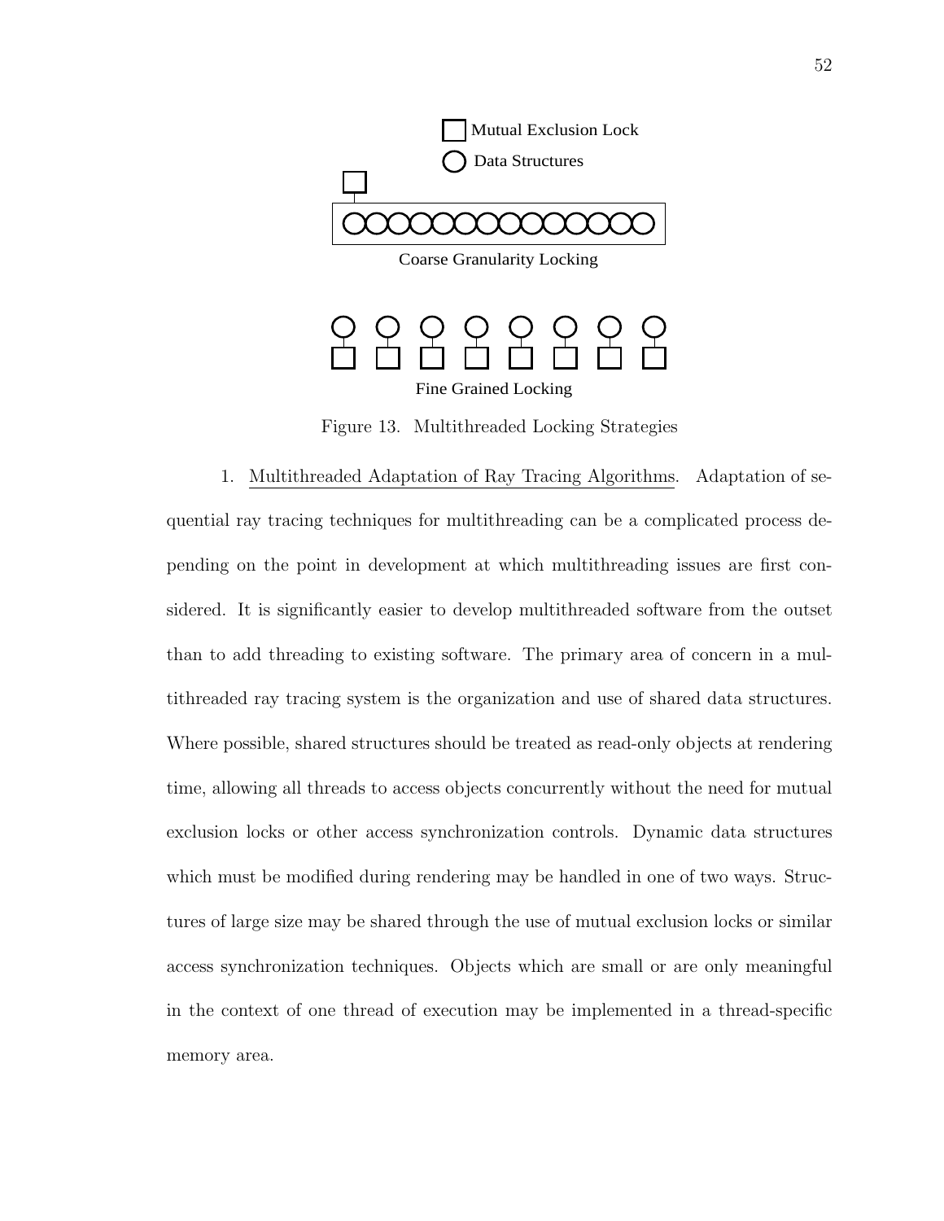Mutual Exclusion Lock

Data Structures

Coarse Granularity Locking

Fine Grained Locking

Figure 13. Multithreaded Locking Strategies

1. Multithreaded Adaptation of Ray Tracing Algorithms. Adaptation of sequential ray tracing techniques for multithreading can be a complicated process depending on the point in development at which multithreading issues are first considered. It is significantly easier to develop multithreaded software from the outset than to add threading to existing software. The primary area of concern in a multithreaded ray tracing system is the organization and use of shared data structures. Where possible, shared structures should be treated as read-only objects at rendering time, allowing all threads to access objects concurrently without the need for mutual exclusion locks or other access synchronization controls. Dynamic data structures which must be modified during rendering may be handled in one of two ways. Structures of large size may be shared through the use of mutual exclusion locks or similar access synchronization techniques. Objects which are small or are only meaningful in the context of one thread of execution may be implemented in a thread-specific memory area.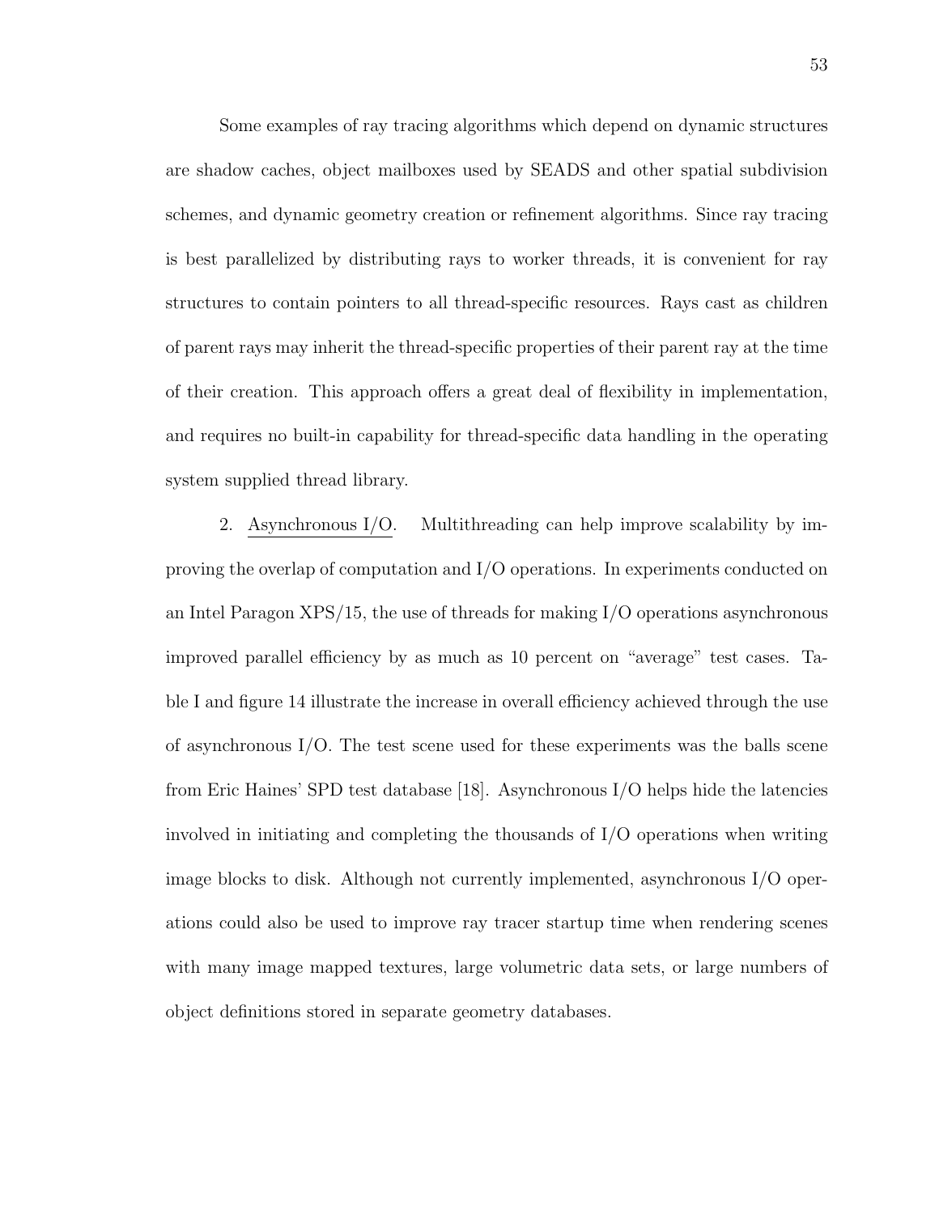Some examples of ray tracing algorithms which depend on dynamic structures are shadow caches, object mailboxes used by SEADS and other spatial subdivision schemes, and dynamic geometry creation or refinement algorithms. Since ray tracing is best parallelized by distributing rays to worker threads, it is convenient for ray structures to contain pointers to all thread-specific resources. Rays cast as children of parent rays may inherit the thread-specific properties of their parent ray at the time of their creation. This approach offers a great deal of flexibility in implementation, and requires no built-in capability for thread-specific data handling in the operating system supplied thread library.

2. <u>Asynchronous I/O</u>. Multithreading can help improve scalability by improving the overlap of computation and I/O operations. In experiments conducted on an Intel Paragon XPS/15, the use of threads for making I/O operations asynchronous improved parallel efficiency by as much as 10 percent on "average" test cases. Table I and figure 14 illustrate the increase in overall efficiency achieved through the use of asynchronous I/O. The test scene used for these experiments was the balls scene from Eric Haines' SPD test database [18]. Asynchronous I/O helps hide the latencies involved in initiating and completing the thousands of I/O operations when writing image blocks to disk. Although not currently implemented, asynchronous I/O operations could also be used to improve ray tracer startup time when rendering scenes with many image mapped textures, large volumetric data sets, or large numbers of object definitions stored in separate geometry databases.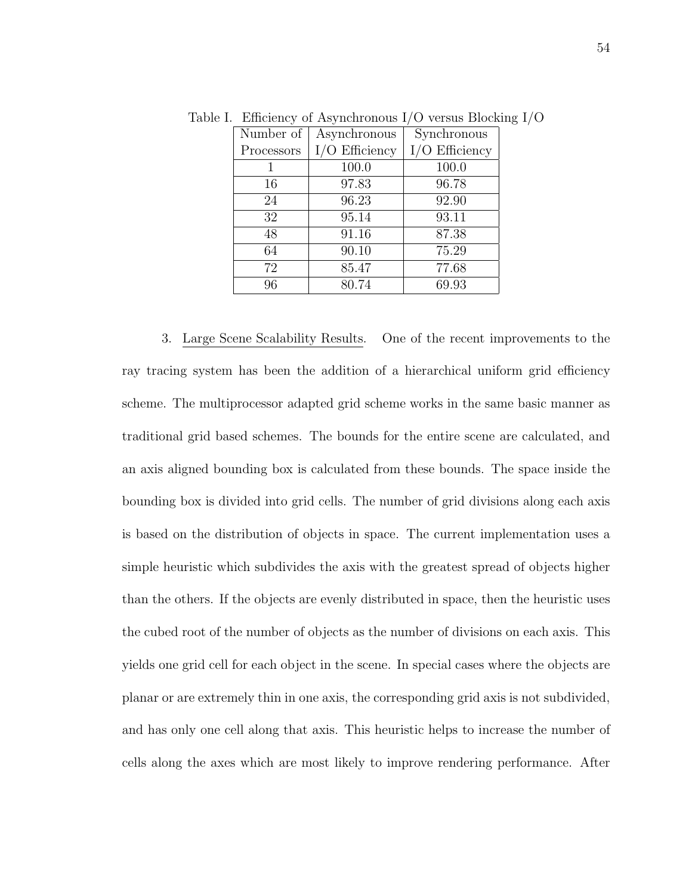Table I. Efficiency of Asynchronous I/O versus Blocking I/O

| Number of Processors | Asynchronous I/O Efficiency | Synchronous I/O Efficiency |
|---|---|---|
| 1 | 100.0 | 100.0 |
| 16 | 97.83 | 96.78 |
| 24 | 96.23 | 92.90 |
| 32 | 95.14 | 93.11 |
| 48 | 91.16 | 87.38 |
| 64 | 90.10 | 75.29 |
| 72 | 85.47 | 77.68 |
| 96 | 80.74 | 69.93 |

3. Large Scene Scalability Results. One of the recent improvements to the ray tracing system has been the addition of a hierarchical uniform grid efficiency scheme. The multiprocessor adapted grid scheme works in the same basic manner as traditional grid based schemes. The bounds for the entire scene are calculated, and an axis aligned bounding box is calculated from these bounds. The space inside the bounding box is divided into grid cells. The number of grid divisions along each axis is based on the distribution of objects in space. The current implementation uses a simple heuristic which subdivides the axis with the greatest spread of objects higher than the others. If the objects are evenly distributed in space, then the heuristic uses the cubed root of the number of objects as the number of divisions on each axis. This yields one grid cell for each object in the scene. In special cases where the objects are planar or are extremely thin in one axis, the corresponding grid axis is not subdivided, and has only one cell along that axis. This heuristic helps to increase the number of cells along the axes which are most likely to improve rendering performance. After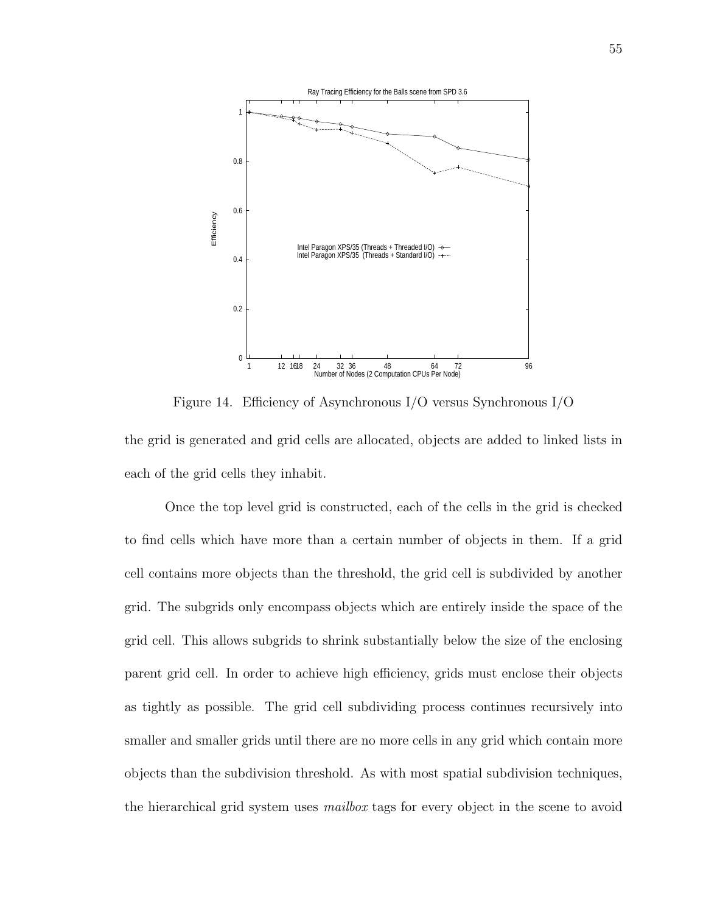Figure 14. Efficiency of Asynchronous I/O versus Synchronous I/O

the grid is generated and grid cells are allocated, objects are added to linked lists in each of the grid cells they inhabit.

Once the top level grid is constructed, each of the cells in the grid is checked to find cells which have more than a certain number of objects in them. If a grid cell contains more objects than the threshold, the grid cell is subdivided by another grid. The subgrids only encompass objects which are entirely inside the space of the grid cell. This allows subgrids to shrink substantially below the size of the enclosing parent grid cell. In order to achieve high efficiency, grids must enclose their objects as tightly as possible. The grid cell subdividing process continues recursively into smaller and smaller grids until there are no more cells in any grid which contain more objects than the subdivision threshold. As with most spatial subdivision techniques, the hierarchical grid system uses *mailbox* tags for every object in the scene to avoid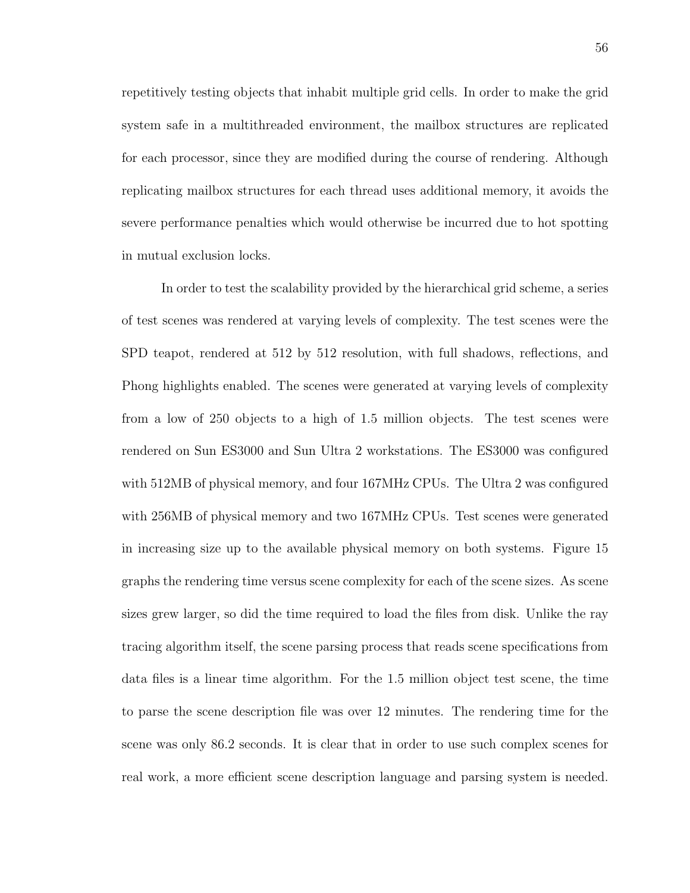repetitively testing objects that inhabit multiple grid cells. In order to make the grid system safe in a multithreaded environment, the mailbox structures are replicated for each processor, since they are modified during the course of rendering. Although replicating mailbox structures for each thread uses additional memory, it avoids the severe performance penalties which would otherwise be incurred due to hot spotting in mutual exclusion locks.

In order to test the scalability provided by the hierarchical grid scheme, a series of test scenes was rendered at varying levels of complexity. The test scenes were the SPD teapot, rendered at 512 by 512 resolution, with full shadows, reflections, and Phong highlights enabled. The scenes were generated at varying levels of complexity from a low of 250 objects to a high of 1.5 million objects. The test scenes were rendered on Sun ES3000 and Sun Ultra 2 workstations. The ES3000 was configured with 512MB of physical memory, and four 167MHz CPUs. The Ultra 2 was configured with 256MB of physical memory and two 167MHz CPUs. Test scenes were generated in increasing size up to the available physical memory on both systems. Figure 15 graphs the rendering time versus scene complexity for each of the scene sizes. As scene sizes grew larger, so did the time required to load the files from disk. Unlike the ray tracing algorithm itself, the scene parsing process that reads scene specifications from data files is a linear time algorithm. For the 1.5 million object test scene, the time to parse the scene description file was over 12 minutes. The rendering time for the scene was only 86.2 seconds. It is clear that in order to use such complex scenes for real work, a more efficient scene description language and parsing system is needed.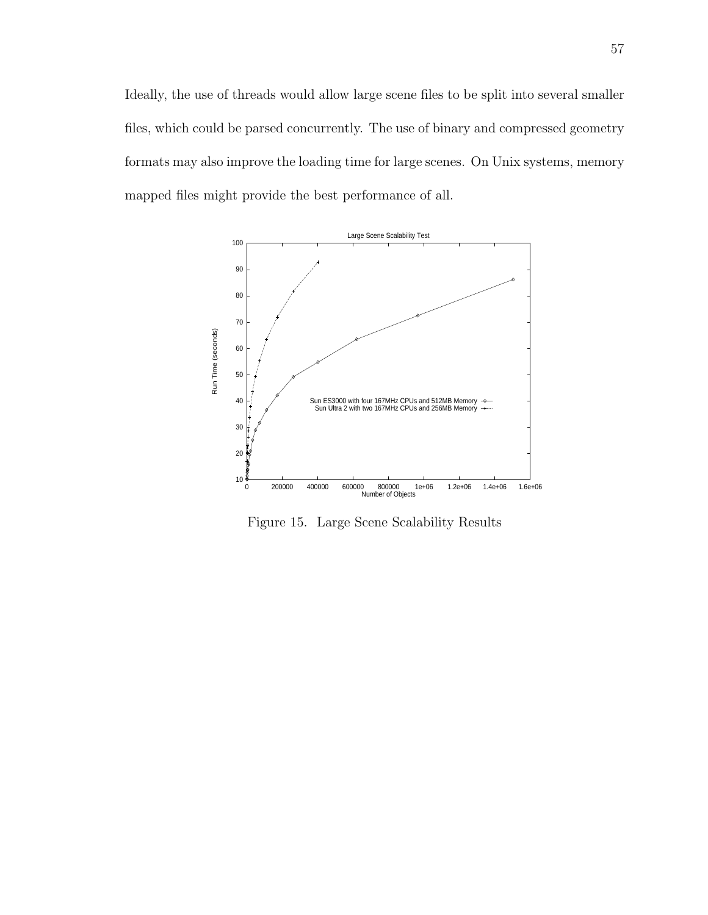Ideally, the use of threads would allow large scene files to be split into several smaller files, which could be parsed concurrently. The use of binary and compressed geometry formats may also improve the loading time for large scenes. On Unix systems, memory mapped files might provide the best performance of all.

Figure 15. Large Scene Scalability Results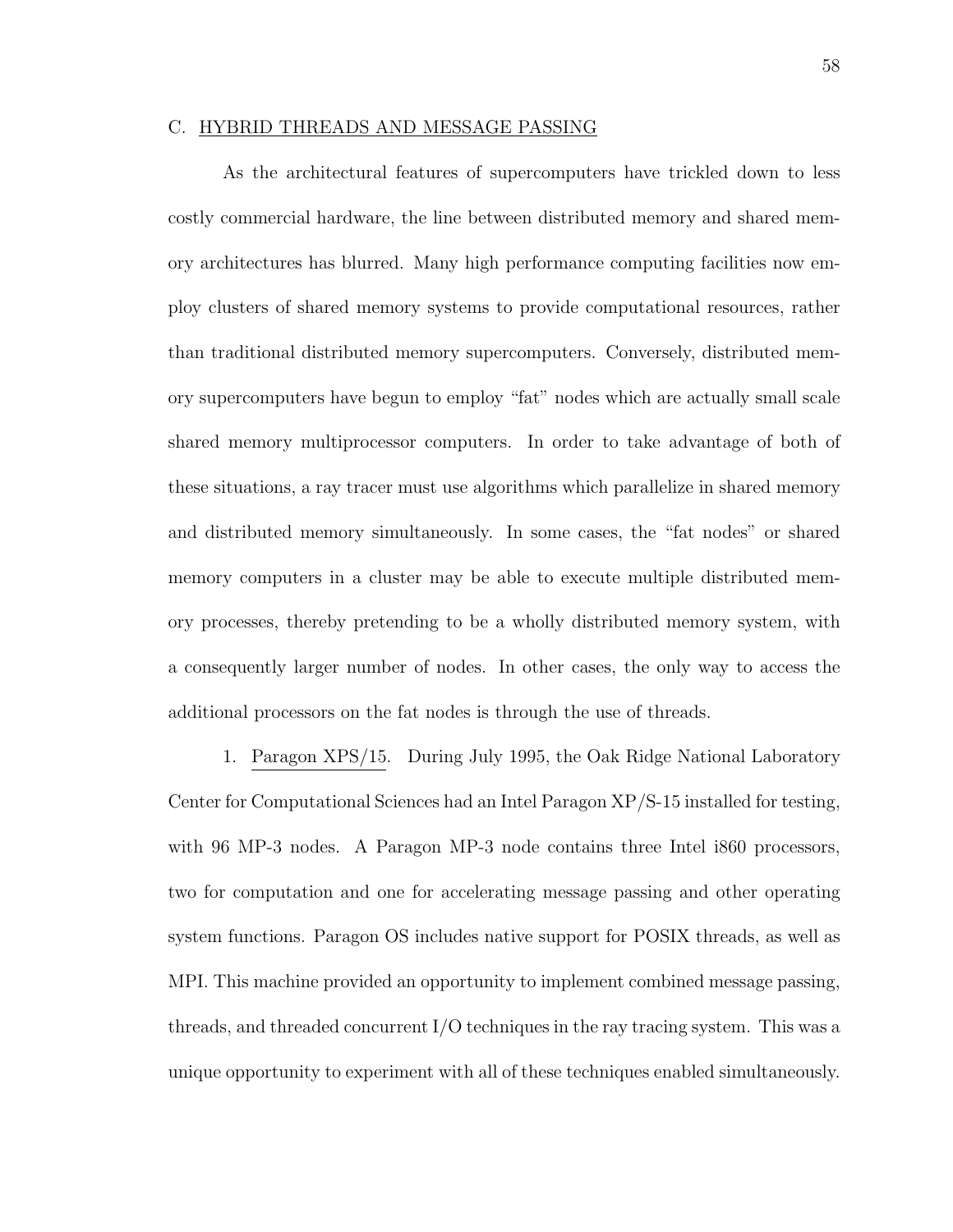## C. HYBRID THREADS AND MESSAGE PASSING

As the architectural features of supercomputers have trickled down to less costly commercial hardware, the line between distributed memory and shared memory architectures has blurred. Many high performance computing facilities now employ clusters of shared memory systems to provide computational resources, rather than traditional distributed memory supercomputers. Conversely, distributed memory supercomputers have begun to employ "fat" nodes which are actually small scale shared memory multiprocessor computers. In order to take advantage of both of these situations, a ray tracer must use algorithms which parallelize in shared memory and distributed memory simultaneously. In some cases, the "fat nodes" or shared memory computers in a cluster may be able to execute multiple distributed memory processes, thereby pretending to be a wholly distributed memory system, with a consequently larger number of nodes. In other cases, the only way to access the additional processors on the fat nodes is through the use of threads.

1. Paragon XPS/15. During July 1995, the Oak Ridge National Laboratory Center for Computational Sciences had an Intel Paragon XP/S-15 installed for testing, with 96 MP-3 nodes. A Paragon MP-3 node contains three Intel i860 processors, two for computation and one for accelerating message passing and other operating system functions. Paragon OS includes native support for POSIX threads, as well as MPI. This machine provided an opportunity to implement combined message passing, threads, and threaded concurrent I/O techniques in the ray tracing system. This was a unique opportunity to experiment with all of these techniques enabled simultaneously.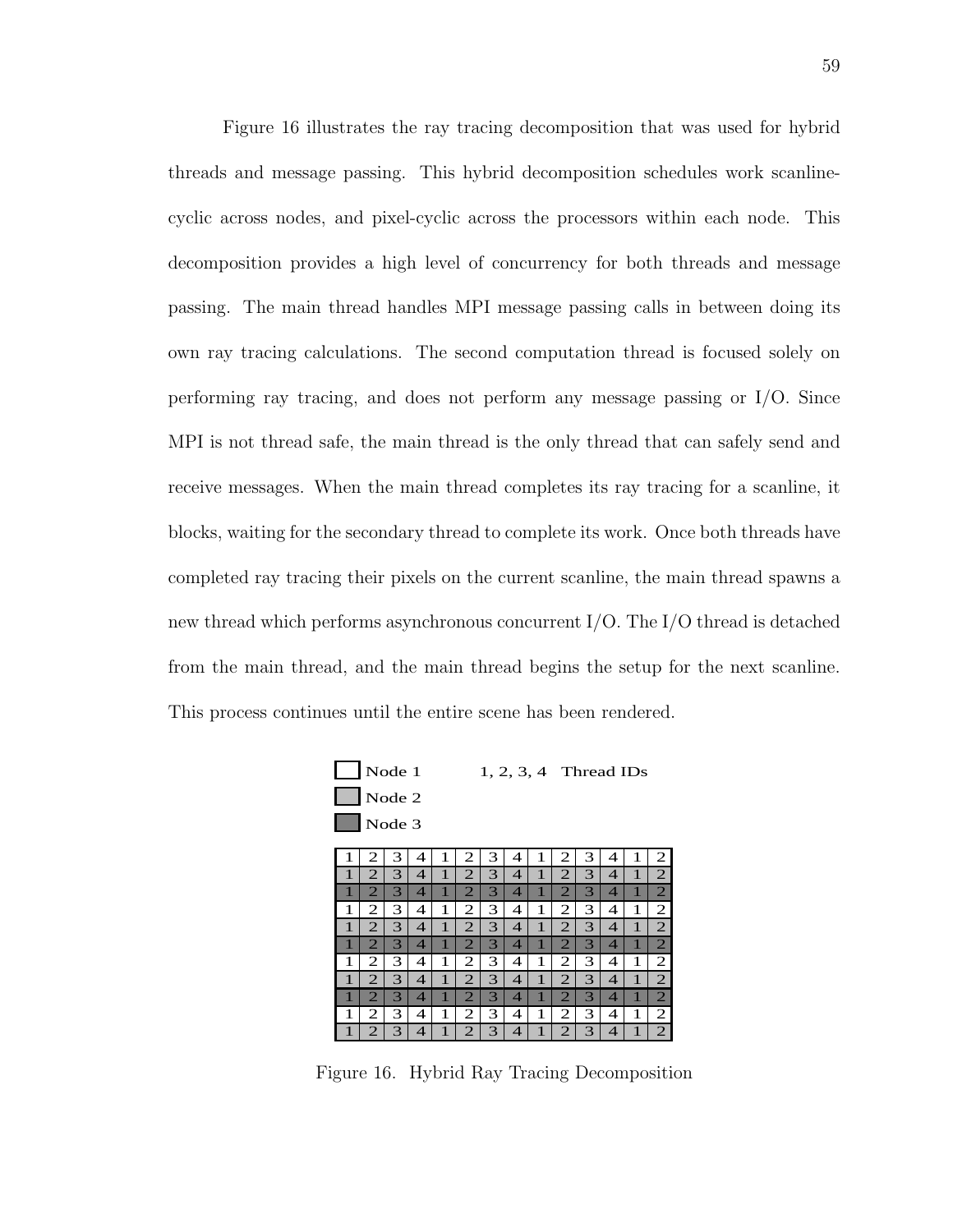Figure 16 illustrates the ray tracing decomposition that was used for hybrid threads and message passing. This hybrid decomposition schedules work scanline-cyclic across nodes, and pixel-cyclic across the processors within each node. This decomposition provides a high level of concurrency for both threads and message passing. The main thread handles MPI message passing calls in between doing its own ray tracing calculations. The second computation thread is focused solely on performing ray tracing, and does not perform any message passing or I/O. Since MPI is not thread safe, the main thread is the only thread that can safely send and receive messages. When the main thread completes its ray tracing for a scanline, it blocks, waiting for the secondary thread to complete its work. Once both threads have completed ray tracing their pixels on the current scanline, the main thread spawns a new thread which performs asynchronous concurrent I/O. The I/O thread is detached from the main thread, and the main thread begins the setup for the next scanline. This process continues until the entire scene has been rendered.

Node 1 &nbsp;&nbsp;&nbsp; 1, 2, 3, 4 Thread IDs

Node 2

Node 3

| 1 | 2 | 3 | 4 | 1 | 2 | 3 | 4 | 1 | 2 | 3 | 4 | 1 | 2 |
|---|---|---|---|---|---|---|---|---|---|---|---|---|---|
| 1 | 2 | 3 | 4 | 1 | 2 | 3 | 4 | 1 | 2 | 3 | 4 | 1 | 2 |
| 1 | 2 | 3 | 4 | 1 | 2 | 3 | 4 | 1 | 2 | 3 | 4 | 1 | 2 |
| 1 | 2 | 3 | 4 | 1 | 2 | 3 | 4 | 1 | 2 | 3 | 4 | 1 | 2 |
| 1 | 2 | 3 | 4 | 1 | 2 | 3 | 4 | 1 | 2 | 3 | 4 | 1 | 2 |
| 1 | 2 | 3 | 4 | 1 | 2 | 3 | 4 | 1 | 2 | 3 | 4 | 1 | 2 |
| 1 | 2 | 3 | 4 | 1 | 2 | 3 | 4 | 1 | 2 | 3 | 4 | 1 | 2 |
| 1 | 2 | 3 | 4 | 1 | 2 | 3 | 4 | 1 | 2 | 3 | 4 | 1 | 2 |
| 1 | 2 | 3 | 4 | 1 | 2 | 3 | 4 | 1 | 2 | 3 | 4 | 1 | 2 |
| 1 | 2 | 3 | 4 | 1 | 2 | 3 | 4 | 1 | 2 | 3 | 4 | 1 | 2 |
| 1 | 2 | 3 | 4 | 1 | 2 | 3 | 4 | 1 | 2 | 3 | 4 | 1 | 2 |

Figure 16. Hybrid Ray Tracing Decomposition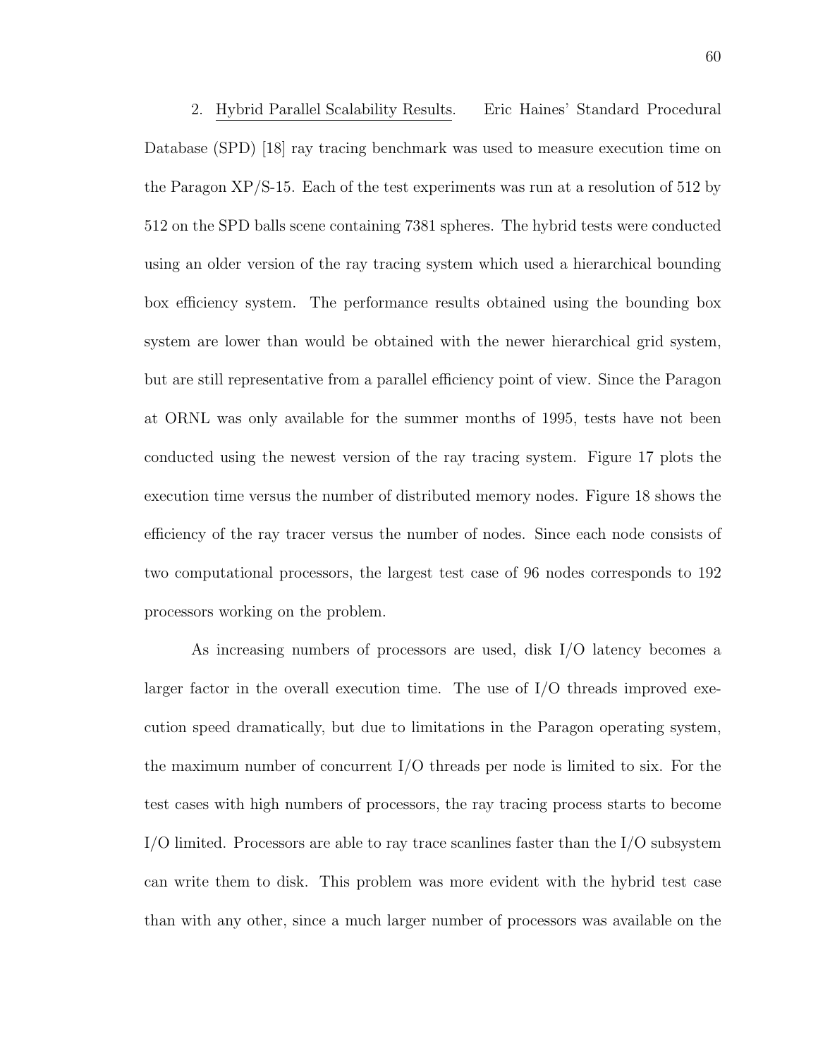2. <u>Hybrid Parallel Scalability Results</u>. Eric Haines' Standard Procedural Database (SPD) [18] ray tracing benchmark was used to measure execution time on the Paragon XP/S-15. Each of the test experiments was run at a resolution of 512 by 512 on the SPD balls scene containing 7381 spheres. The hybrid tests were conducted using an older version of the ray tracing system which used a hierarchical bounding box efficiency system. The performance results obtained using the bounding box system are lower than would be obtained with the newer hierarchical grid system, but are still representative from a parallel efficiency point of view. Since the Paragon at ORNL was only available for the summer months of 1995, tests have not been conducted using the newest version of the ray tracing system. Figure 17 plots the execution time versus the number of distributed memory nodes. Figure 18 shows the efficiency of the ray tracer versus the number of nodes. Since each node consists of two computational processors, the largest test case of 96 nodes corresponds to 192 processors working on the problem.

As increasing numbers of processors are used, disk I/O latency becomes a larger factor in the overall execution time. The use of I/O threads improved execution speed dramatically, but due to limitations in the Paragon operating system, the maximum number of concurrent I/O threads per node is limited to six. For the test cases with high numbers of processors, the ray tracing process starts to become I/O limited. Processors are able to ray trace scanlines faster than the I/O subsystem can write them to disk. This problem was more evident with the hybrid test case than with any other, since a much larger number of processors was available on the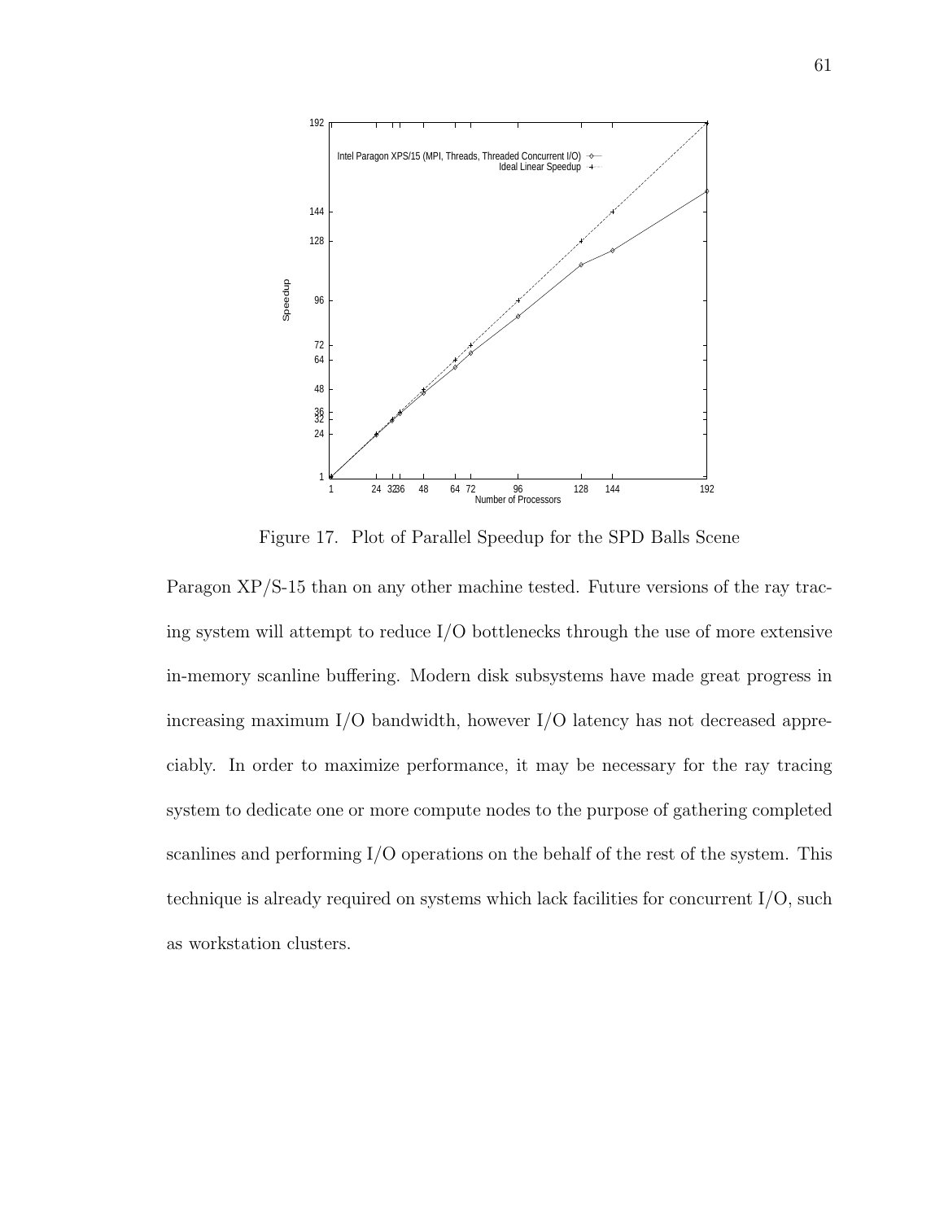Figure 17. Plot of Parallel Speedup for the SPD Balls Scene

Paragon XP/S-15 than on any other machine tested. Future versions of the ray tracing system will attempt to reduce I/O bottlenecks through the use of more extensive in-memory scanline buffering. Modern disk subsystems have made great progress in increasing maximum I/O bandwidth, however I/O latency has not decreased appreciably. In order to maximize performance, it may be necessary for the ray tracing system to dedicate one or more compute nodes to the purpose of gathering completed scanlines and performing I/O operations on the behalf of the rest of the system. This technique is already required on systems which lack facilities for concurrent I/O, such as workstation clusters.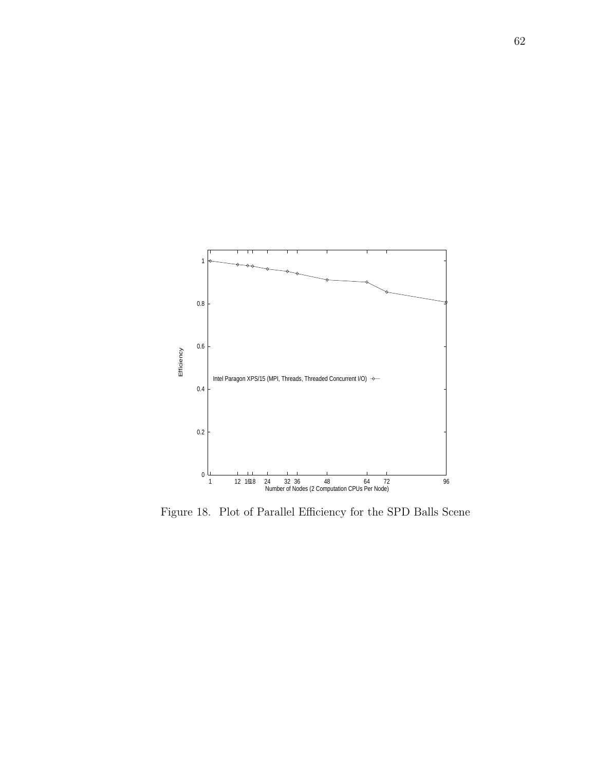Figure 18. Plot of Parallel Efficiency for the SPD Balls Scene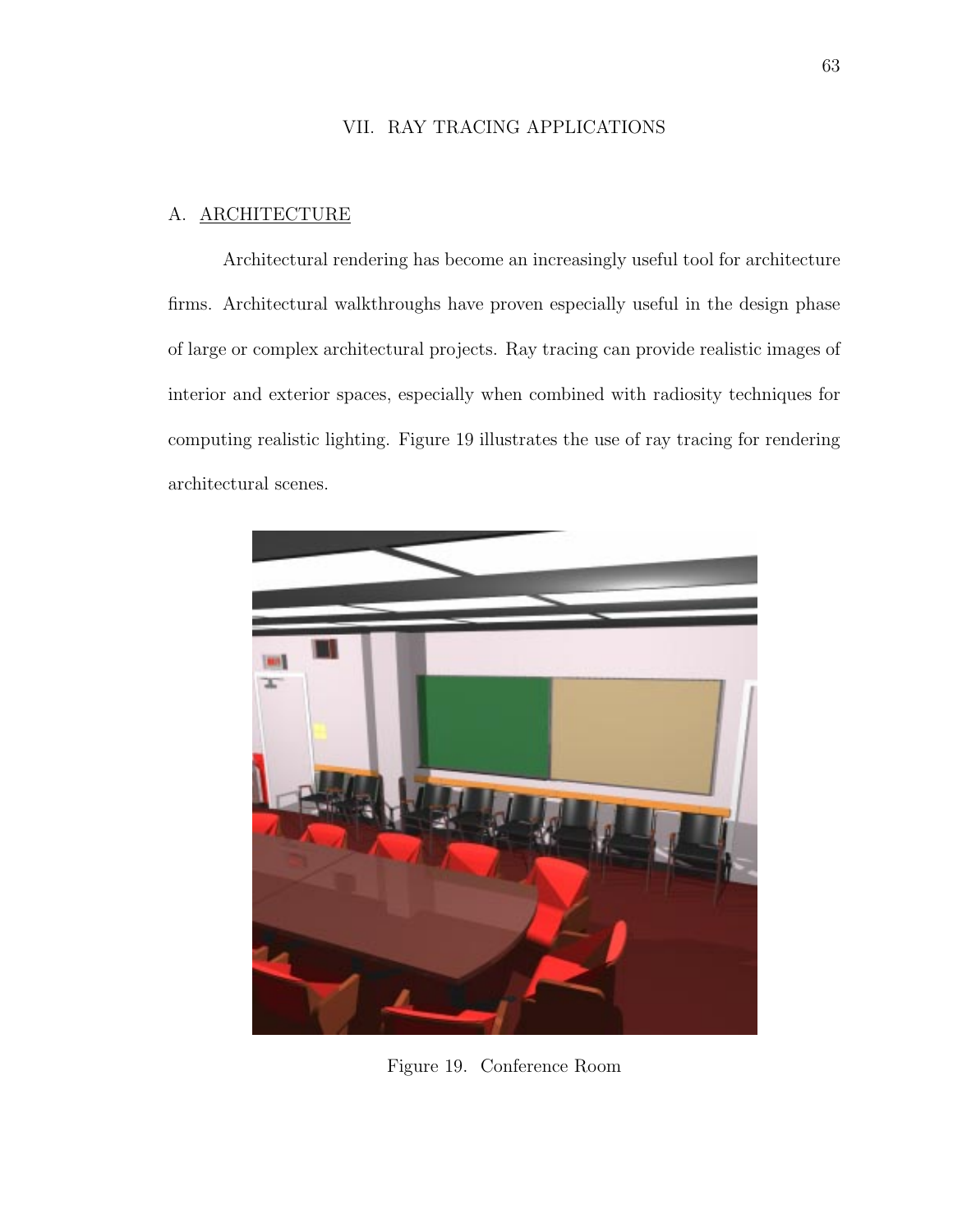# VII. RAY TRACING APPLICATIONS

## A. ARCHITECTURE

Architectural rendering has become an increasingly useful tool for architecture firms. Architectural walkthroughs have proven especially useful in the design phase of large or complex architectural projects. Ray tracing can provide realistic images of interior and exterior spaces, especially when combined with radiosity techniques for computing realistic lighting. Figure 19 illustrates the use of ray tracing for rendering architectural scenes.

Figure 19. Conference Room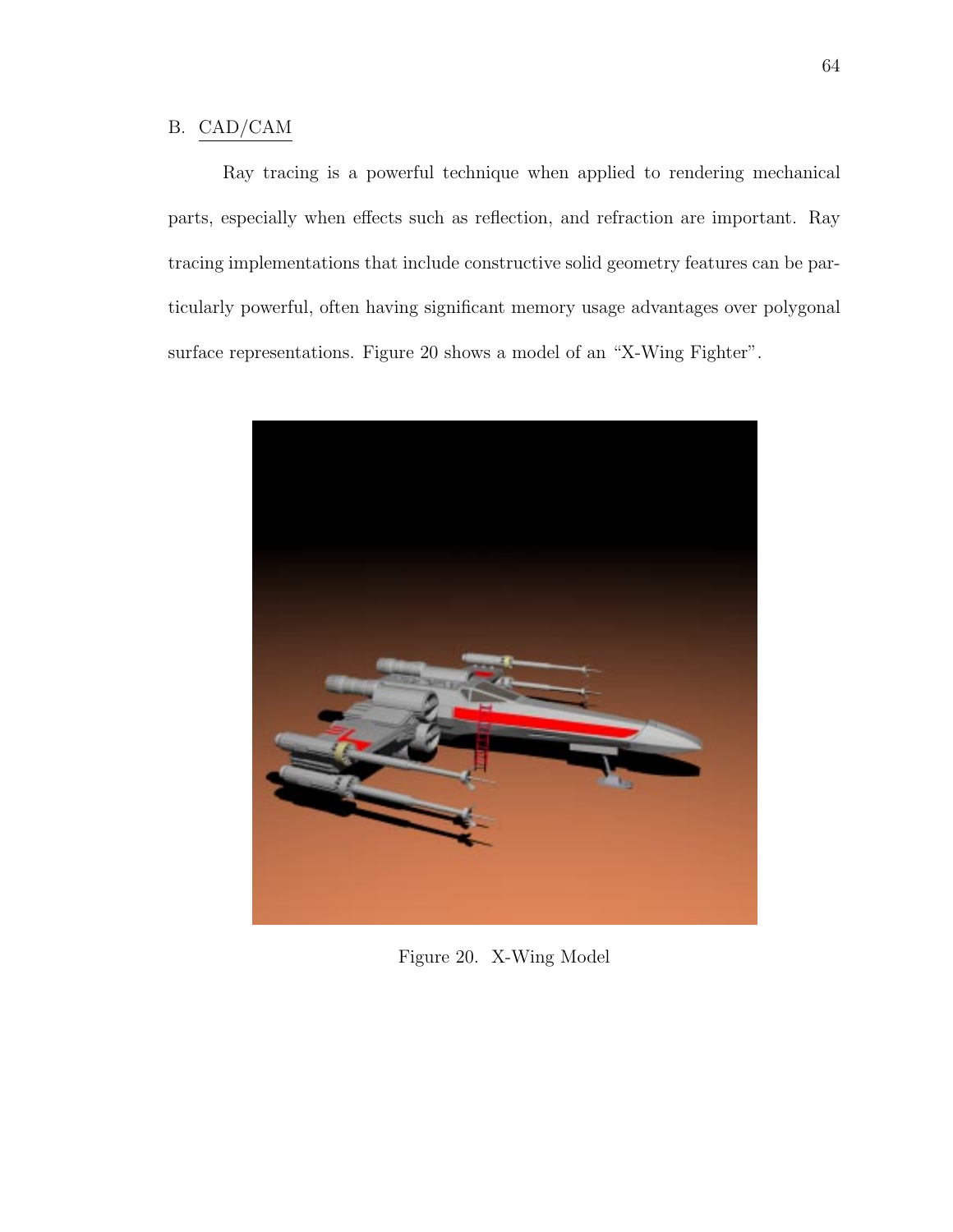## B. CAD/CAM

Ray tracing is a powerful technique when applied to rendering mechanical parts, especially when effects such as reflection, and refraction are important. Ray tracing implementations that include constructive solid geometry features can be particularly powerful, often having significant memory usage advantages over polygonal surface representations. Figure 20 shows a model of an "X-Wing Fighter".

Figure 20. X-Wing Model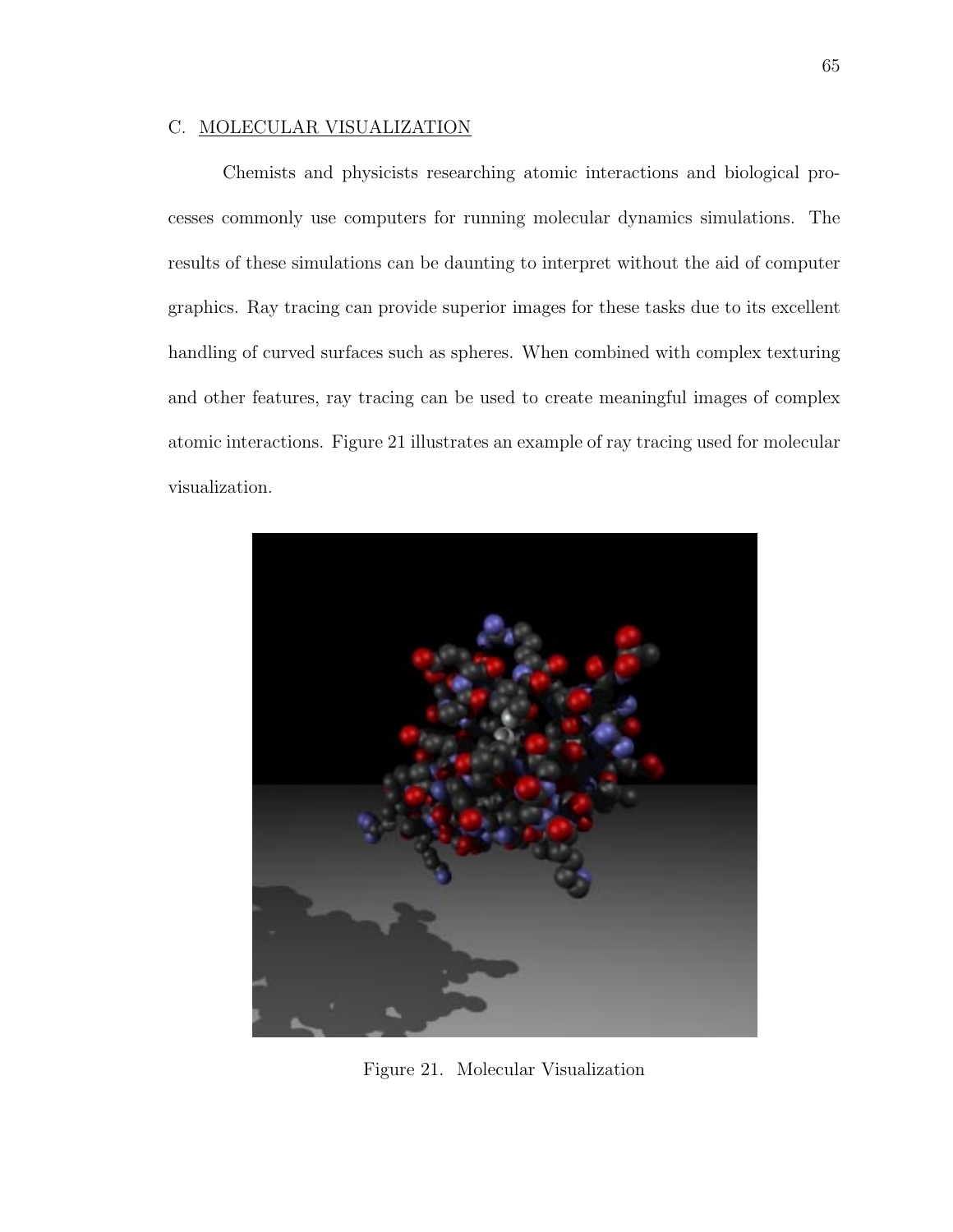## C. MOLECULAR VISUALIZATION

Chemists and physicists researching atomic interactions and biological processes commonly use computers for running molecular dynamics simulations. The results of these simulations can be daunting to interpret without the aid of computer graphics. Ray tracing can provide superior images for these tasks due to its excellent handling of curved surfaces such as spheres. When combined with complex texturing and other features, ray tracing can be used to create meaningful images of complex atomic interactions. Figure 21 illustrates an example of ray tracing used for molecular visualization.

Figure 21. Molecular Visualization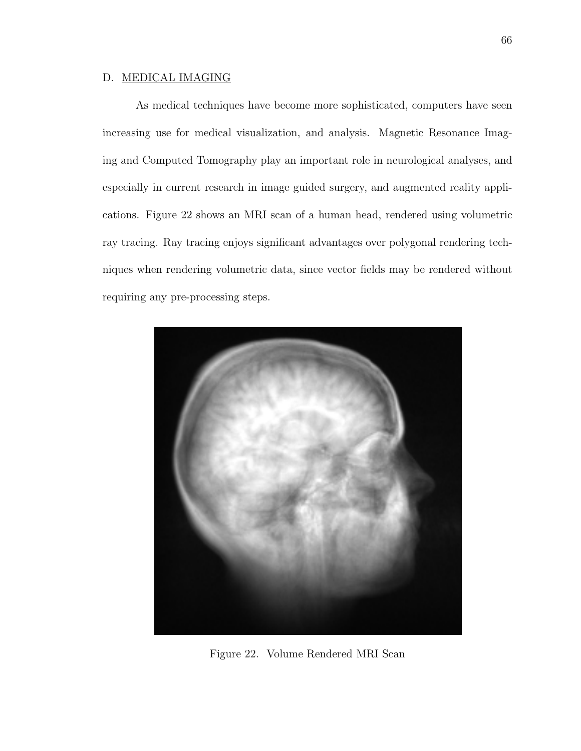## D. MEDICAL IMAGING

As medical techniques have become more sophisticated, computers have seen increasing use for medical visualization, and analysis. Magnetic Resonance Imaging and Computed Tomography play an important role in neurological analyses, and especially in current research in image guided surgery, and augmented reality applications. Figure 22 shows an MRI scan of a human head, rendered using volumetric ray tracing. Ray tracing enjoys significant advantages over polygonal rendering techniques when rendering volumetric data, since vector fields may be rendered without requiring any pre-processing steps.

Figure 22. Volume Rendered MRI Scan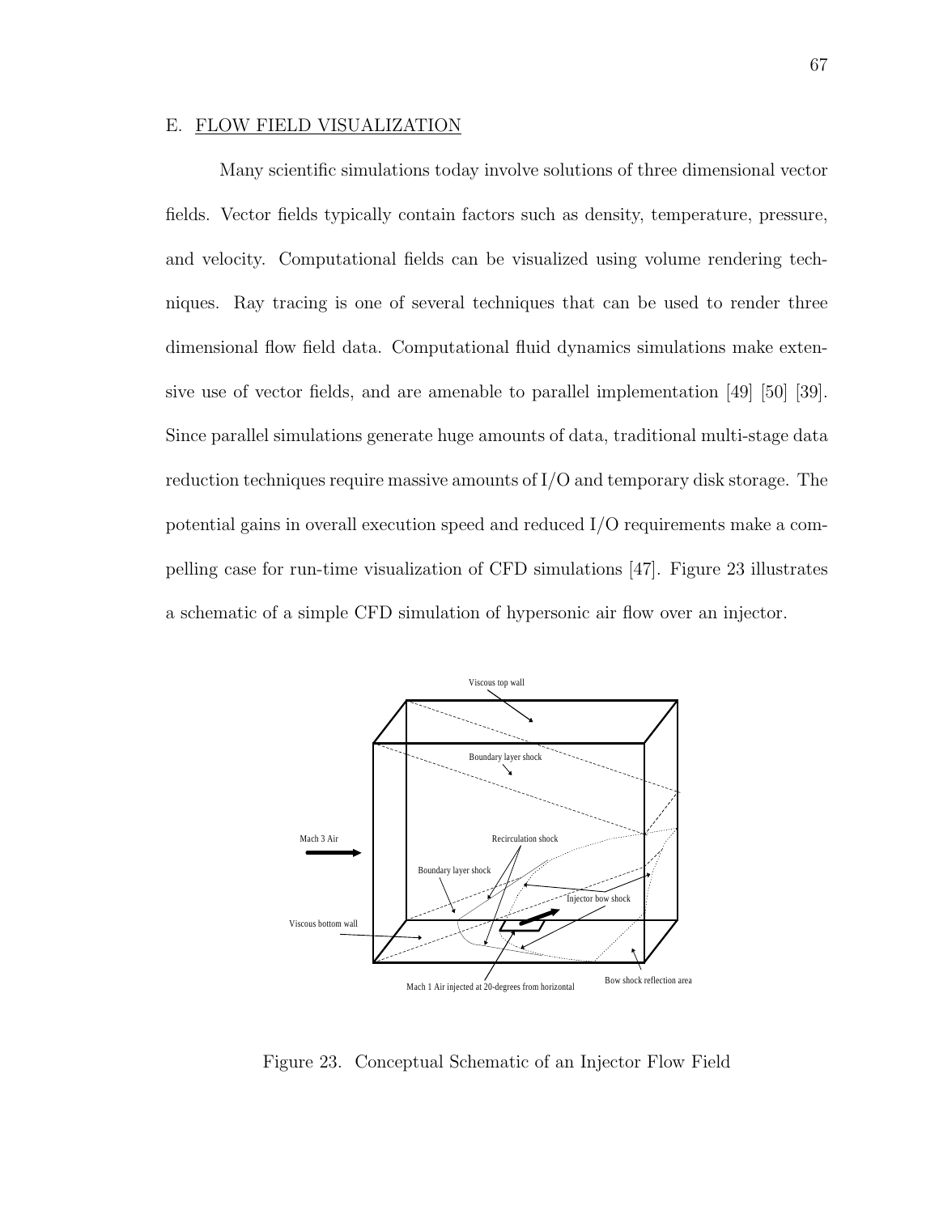## E. FLOW FIELD VISUALIZATION

Many scientific simulations today involve solutions of three dimensional vector fields. Vector fields typically contain factors such as density, temperature, pressure, and velocity. Computational fields can be visualized using volume rendering techniques. Ray tracing is one of several techniques that can be used to render three dimensional flow field data. Computational fluid dynamics simulations make extensive use of vector fields, and are amenable to parallel implementation [49] [50] [39]. Since parallel simulations generate huge amounts of data, traditional multi-stage data reduction techniques require massive amounts of I/O and temporary disk storage. The potential gains in overall execution speed and reduced I/O requirements make a compelling case for run-time visualization of CFD simulations [47]. Figure 23 illustrates a schematic of a simple CFD simulation of hypersonic air flow over an injector.

Figure 23. Conceptual Schematic of an Injector Flow Field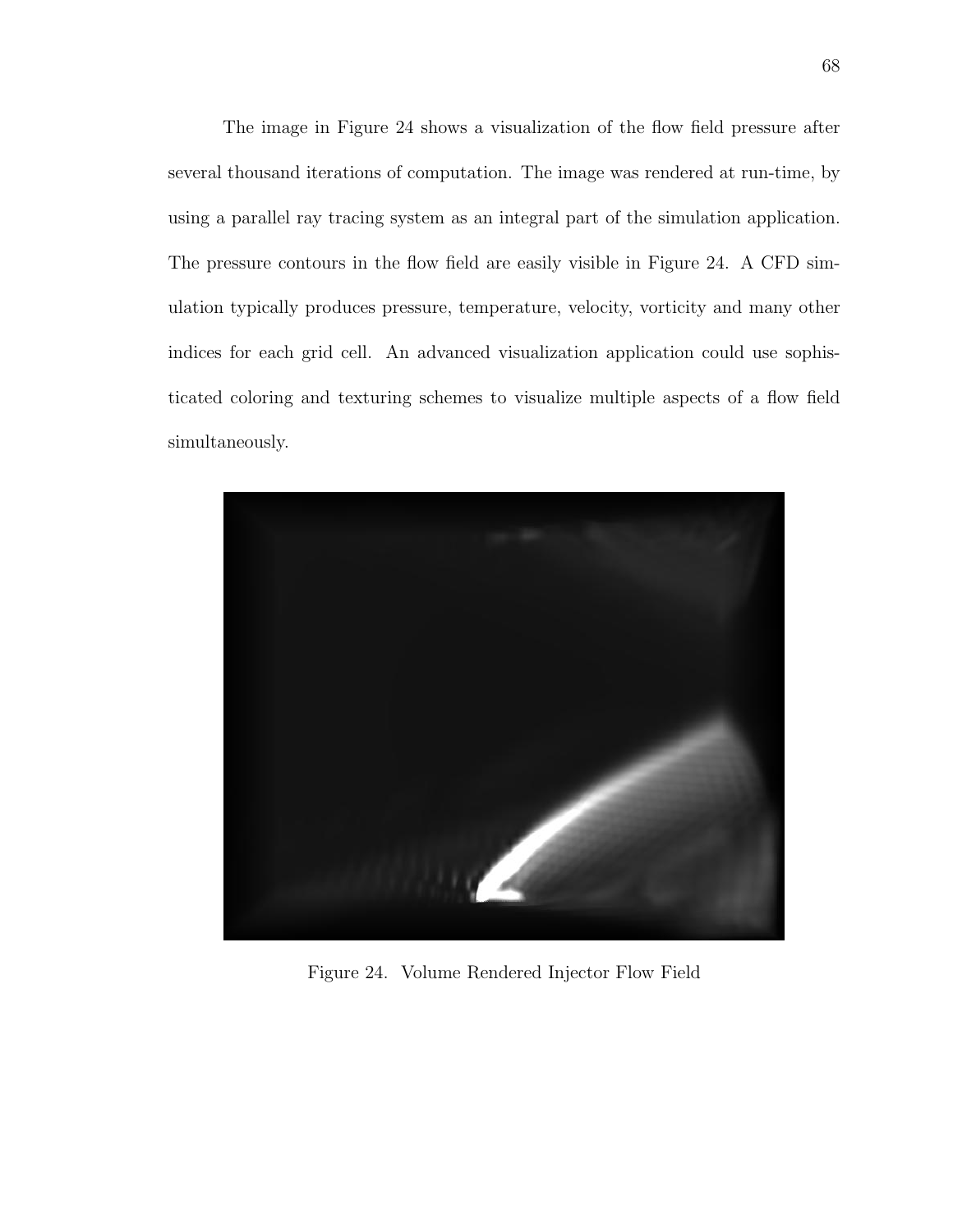The image in Figure 24 shows a visualization of the flow field pressure after several thousand iterations of computation. The image was rendered at run-time, by using a parallel ray tracing system as an integral part of the simulation application. The pressure contours in the flow field are easily visible in Figure 24. A CFD simulation typically produces pressure, temperature, velocity, vorticity and many other indices for each grid cell. An advanced visualization application could use sophisticated coloring and texturing schemes to visualize multiple aspects of a flow field simultaneously.

Figure 24. Volume Rendered Injector Flow Field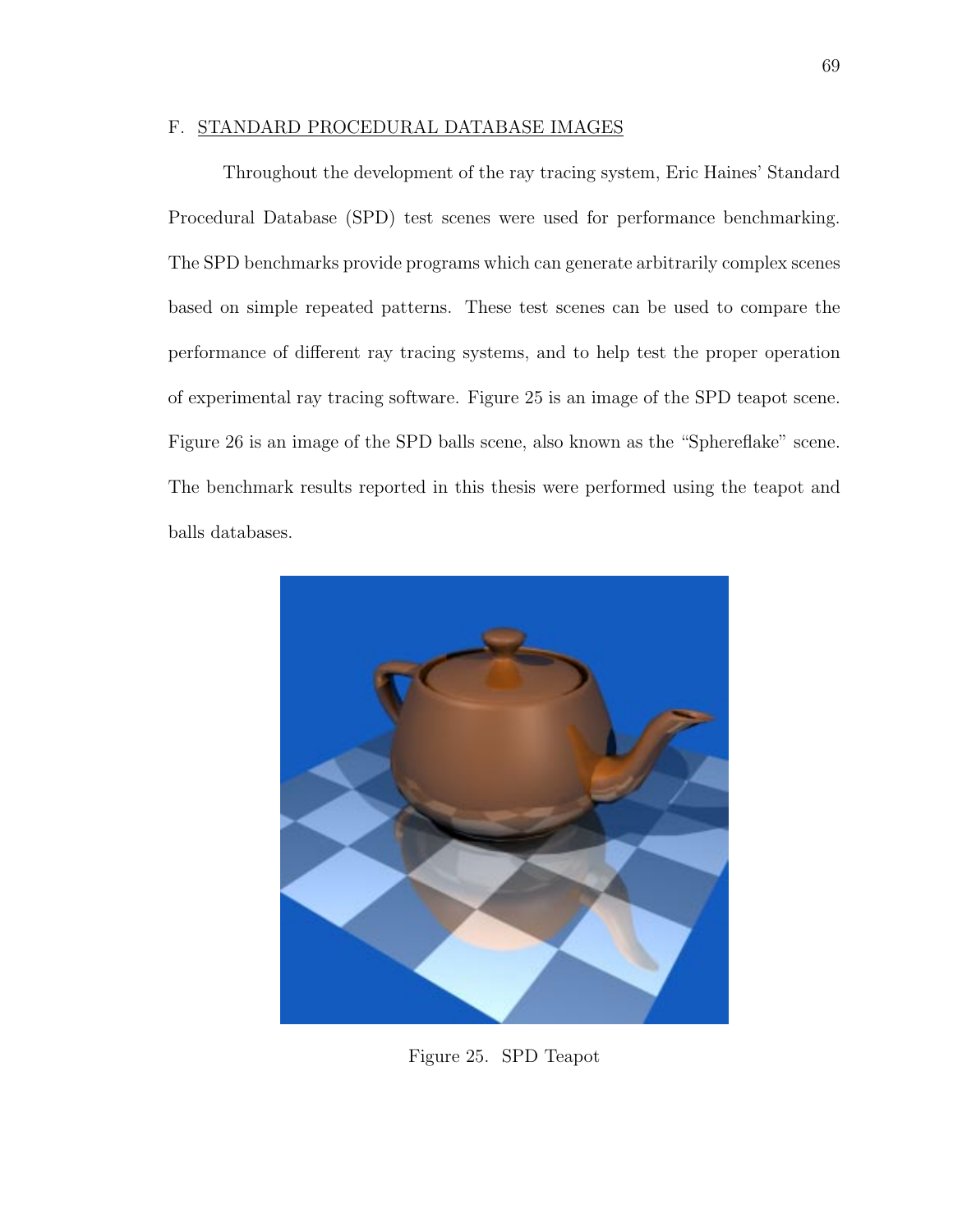## F. STANDARD PROCEDURAL DATABASE IMAGES

Throughout the development of the ray tracing system, Eric Haines' Standard Procedural Database (SPD) test scenes were used for performance benchmarking. The SPD benchmarks provide programs which can generate arbitrarily complex scenes based on simple repeated patterns. These test scenes can be used to compare the performance of different ray tracing systems, and to help test the proper operation of experimental ray tracing software. Figure 25 is an image of the SPD teapot scene. Figure 26 is an image of the SPD balls scene, also known as the "Sphereflake" scene. The benchmark results reported in this thesis were performed using the teapot and balls databases.

Figure 25. SPD Teapot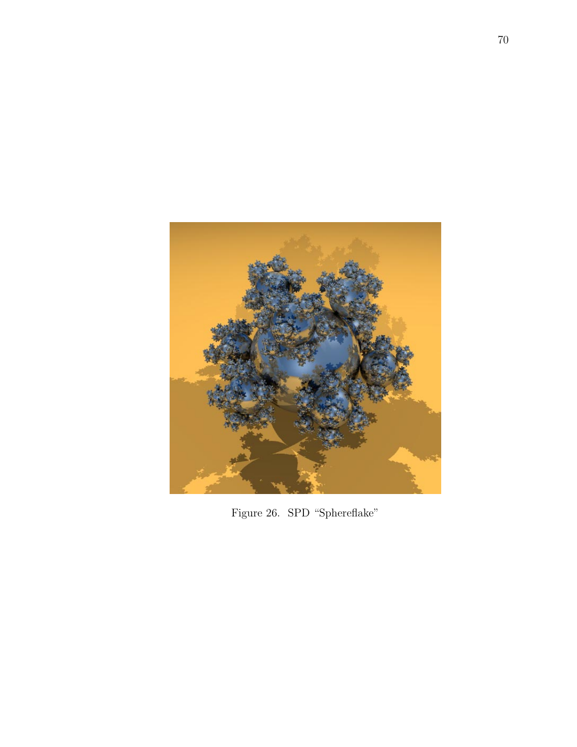Figure 26. SPD “Sphereflake”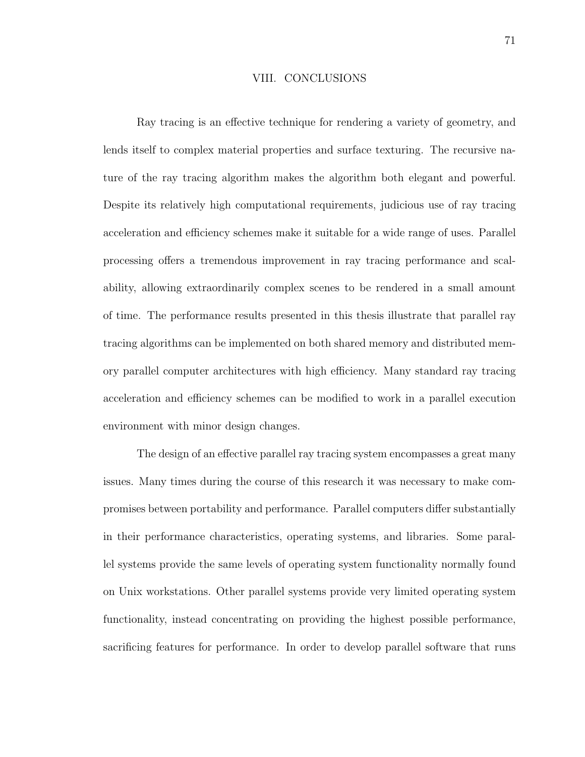# VIII. CONCLUSIONS

Ray tracing is an effective technique for rendering a variety of geometry, and lends itself to complex material properties and surface texturing. The recursive nature of the ray tracing algorithm makes the algorithm both elegant and powerful. Despite its relatively high computational requirements, judicious use of ray tracing acceleration and efficiency schemes make it suitable for a wide range of uses. Parallel processing offers a tremendous improvement in ray tracing performance and scalability, allowing extraordinarily complex scenes to be rendered in a small amount of time. The performance results presented in this thesis illustrate that parallel ray tracing algorithms can be implemented on both shared memory and distributed memory parallel computer architectures with high efficiency. Many standard ray tracing acceleration and efficiency schemes can be modified to work in a parallel execution environment with minor design changes.

The design of an effective parallel ray tracing system encompasses a great many issues. Many times during the course of this research it was necessary to make compromises between portability and performance. Parallel computers differ substantially in their performance characteristics, operating systems, and libraries. Some parallel systems provide the same levels of operating system functionality normally found on Unix workstations. Other parallel systems provide very limited operating system functionality, instead concentrating on providing the highest possible performance, sacrificing features for performance. In order to develop parallel software that runs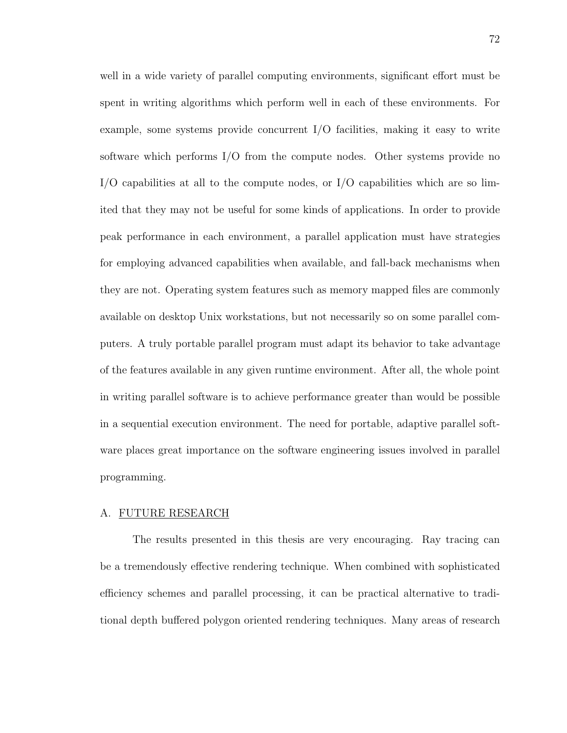well in a wide variety of parallel computing environments, significant effort must be spent in writing algorithms which perform well in each of these environments. For example, some systems provide concurrent I/O facilities, making it easy to write software which performs I/O from the compute nodes. Other systems provide no I/O capabilities at all to the compute nodes, or I/O capabilities which are so limited that they may not be useful for some kinds of applications. In order to provide peak performance in each environment, a parallel application must have strategies for employing advanced capabilities when available, and fall-back mechanisms when they are not. Operating system features such as memory mapped files are commonly available on desktop Unix workstations, but not necessarily so on some parallel computers. A truly portable parallel program must adapt its behavior to take advantage of the features available in any given runtime environment. After all, the whole point in writing parallel software is to achieve performance greater than would be possible in a sequential execution environment. The need for portable, adaptive parallel software places great importance on the software engineering issues involved in parallel programming.

## A. FUTURE RESEARCH

The results presented in this thesis are very encouraging. Ray tracing can be a tremendously effective rendering technique. When combined with sophisticated efficiency schemes and parallel processing, it can be practical alternative to traditional depth buffered polygon oriented rendering techniques. Many areas of research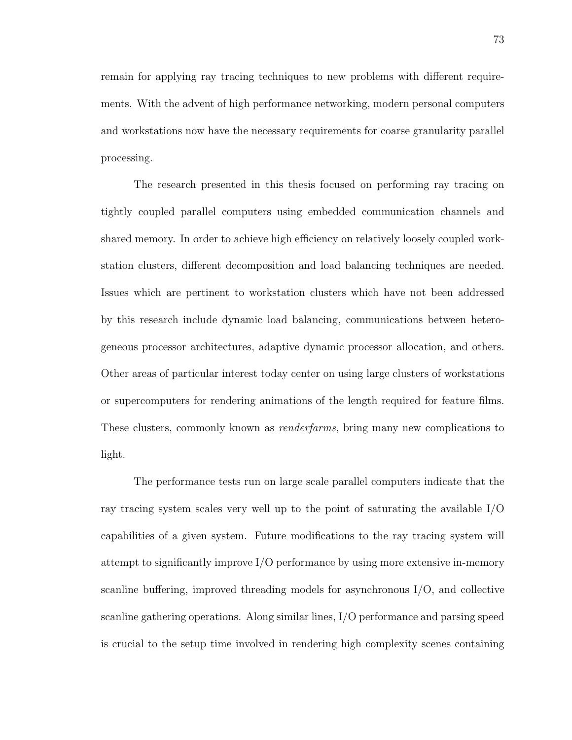remain for applying ray tracing techniques to new problems with different requirements. With the advent of high performance networking, modern personal computers and workstations now have the necessary requirements for coarse granularity parallel processing.

The research presented in this thesis focused on performing ray tracing on tightly coupled parallel computers using embedded communication channels and shared memory. In order to achieve high efficiency on relatively loosely coupled workstation clusters, different decomposition and load balancing techniques are needed. Issues which are pertinent to workstation clusters which have not been addressed by this research include dynamic load balancing, communications between heterogeneous processor architectures, adaptive dynamic processor allocation, and others. Other areas of particular interest today center on using large clusters of workstations or supercomputers for rendering animations of the length required for feature films. These clusters, commonly known as *renderfarms*, bring many new complications to light.

The performance tests run on large scale parallel computers indicate that the ray tracing system scales very well up to the point of saturating the available I/O capabilities of a given system. Future modifications to the ray tracing system will attempt to significantly improve I/O performance by using more extensive in-memory scanline buffering, improved threading models for asynchronous I/O, and collective scanline gathering operations. Along similar lines, I/O performance and parsing speed is crucial to the setup time involved in rendering high complexity scenes containing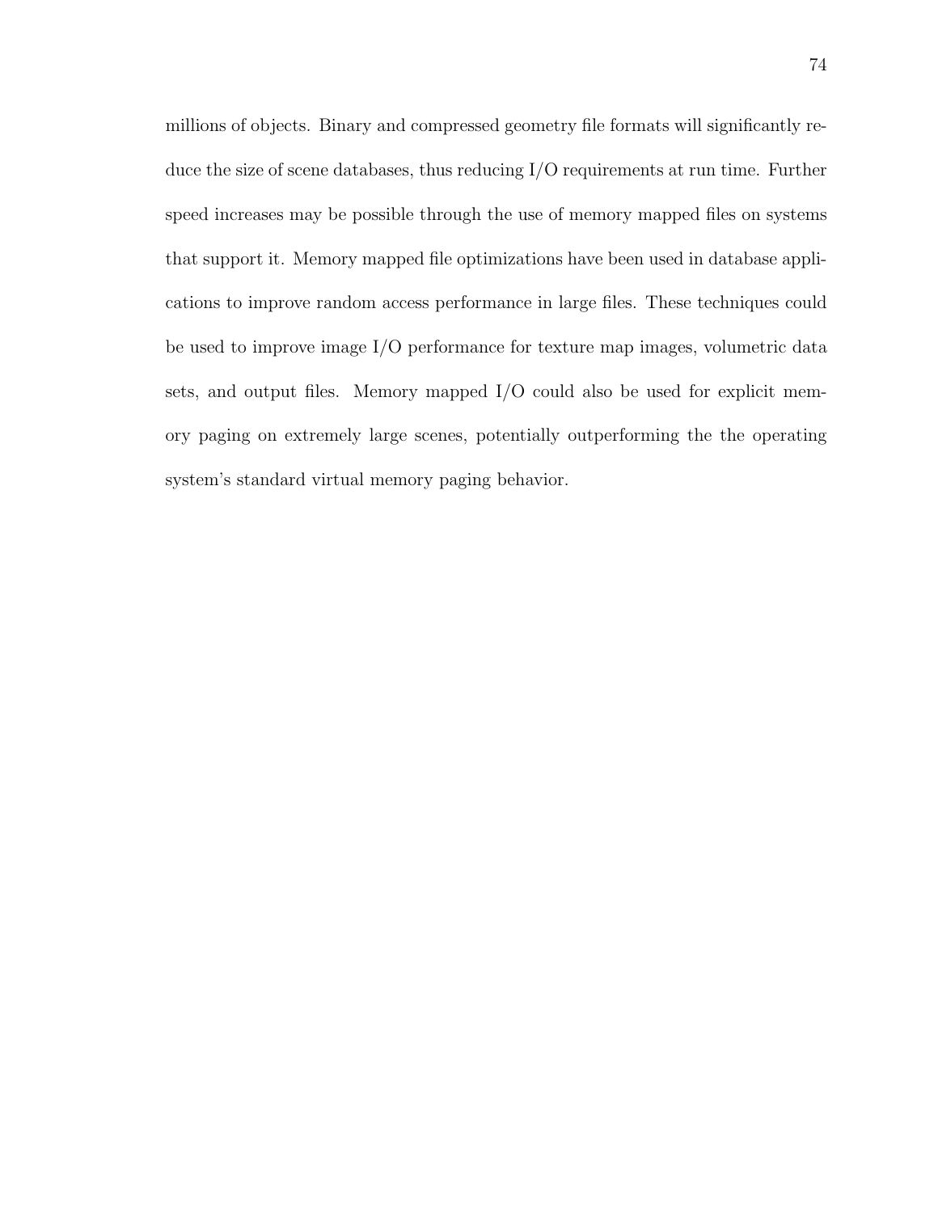millions of objects. Binary and compressed geometry file formats will significantly reduce the size of scene databases, thus reducing I/O requirements at run time. Further speed increases may be possible through the use of memory mapped files on systems that support it. Memory mapped file optimizations have been used in database applications to improve random access performance in large files. These techniques could be used to improve image I/O performance for texture map images, volumetric data sets, and output files. Memory mapped I/O could also be used for explicit memory paging on extremely large scenes, potentially outperforming the the operating system's standard virtual memory paging behavior.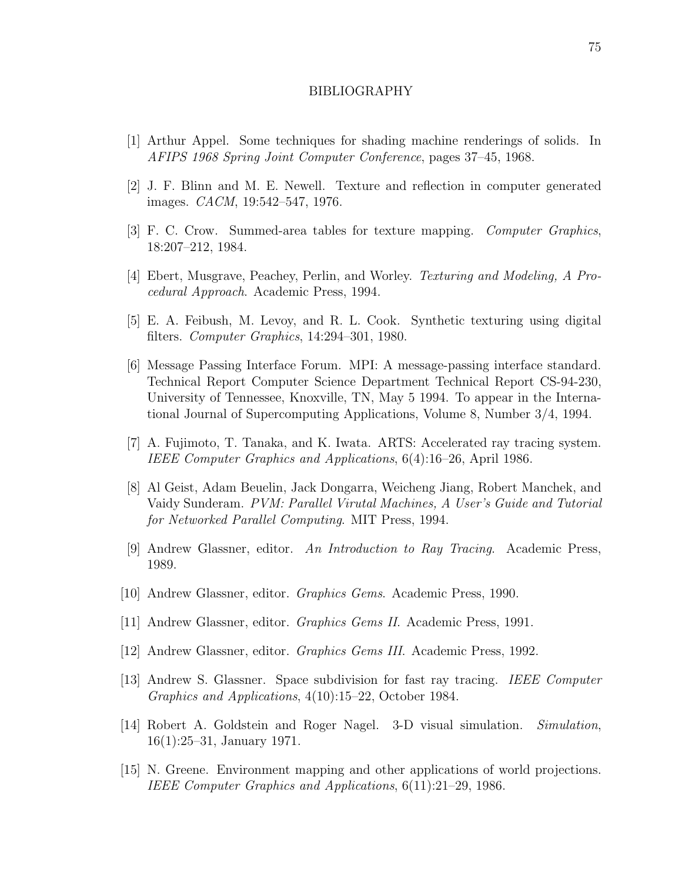# BIBLIOGRAPHY

[1] Arthur Appel. Some techniques for shading machine renderings of solids. In *AFIPS 1968 Spring Joint Computer Conference*, pages 37–45, 1968.

[2] J. F. Blinn and M. E. Newell. Texture and reflection in computer generated images. *CACM*, 19:542–547, 1976.

[3] F. C. Crow. Summed-area tables for texture mapping. *Computer Graphics*, 18:207–212, 1984.

[4] Ebert, Musgrave, Peachey, Perlin, and Worley. *Texturing and Modeling, A Procedural Approach*. Academic Press, 1994.

[5] E. A. Feibush, M. Levoy, and R. L. Cook. Synthetic texturing using digital filters. *Computer Graphics*, 14:294–301, 1980.

[6] Message Passing Interface Forum. MPI: A message-passing interface standard. Technical Report Computer Science Department Technical Report CS-94-230, University of Tennessee, Knoxville, TN, May 5 1994. To appear in the International Journal of Supercomputing Applications, Volume 8, Number 3/4, 1994.

[7] A. Fujimoto, T. Tanaka, and K. Iwata. ARTS: Accelerated ray tracing system. *IEEE Computer Graphics and Applications*, 6(4):16–26, April 1986.

[8] Al Geist, Adam Beuelin, Jack Dongarra, Weicheng Jiang, Robert Manchek, and Vaidy Sunderam. *PVM: Parallel Virutal Machines, A User's Guide and Tutorial for Networked Parallel Computing*. MIT Press, 1994.

[9] Andrew Glassner, editor. *An Introduction to Ray Tracing*. Academic Press, 1989.

[10] Andrew Glassner, editor. *Graphics Gems*. Academic Press, 1990.

[11] Andrew Glassner, editor. *Graphics Gems II*. Academic Press, 1991.

[12] Andrew Glassner, editor. *Graphics Gems III*. Academic Press, 1992.

[13] Andrew S. Glassner. Space subdivision for fast ray tracing. *IEEE Computer Graphics and Applications*, 4(10):15–22, October 1984.

[14] Robert A. Goldstein and Roger Nagel. 3-D visual simulation. *Simulation*, 16(1):25–31, January 1971.

[15] N. Greene. Environment mapping and other applications of world projections. *IEEE Computer Graphics and Applications*, 6(11):21–29, 1986.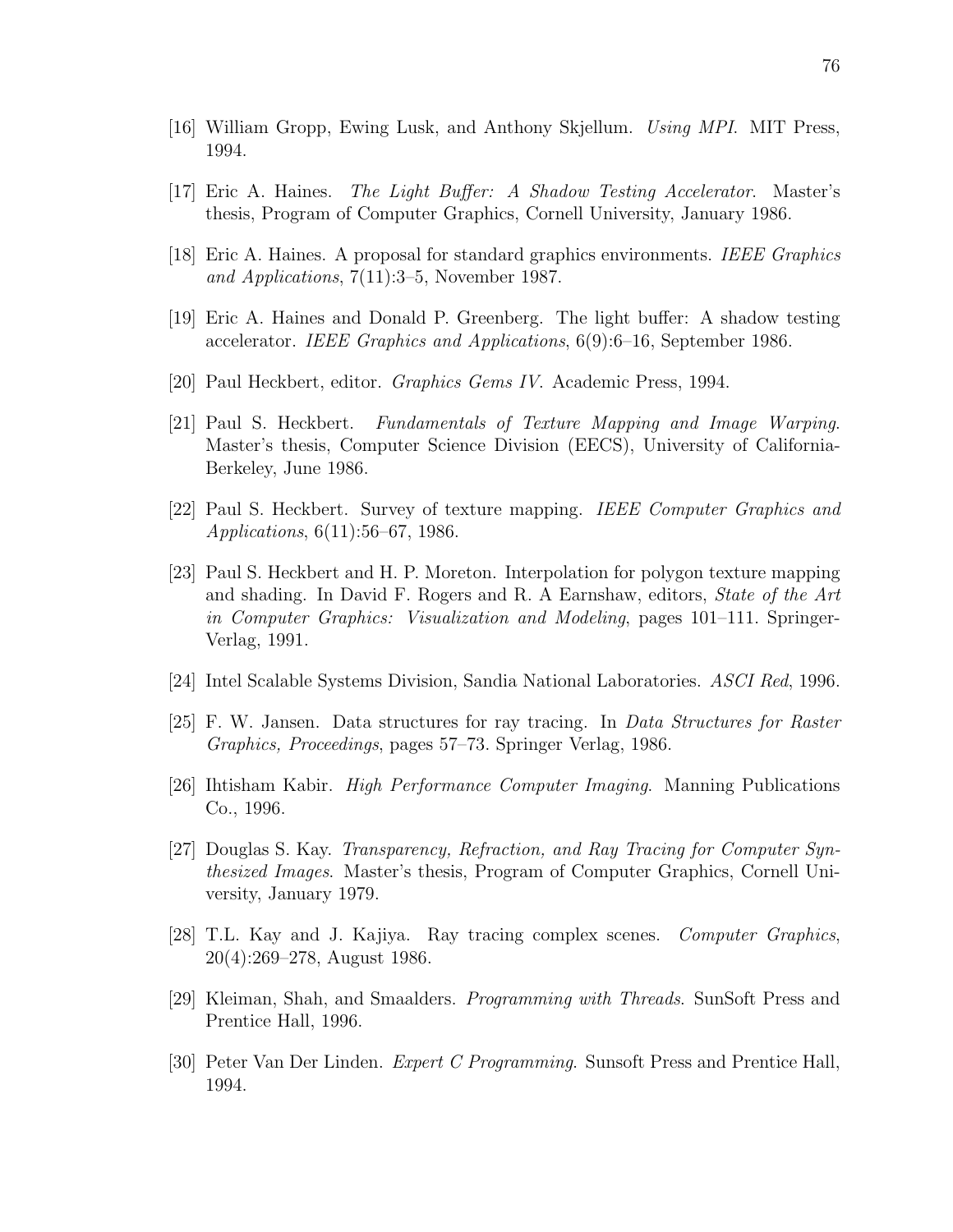[16] William Gropp, Ewing Lusk, and Anthony Skjellum. *Using MPI.* MIT Press, 1994.

[17] Eric A. Haines. *The Light Buffer: A Shadow Testing Accelerator*. Master's thesis, Program of Computer Graphics, Cornell University, January 1986.

[18] Eric A. Haines. A proposal for standard graphics environments. *IEEE Graphics and Applications*, 7(11):3–5, November 1987.

[19] Eric A. Haines and Donald P. Greenberg. The light buffer: A shadow testing accelerator. *IEEE Graphics and Applications*, 6(9):6–16, September 1986.

[20] Paul Heckbert, editor. *Graphics Gems IV*. Academic Press, 1994.

[21] Paul S. Heckbert. *Fundamentals of Texture Mapping and Image Warping*. Master's thesis, Computer Science Division (EECS), University of California-Berkeley, June 1986.

[22] Paul S. Heckbert. Survey of texture mapping. *IEEE Computer Graphics and Applications*, 6(11):56–67, 1986.

[23] Paul S. Heckbert and H. P. Moreton. Interpolation for polygon texture mapping and shading. In David F. Rogers and R. A Earnshaw, editors, *State of the Art in Computer Graphics: Visualization and Modeling*, pages 101–111. Springer-Verlag, 1991.

[24] Intel Scalable Systems Division, Sandia National Laboratories. *ASCI Red*, 1996.

[25] F. W. Jansen. Data structures for ray tracing. In *Data Structures for Raster Graphics, Proceedings*, pages 57–73. Springer Verlag, 1986.

[26] Ihtisham Kabir. *High Performance Computer Imaging*. Manning Publications Co., 1996.

[27] Douglas S. Kay. *Transparency, Refraction, and Ray Tracing for Computer Synthesized Images*. Master's thesis, Program of Computer Graphics, Cornell University, January 1979.

[28] T.L. Kay and J. Kajiya. Ray tracing complex scenes. *Computer Graphics*, 20(4):269–278, August 1986.

[29] Kleiman, Shah, and Smaalders. *Programming with Threads*. SunSoft Press and Prentice Hall, 1996.

[30] Peter Van Der Linden. *Expert C Programming*. Sunsoft Press and Prentice Hall, 1994.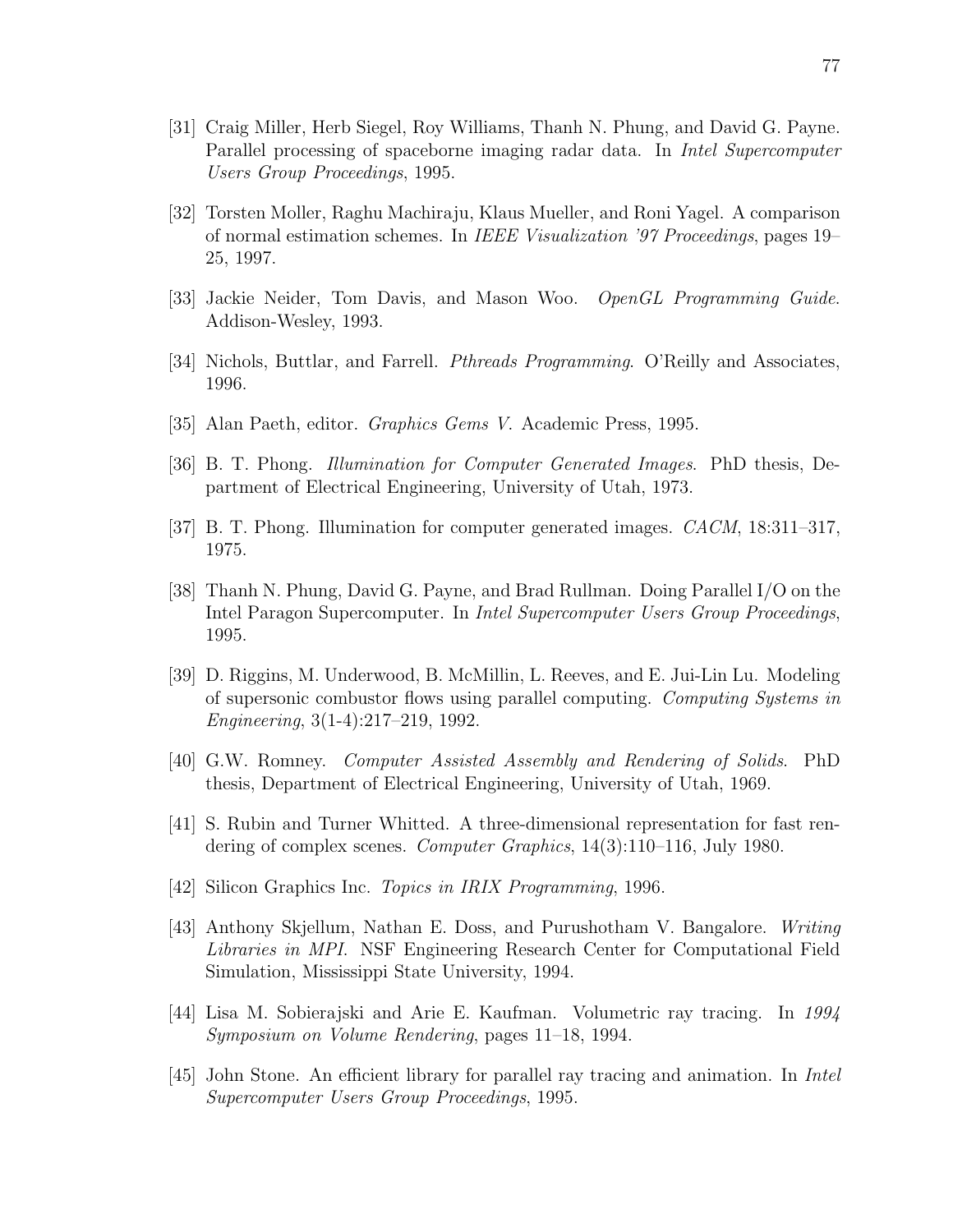[31] Craig Miller, Herb Siegel, Roy Williams, Thanh N. Phung, and David G. Payne. Parallel processing of spaceborne imaging radar data. In *Intel Supercomputer Users Group Proceedings*, 1995.

[32] Torsten Moller, Raghu Machiraju, Klaus Mueller, and Roni Yagel. A comparison of normal estimation schemes. In *IEEE Visualization '97 Proceedings*, pages 19–25, 1997.

[33] Jackie Neider, Tom Davis, and Mason Woo. *OpenGL Programming Guide*. Addison-Wesley, 1993.

[34] Nichols, Buttlar, and Farrell. *Pthreads Programming*. O'Reilly and Associates, 1996.

[35] Alan Paeth, editor. *Graphics Gems V*. Academic Press, 1995.

[36] B. T. Phong. *Illumination for Computer Generated Images*. PhD thesis, Department of Electrical Engineering, University of Utah, 1973.

[37] B. T. Phong. Illumination for computer generated images. *CACM*, 18:311–317, 1975.

[38] Thanh N. Phung, David G. Payne, and Brad Rullman. Doing Parallel I/O on the Intel Paragon Supercomputer. In *Intel Supercomputer Users Group Proceedings*, 1995.

[39] D. Riggins, M. Underwood, B. McMillin, L. Reeves, and E. Jui-Lin Lu. Modeling of supersonic combustor flows using parallel computing. *Computing Systems in Engineering*, 3(1-4):217–219, 1992.

[40] G.W. Romney. *Computer Assisted Assembly and Rendering of Solids*. PhD thesis, Department of Electrical Engineering, University of Utah, 1969.

[41] S. Rubin and Turner Whitted. A three-dimensional representation for fast rendering of complex scenes. *Computer Graphics*, 14(3):110–116, July 1980.

[42] Silicon Graphics Inc. *Topics in IRIX Programming*, 1996.

[43] Anthony Skjellum, Nathan E. Doss, and Purushotham V. Bangalore. *Writing Libraries in MPI*. NSF Engineering Research Center for Computational Field Simulation, Mississippi State University, 1994.

[44] Lisa M. Sobierajski and Arie E. Kaufman. Volumetric ray tracing. In *1994 Symposium on Volume Rendering*, pages 11–18, 1994.

[45] John Stone. An efficient library for parallel ray tracing and animation. In *Intel Supercomputer Users Group Proceedings*, 1995.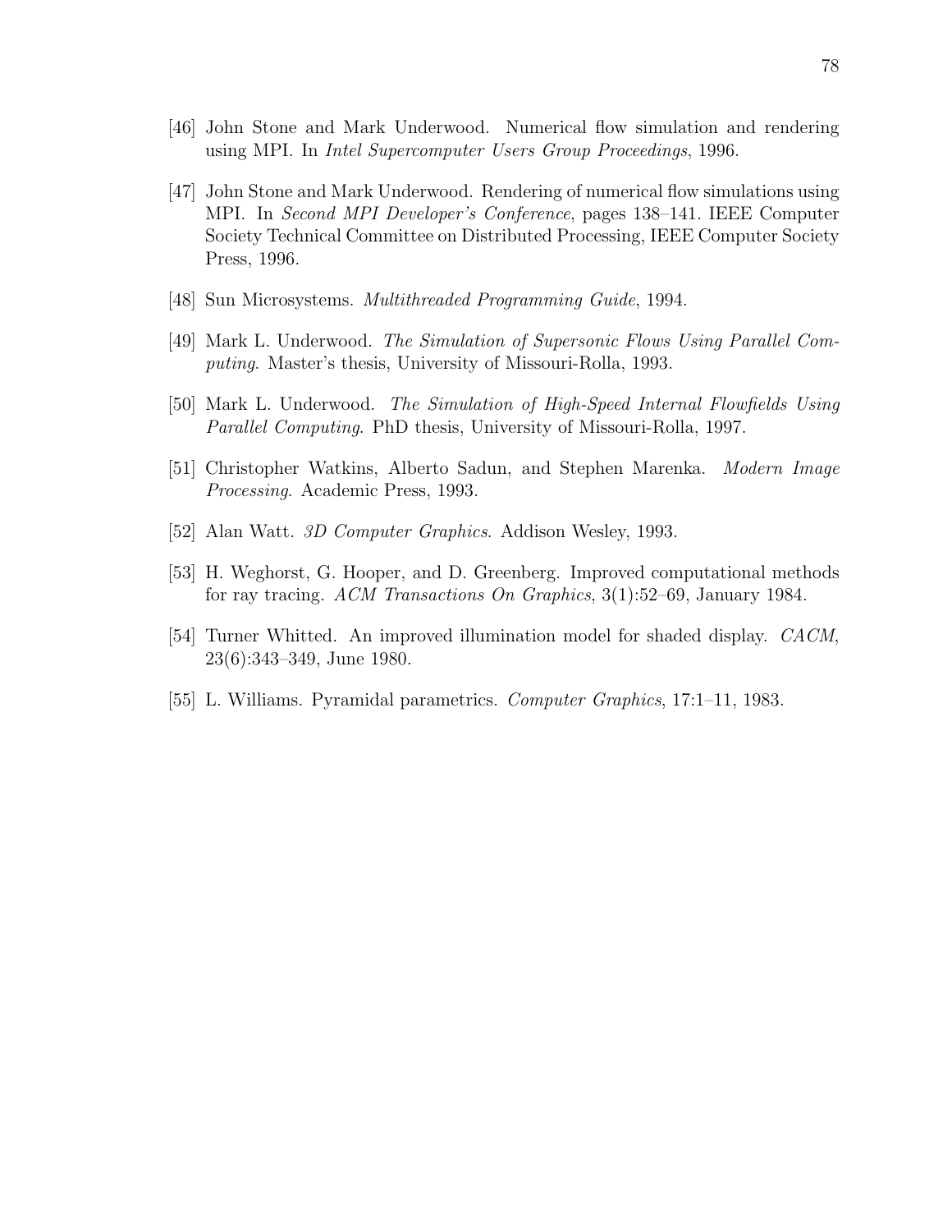[46] John Stone and Mark Underwood. Numerical flow simulation and rendering using MPI. In *Intel Supercomputer Users Group Proceedings*, 1996.

[47] John Stone and Mark Underwood. Rendering of numerical flow simulations using MPI. In *Second MPI Developer's Conference*, pages 138–141. IEEE Computer Society Technical Committee on Distributed Processing, IEEE Computer Society Press, 1996.

[48] Sun Microsystems. *Multithreaded Programming Guide*, 1994.

[49] Mark L. Underwood. *The Simulation of Supersonic Flows Using Parallel Computing*. Master's thesis, University of Missouri-Rolla, 1993.

[50] Mark L. Underwood. *The Simulation of High-Speed Internal Flowfields Using Parallel Computing*. PhD thesis, University of Missouri-Rolla, 1997.

[51] Christopher Watkins, Alberto Sadun, and Stephen Marenka. *Modern Image Processing*. Academic Press, 1993.

[52] Alan Watt. *3D Computer Graphics*. Addison Wesley, 1993.

[53] H. Weghorst, G. Hooper, and D. Greenberg. Improved computational methods for ray tracing. *ACM Transactions On Graphics*, 3(1):52–69, January 1984.

[54] Turner Whitted. An improved illumination model for shaded display. *CACM*, 23(6):343–349, June 1980.

[55] L. Williams. Pyramidal parametrics. *Computer Graphics*, 17:1–11, 1983.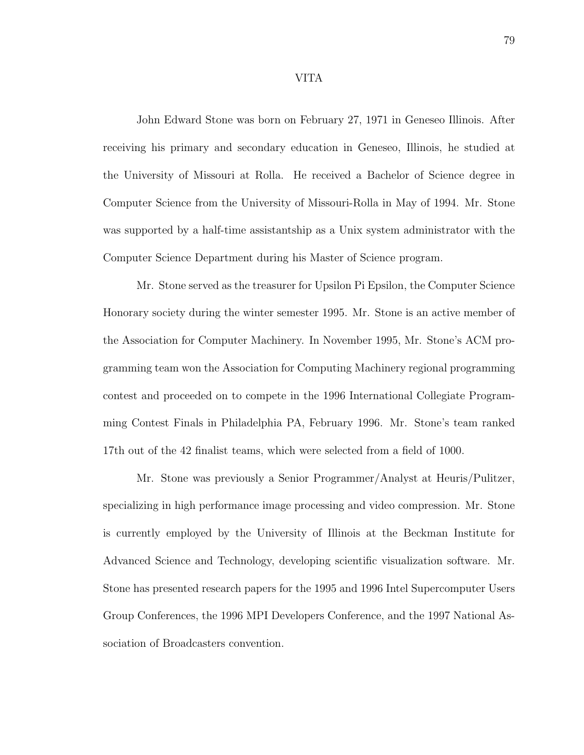# VITA

John Edward Stone was born on February 27, 1971 in Geneseo Illinois. After receiving his primary and secondary education in Geneseo, Illinois, he studied at the University of Missouri at Rolla. He received a Bachelor of Science degree in Computer Science from the University of Missouri-Rolla in May of 1994. Mr. Stone was supported by a half-time assistantship as a Unix system administrator with the Computer Science Department during his Master of Science program.

Mr. Stone served as the treasurer for Upsilon Pi Epsilon, the Computer Science Honorary society during the winter semester 1995. Mr. Stone is an active member of the Association for Computer Machinery. In November 1995, Mr. Stone's ACM programming team won the Association for Computing Machinery regional programming contest and proceeded on to compete in the 1996 International Collegiate Programming Contest Finals in Philadelphia PA, February 1996. Mr. Stone's team ranked 17th out of the 42 finalist teams, which were selected from a field of 1000.

Mr. Stone was previously a Senior Programmer/Analyst at Heuris/Pulitzer, specializing in high performance image processing and video compression. Mr. Stone is currently employed by the University of Illinois at the Beckman Institute for Advanced Science and Technology, developing scientific visualization software. Mr. Stone has presented research papers for the 1995 and 1996 Intel Supercomputer Users Group Conferences, the 1996 MPI Developers Conference, and the 1997 National Association of Broadcasters convention.